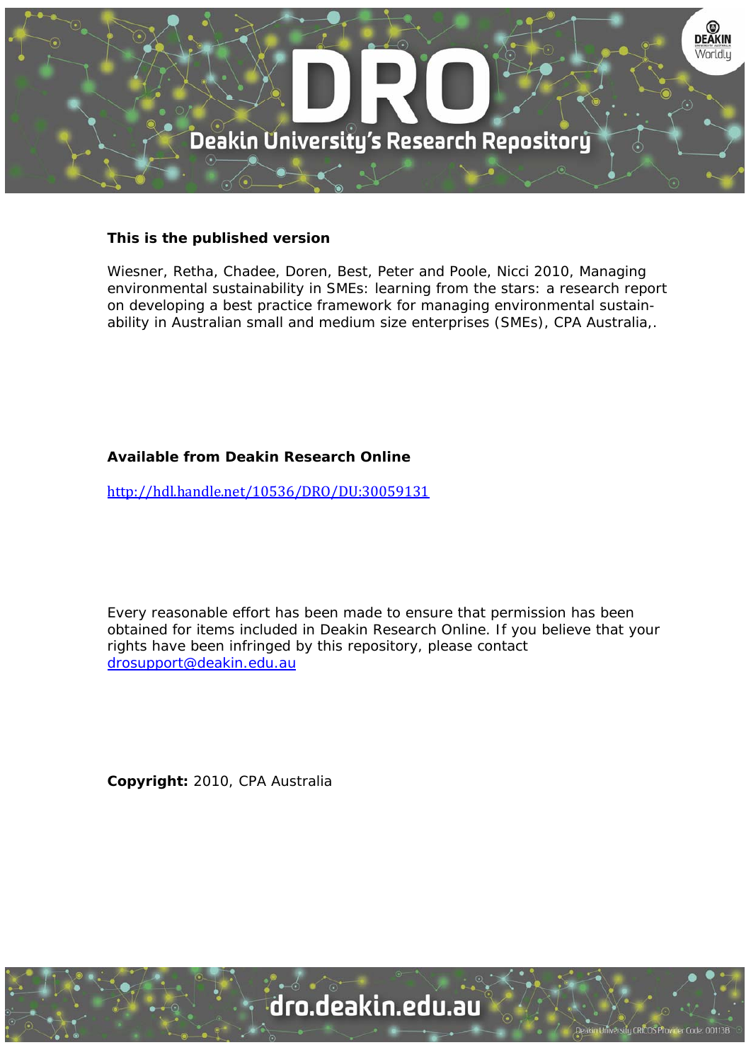**This is the published version**

Wiesner, Retha, Chadee, Doren, Best, Peter and Poole, Nicci 2010, Managing environmental sustainability in SMEs: learning from the stars: a research report on developing a best practice framework for managing environmental sustain-ability in Australian small and medium size enterprises (SMEs), CPA Australia,.

**Available from Deakin Research Online**

http://hdl.handle.net/10536/DRO/DU:30059131

Every reasonable effort has been made to ensure that permission has been obtained for items included in Deakin Research Online. If you believe that your rights have been infringed by this repository, please contact drosupport@deakin.edu.au

**Copyright:** 2010, CPA Australia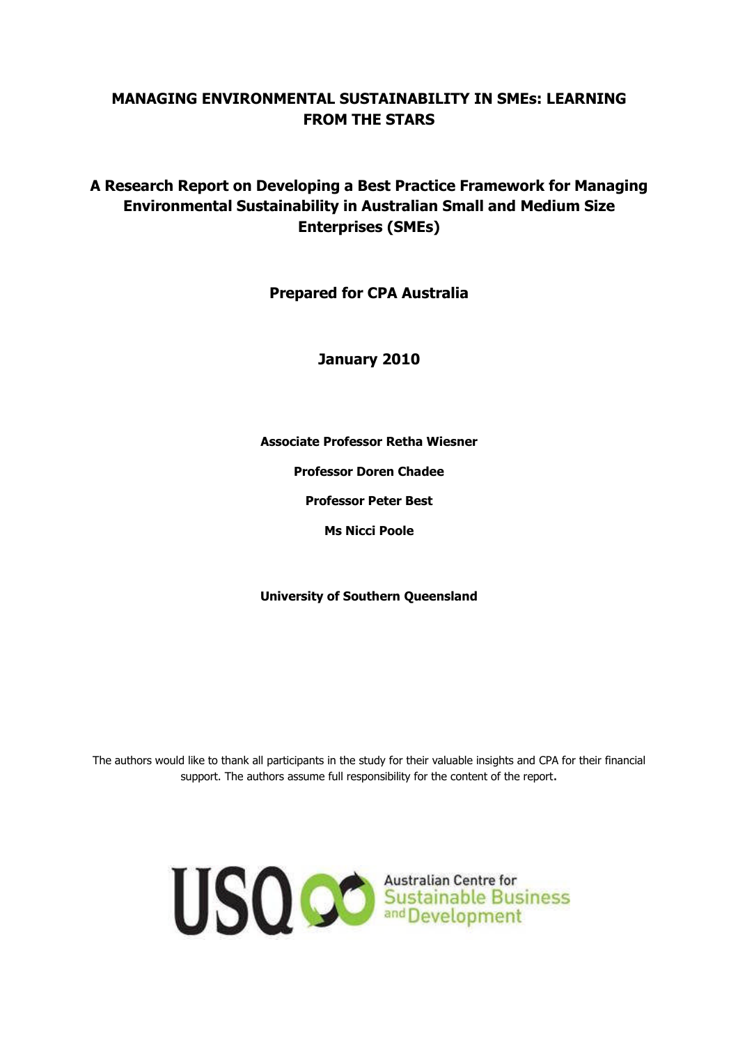# MANAGING ENVIRONMENTAL SUSTAINABILITY IN SMEs: LEARNING FROM THE STARS

## A Research Report on Developing a Best Practice Framework for Managing Environmental Sustainability in Australian Small and Medium Size Enterprises (SMEs)

**Prepared for CPA Australia**

**January 2010**

**Associate Professor Retha Wiesner**

**Professor Doren Chadee**

**Professor Peter Best**

**Ms Nicci Poole**

**University of Southern Queensland**

The authors would like to thank all participants in the study for their valuable insights and CPA for their financial support. The authors assume full responsibility for the content of the report.

USQ Australian Centre for Sustainable Business and Development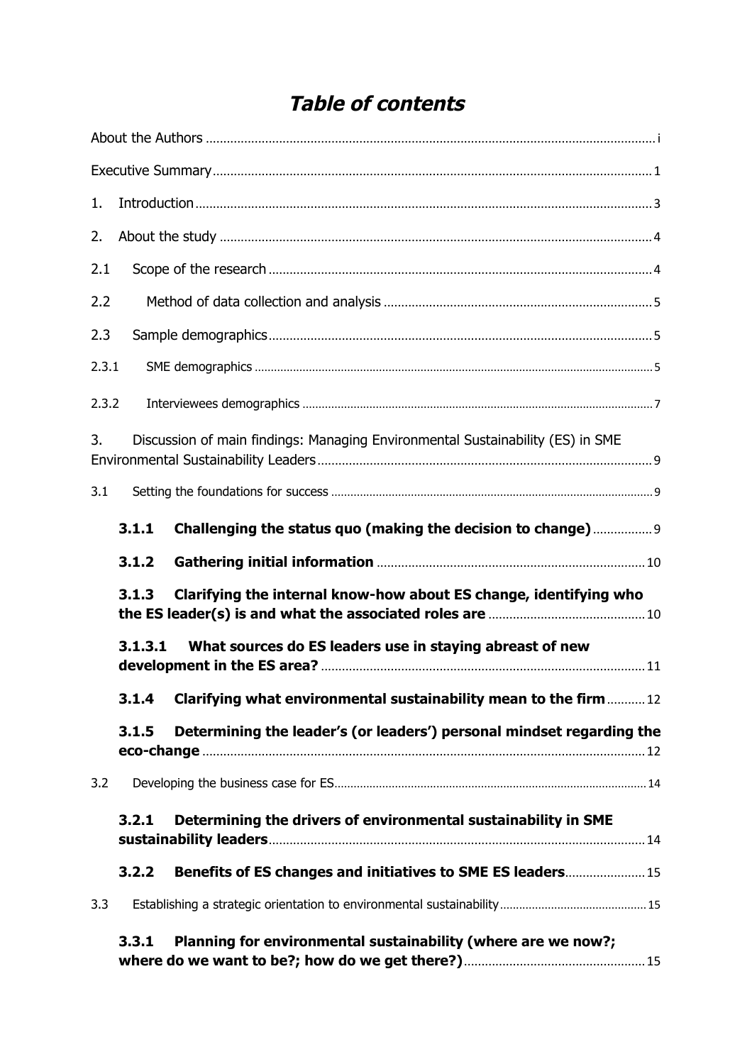# *Table of contents*

About the Authors ..... i

Executive Summary ..... 1

1. Introduction ..... 3

2. About the study ..... 4

2.1 Scope of the research ..... 4

2.2 Method of data collection and analysis ..... 5

2.3 Sample demographics ..... 5

2.3.1 SME demographics ..... 5

2.3.2 Interviewees demographics ..... 7

3. Discussion of main findings: Managing Environmental Sustainability (ES) in SME Environmental Sustainability Leaders ..... 9

3.1 Setting the foundations for success ..... 9

**3.1.1 Challenging the status quo (making the decision to change)** ..... 9

**3.1.2 Gathering initial information** ..... 10

**3.1.3 Clarifying the internal know-how about ES change, identifying who the ES leader(s) is and what the associated roles are** ..... 10

**3.1.3.1 What sources do ES leaders use in staying abreast of new development in the ES area?** ..... 11

**3.1.4 Clarifying what environmental sustainability mean to the firm** ..... 12

**3.1.5 Determining the leader's (or leaders') personal mindset regarding the eco-change** ..... 12

3.2 Developing the business case for ES ..... 14

**3.2.1 Determining the drivers of environmental sustainability in SME sustainability leaders** ..... 14

**3.2.2 Benefits of ES changes and initiatives to SME ES leaders** ..... 15

3.3 Establishing a strategic orientation to environmental sustainability ..... 15

**3.3.1 Planning for environmental sustainability (where are we now?; where do we want to be?; how do we get there?)** ..... 15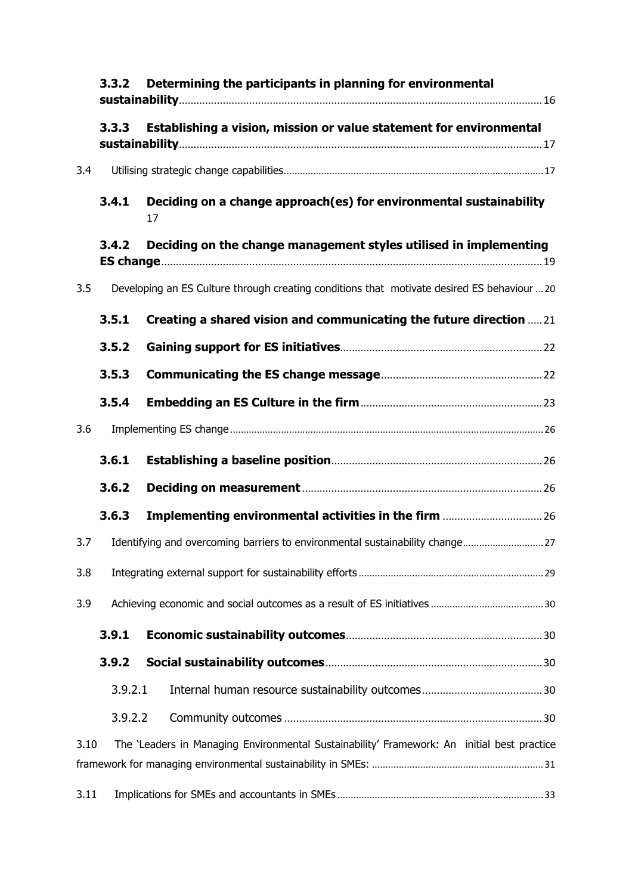**3.3.2 Determining the participants in planning for environmental sustainability** .......... 16

**3.3.3 Establishing a vision, mission or value statement for environmental sustainability** .......... 17

3.4 Utilising strategic change capabilities .......... 17

**3.4.1 Deciding on a change approach(es) for environmental sustainability** 17

**3.4.2 Deciding on the change management styles utilised in implementing ES change** .......... 19

3.5 Developing an ES Culture through creating conditions that motivate desired ES behaviour ... 20

**3.5.1 Creating a shared vision and communicating the future direction** ..... 21

**3.5.2 Gaining support for ES initiatives** .......... 22

**3.5.3 Communicating the ES change message** .......... 22

**3.5.4 Embedding an ES Culture in the firm** .......... 23

3.6 Implementing ES change .......... 26

**3.6.1 Establishing a baseline position** .......... 26

**3.6.2 Deciding on measurement** .......... 26

**3.6.3 Implementing environmental activities in the firm** .......... 26

3.7 Identifying and overcoming barriers to environmental sustainability change .......... 27

3.8 Integrating external support for sustainability efforts .......... 29

3.9 Achieving economic and social outcomes as a result of ES initiatives .......... 30

**3.9.1 Economic sustainability outcomes** .......... 30

**3.9.2 Social sustainability outcomes** .......... 30

3.9.2.1 Internal human resource sustainability outcomes .......... 30

3.9.2.2 Community outcomes .......... 30

3.10 The 'Leaders in Managing Environmental Sustainability' Framework: An initial best practice framework for managing environmental sustainability in SMEs: .......... 31

3.11 Implications for SMEs and accountants in SMEs .......... 33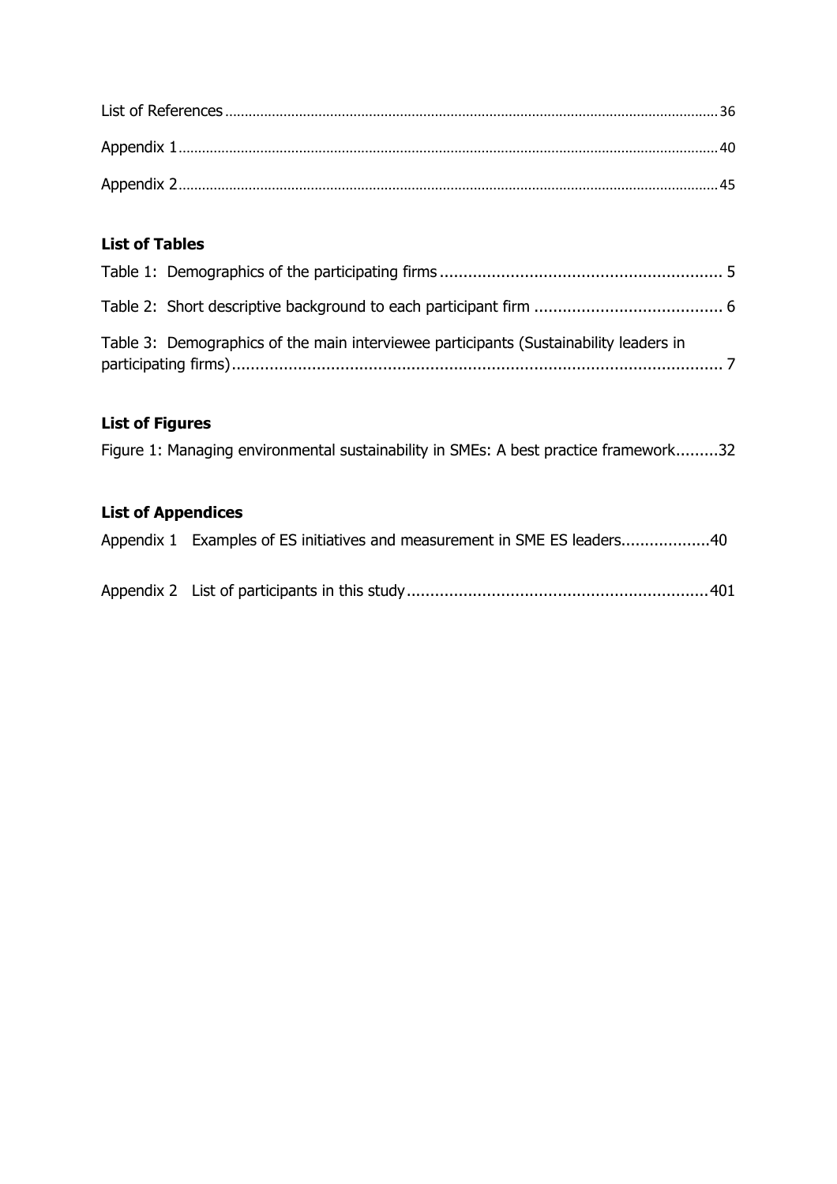List of References.....36

Appendix 1.....40

Appendix 2.....45

**List of Tables**

Table 1: Demographics of the participating firms..... 5

Table 2: Short descriptive background to each participant firm..... 6

Table 3: Demographics of the main interviewee participants (Sustainability leaders in participating firms)..... 7

**List of Figures**

Figure 1: Managing environmental sustainability in SMEs: A best practice framework.....32

**List of Appendices**

Appendix 1 Examples of ES initiatives and measurement in SME ES leaders.....40

Appendix 2 List of participants in this study.....401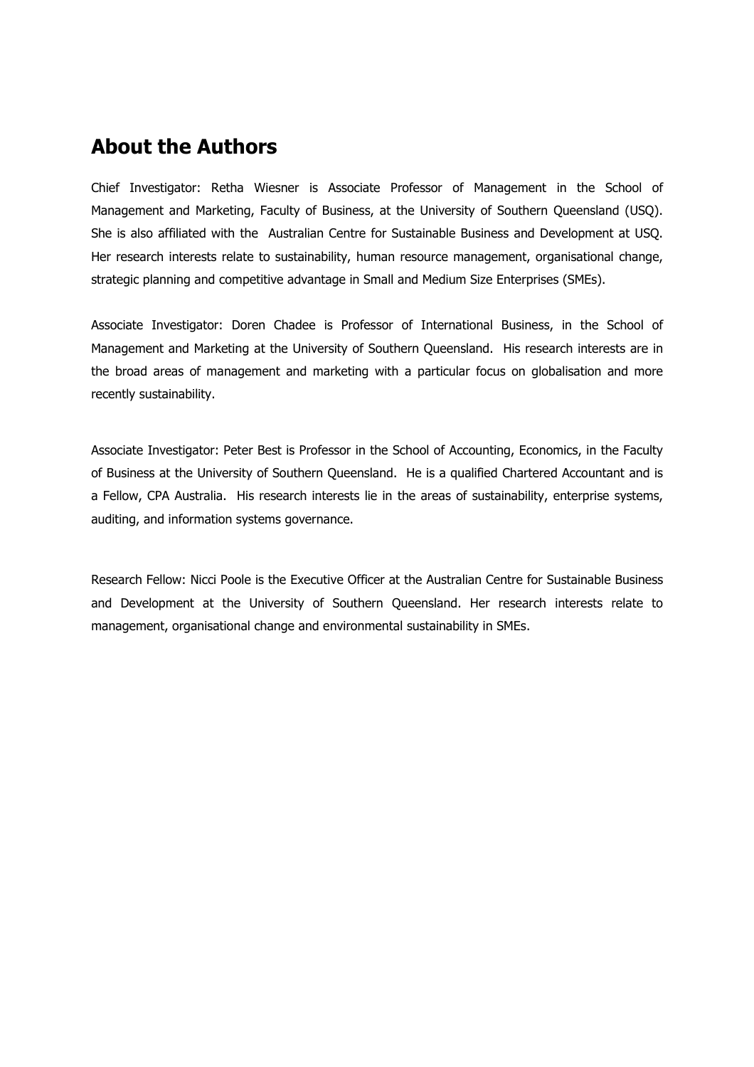## About the Authors

Chief Investigator: Retha Wiesner is Associate Professor of Management in the School of Management and Marketing, Faculty of Business, at the University of Southern Queensland (USQ). She is also affiliated with the Australian Centre for Sustainable Business and Development at USQ. Her research interests relate to sustainability, human resource management, organisational change, strategic planning and competitive advantage in Small and Medium Size Enterprises (SMEs).

Associate Investigator: Doren Chadee is Professor of International Business, in the School of Management and Marketing at the University of Southern Queensland. His research interests are in the broad areas of management and marketing with a particular focus on globalisation and more recently sustainability.

Associate Investigator: Peter Best is Professor in the School of Accounting, Economics, in the Faculty of Business at the University of Southern Queensland. He is a qualified Chartered Accountant and is a Fellow, CPA Australia. His research interests lie in the areas of sustainability, enterprise systems, auditing, and information systems governance.

Research Fellow: Nicci Poole is the Executive Officer at the Australian Centre for Sustainable Business and Development at the University of Southern Queensland. Her research interests relate to management, organisational change and environmental sustainability in SMEs.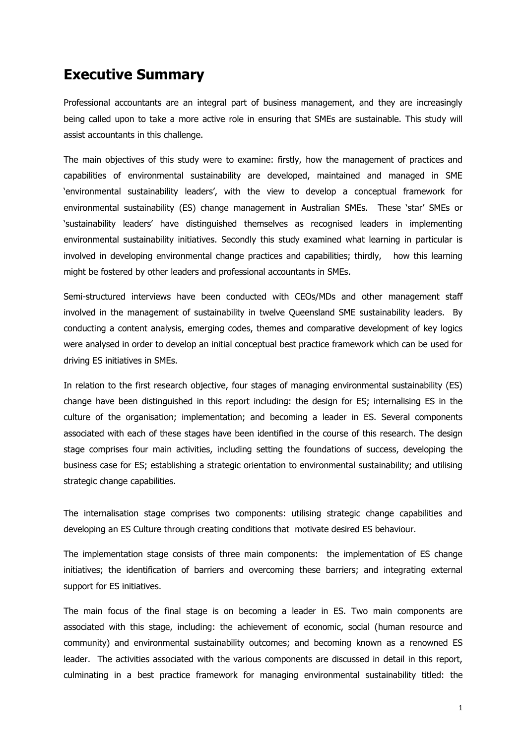## Executive Summary

Professional accountants are an integral part of business management, and they are increasingly being called upon to take a more active role in ensuring that SMEs are sustainable. This study will assist accountants in this challenge.

The main objectives of this study were to examine: firstly, how the management of practices and capabilities of environmental sustainability are developed, maintained and managed in SME 'environmental sustainability leaders', with the view to develop a conceptual framework for environmental sustainability (ES) change management in Australian SMEs. These 'star' SMEs or 'sustainability leaders' have distinguished themselves as recognised leaders in implementing environmental sustainability initiatives. Secondly this study examined what learning in particular is involved in developing environmental change practices and capabilities; thirdly, how this learning might be fostered by other leaders and professional accountants in SMEs.

Semi-structured interviews have been conducted with CEOs/MDs and other management staff involved in the management of sustainability in twelve Queensland SME sustainability leaders. By conducting a content analysis, emerging codes, themes and comparative development of key logics were analysed in order to develop an initial conceptual best practice framework which can be used for driving ES initiatives in SMEs.

In relation to the first research objective, four stages of managing environmental sustainability (ES) change have been distinguished in this report including: the design for ES; internalising ES in the culture of the organisation; implementation; and becoming a leader in ES. Several components associated with each of these stages have been identified in the course of this research. The design stage comprises four main activities, including setting the foundations of success, developing the business case for ES; establishing a strategic orientation to environmental sustainability; and utilising strategic change capabilities.

The internalisation stage comprises two components: utilising strategic change capabilities and developing an ES Culture through creating conditions that motivate desired ES behaviour.

The implementation stage consists of three main components: the implementation of ES change initiatives; the identification of barriers and overcoming these barriers; and integrating external support for ES initiatives.

The main focus of the final stage is on becoming a leader in ES. Two main components are associated with this stage, including: the achievement of economic, social (human resource and community) and environmental sustainability outcomes; and becoming known as a renowned ES leader. The activities associated with the various components are discussed in detail in this report, culminating in a best practice framework for managing environmental sustainability titled: the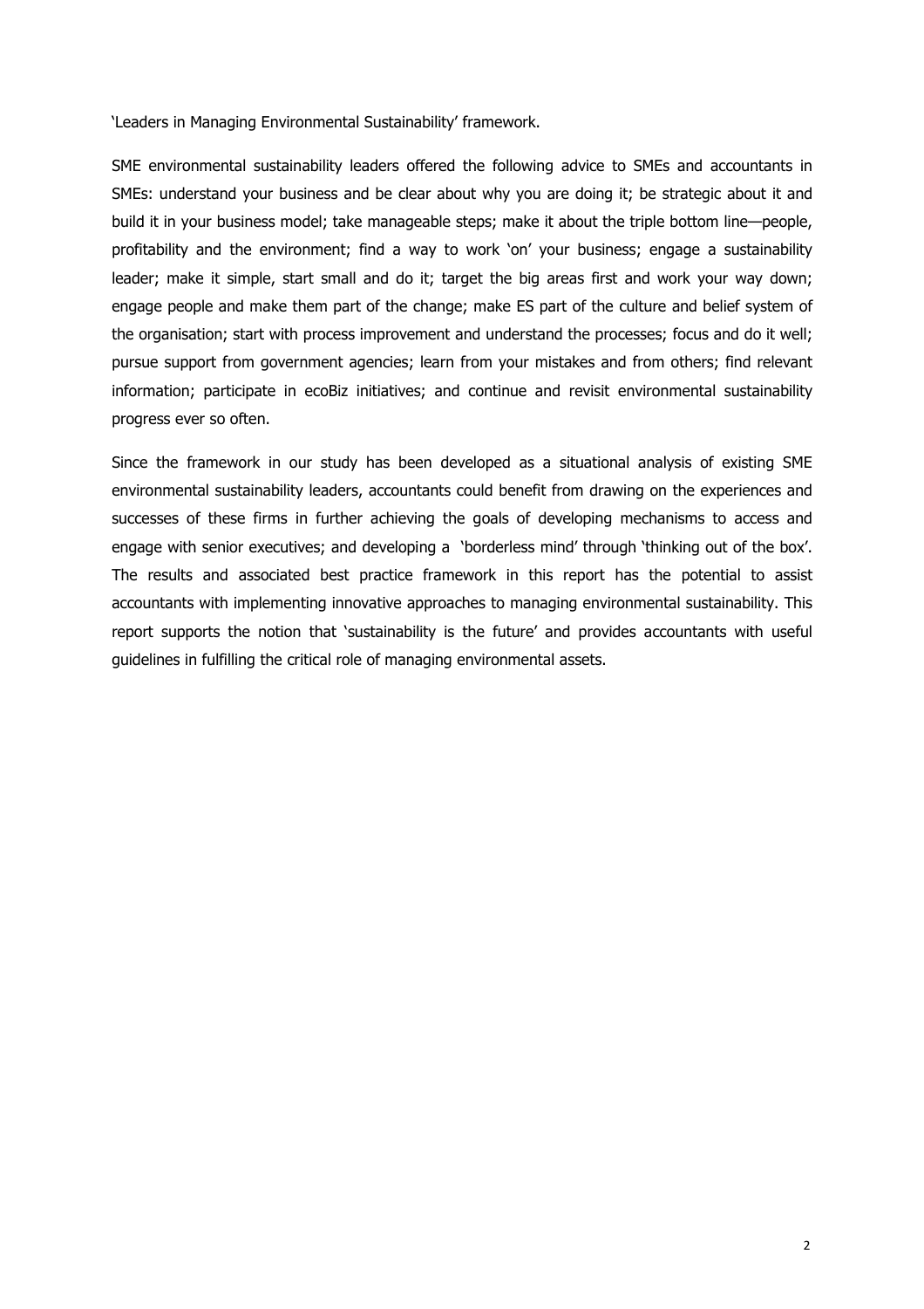'Leaders in Managing Environmental Sustainability' framework.

SME environmental sustainability leaders offered the following advice to SMEs and accountants in SMEs: understand your business and be clear about why you are doing it; be strategic about it and build it in your business model; take manageable steps; make it about the triple bottom line—people, profitability and the environment; find a way to work 'on' your business; engage a sustainability leader; make it simple, start small and do it; target the big areas first and work your way down; engage people and make them part of the change; make ES part of the culture and belief system of the organisation; start with process improvement and understand the processes; focus and do it well; pursue support from government agencies; learn from your mistakes and from others; find relevant information; participate in ecoBiz initiatives; and continue and revisit environmental sustainability progress ever so often.

Since the framework in our study has been developed as a situational analysis of existing SME environmental sustainability leaders, accountants could benefit from drawing on the experiences and successes of these firms in further achieving the goals of developing mechanisms to access and engage with senior executives; and developing a 'borderless mind' through 'thinking out of the box'. The results and associated best practice framework in this report has the potential to assist accountants with implementing innovative approaches to managing environmental sustainability. This report supports the notion that 'sustainability is the future' and provides accountants with useful guidelines in fulfilling the critical role of managing environmental assets.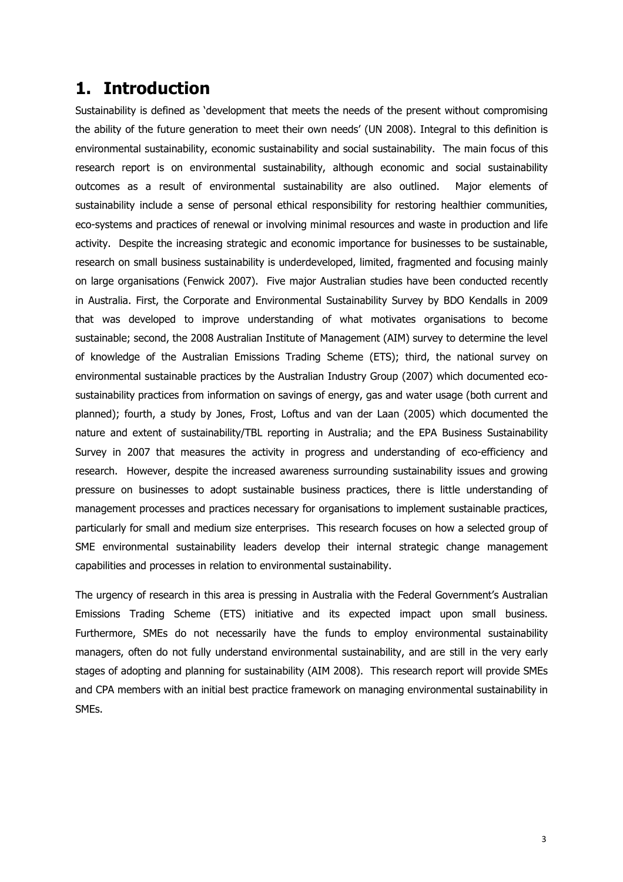# 1. Introduction

Sustainability is defined as 'development that meets the needs of the present without compromising the ability of the future generation to meet their own needs' (UN 2008). Integral to this definition is environmental sustainability, economic sustainability and social sustainability. The main focus of this research report is on environmental sustainability, although economic and social sustainability outcomes as a result of environmental sustainability are also outlined. Major elements of sustainability include a sense of personal ethical responsibility for restoring healthier communities, eco-systems and practices of renewal or involving minimal resources and waste in production and life activity. Despite the increasing strategic and economic importance for businesses to be sustainable, research on small business sustainability is underdeveloped, limited, fragmented and focusing mainly on large organisations (Fenwick 2007). Five major Australian studies have been conducted recently in Australia. First, the Corporate and Environmental Sustainability Survey by BDO Kendalls in 2009 that was developed to improve understanding of what motivates organisations to become sustainable; second, the 2008 Australian Institute of Management (AIM) survey to determine the level of knowledge of the Australian Emissions Trading Scheme (ETS); third, the national survey on environmental sustainable practices by the Australian Industry Group (2007) which documented eco-sustainability practices from information on savings of energy, gas and water usage (both current and planned); fourth, a study by Jones, Frost, Loftus and van der Laan (2005) which documented the nature and extent of sustainability/TBL reporting in Australia; and the EPA Business Sustainability Survey in 2007 that measures the activity in progress and understanding of eco-efficiency and research. However, despite the increased awareness surrounding sustainability issues and growing pressure on businesses to adopt sustainable business practices, there is little understanding of management processes and practices necessary for organisations to implement sustainable practices, particularly for small and medium size enterprises. This research focuses on how a selected group of SME environmental sustainability leaders develop their internal strategic change management capabilities and processes in relation to environmental sustainability.

The urgency of research in this area is pressing in Australia with the Federal Government's Australian Emissions Trading Scheme (ETS) initiative and its expected impact upon small business. Furthermore, SMEs do not necessarily have the funds to employ environmental sustainability managers, often do not fully understand environmental sustainability, and are still in the very early stages of adopting and planning for sustainability (AIM 2008). This research report will provide SMEs and CPA members with an initial best practice framework on managing environmental sustainability in SMEs.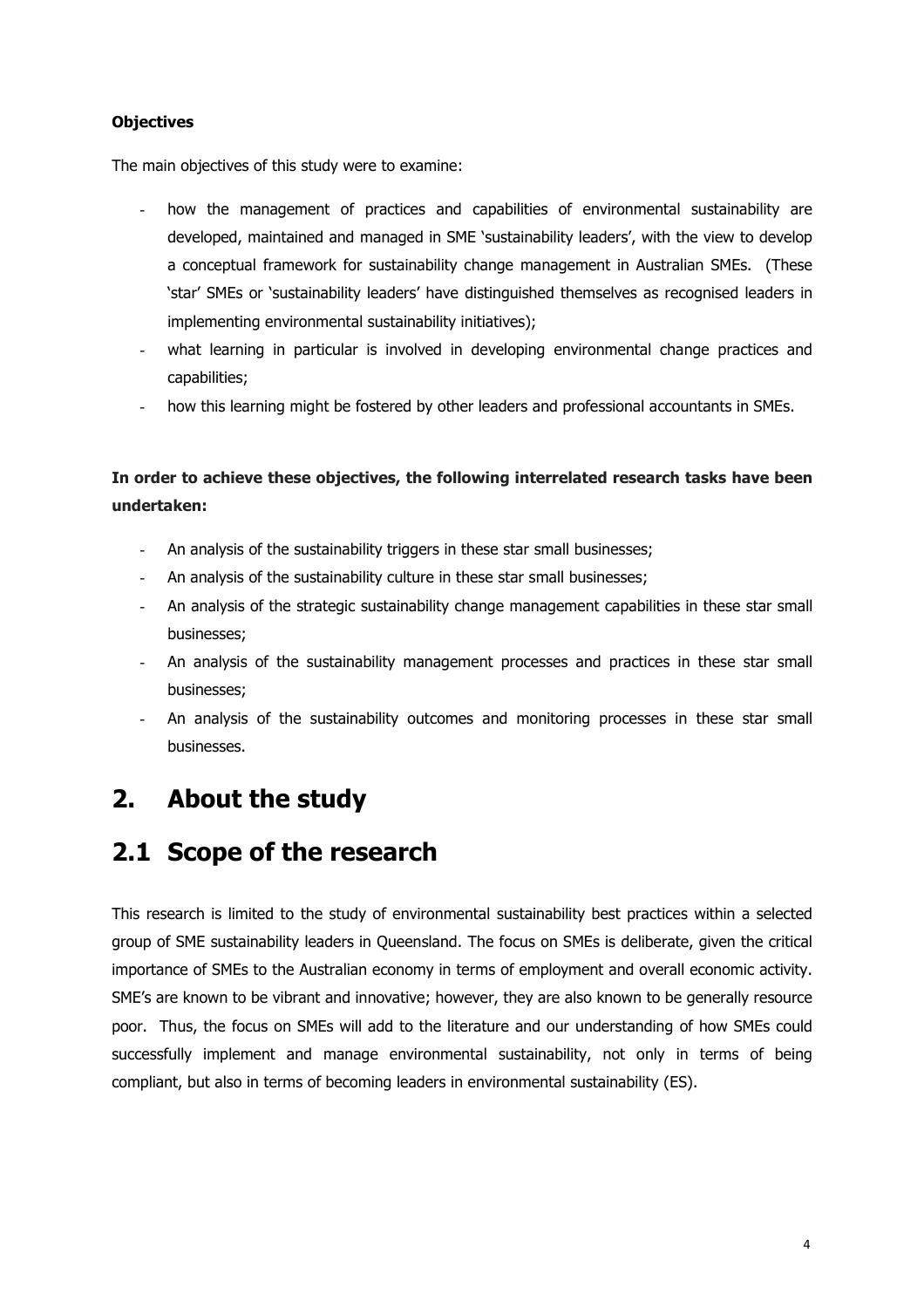**Objectives**

The main objectives of this study were to examine:

- how the management of practices and capabilities of environmental sustainability are developed, maintained and managed in SME 'sustainability leaders', with the view to develop a conceptual framework for sustainability change management in Australian SMEs. (These 'star' SMEs or 'sustainability leaders' have distinguished themselves as recognised leaders in implementing environmental sustainability initiatives);
- what learning in particular is involved in developing environmental change practices and capabilities;
- how this learning might be fostered by other leaders and professional accountants in SMEs.

**In order to achieve these objectives, the following interrelated research tasks have been undertaken:**

- An analysis of the sustainability triggers in these star small businesses;
- An analysis of the sustainability culture in these star small businesses;
- An analysis of the strategic sustainability change management capabilities in these star small businesses;
- An analysis of the sustainability management processes and practices in these star small businesses;
- An analysis of the sustainability outcomes and monitoring processes in these star small businesses.

# 2. About the study

## 2.1 Scope of the research

This research is limited to the study of environmental sustainability best practices within a selected group of SME sustainability leaders in Queensland. The focus on SMEs is deliberate, given the critical importance of SMEs to the Australian economy in terms of employment and overall economic activity. SME's are known to be vibrant and innovative; however, they are also known to be generally resource poor. Thus, the focus on SMEs will add to the literature and our understanding of how SMEs could successfully implement and manage environmental sustainability, not only in terms of being compliant, but also in terms of becoming leaders in environmental sustainability (ES).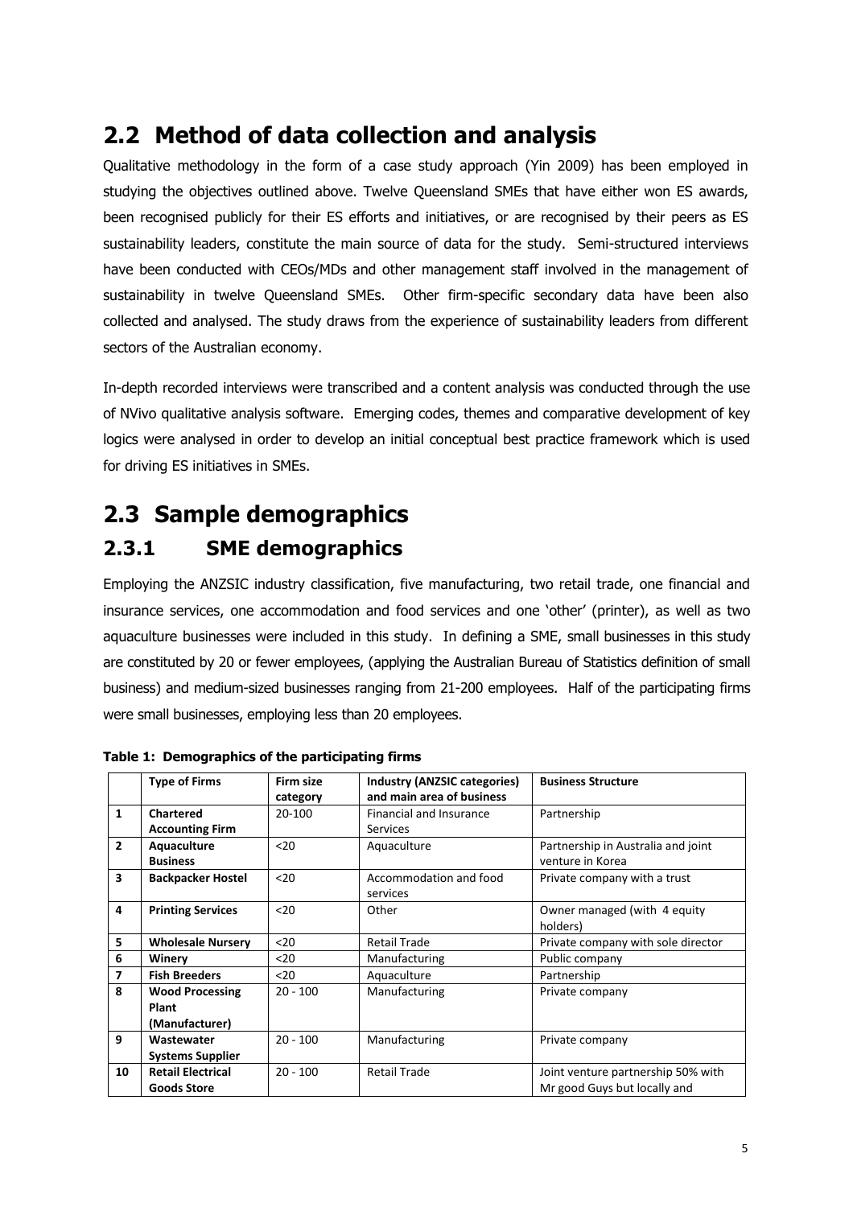## 2.2 Method of data collection and analysis

Qualitative methodology in the form of a case study approach (Yin 2009) has been employed in studying the objectives outlined above. Twelve Queensland SMEs that have either won ES awards, been recognised publicly for their ES efforts and initiatives, or are recognised by their peers as ES sustainability leaders, constitute the main source of data for the study. Semi-structured interviews have been conducted with CEOs/MDs and other management staff involved in the management of sustainability in twelve Queensland SMEs. Other firm-specific secondary data have been also collected and analysed. The study draws from the experience of sustainability leaders from different sectors of the Australian economy.

In-depth recorded interviews were transcribed and a content analysis was conducted through the use of NVivo qualitative analysis software. Emerging codes, themes and comparative development of key logics were analysed in order to develop an initial conceptual best practice framework which is used for driving ES initiatives in SMEs.

## 2.3 Sample demographics

### 2.3.1 SME demographics

Employing the ANZSIC industry classification, five manufacturing, two retail trade, one financial and insurance services, one accommodation and food services and one 'other' (printer), as well as two aquaculture businesses were included in this study. In defining a SME, small businesses in this study are constituted by 20 or fewer employees, (applying the Australian Bureau of Statistics definition of small business) and medium-sized businesses ranging from 21-200 employees. Half of the participating firms were small businesses, employing less than 20 employees.

**Table 1: Demographics of the participating firms**

| | Type of Firms | Firm size category | Industry (ANZSIC categories) and main area of business | Business Structure |
|---|---|---|---|---|
| 1 | **Chartered Accounting Firm** | 20-100 | Financial and Insurance Services | Partnership |
| 2 | **Aquaculture Business** | <20 | Aquaculture | Partnership in Australia and joint venture in Korea |
| 3 | **Backpacker Hostel** | <20 | Accommodation and food services | Private company with a trust |
| 4 | **Printing Services** | <20 | Other | Owner managed (with 4 equity holders) |
| 5 | **Wholesale Nursery** | <20 | Retail Trade | Private company with sole director |
| 6 | **Winery** | <20 | Manufacturing | Public company |
| 7 | **Fish Breeders** | <20 | Aquaculture | Partnership |
| 8 | **Wood Processing Plant (Manufacturer)** | 20 - 100 | Manufacturing | Private company |
| 9 | **Wastewater Systems Supplier** | 20 - 100 | Manufacturing | Private company |
| 10 | **Retail Electrical Goods Store** | 20 - 100 | Retail Trade | Joint venture partnership 50% with Mr good Guys but locally and |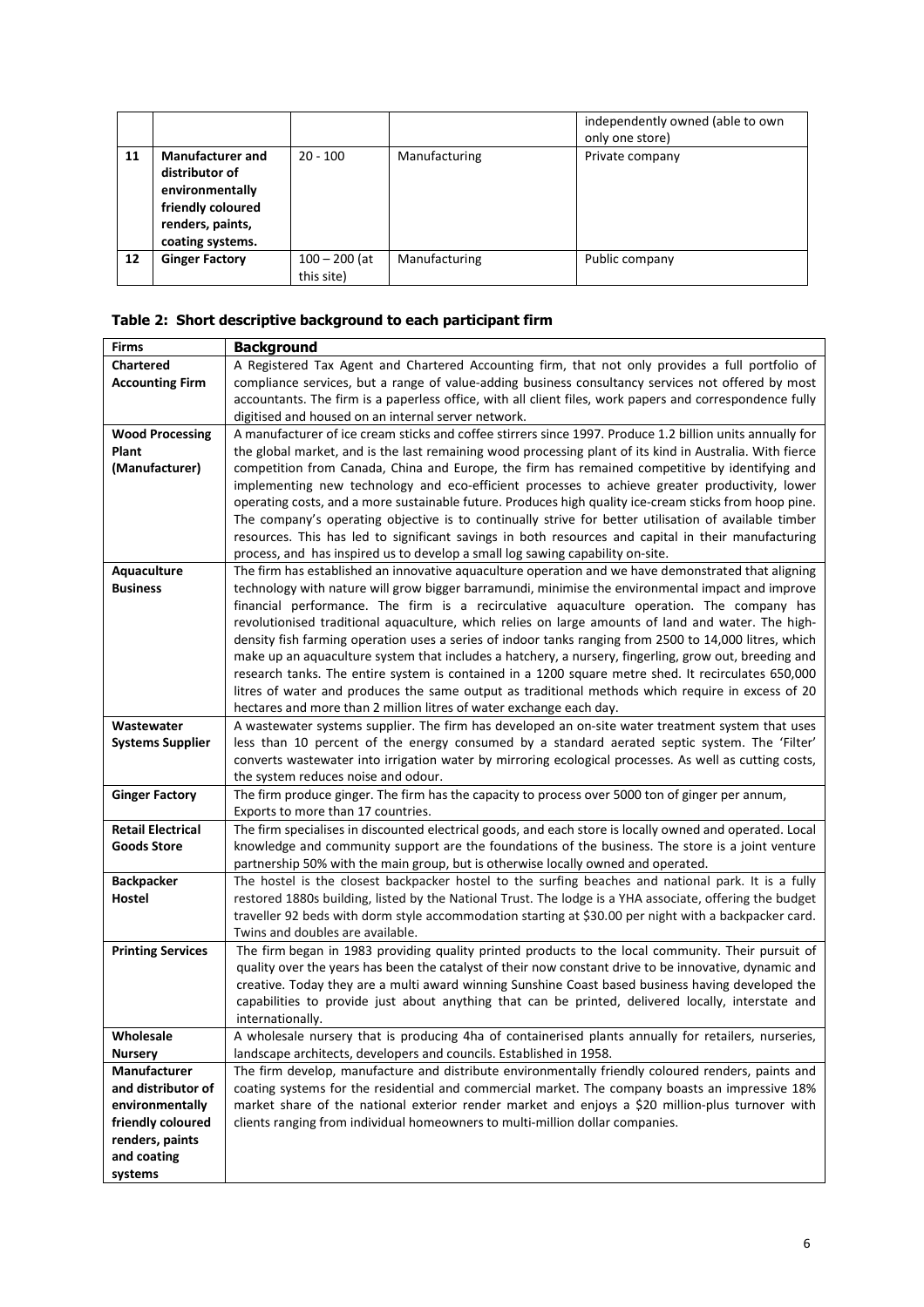| | | | | independently owned (able to own only one store) |
|---|---|---|---|---|
| **11** | **Manufacturer and distributor of environmentally friendly coloured renders, paints, coating systems.** | 20 - 100 | Manufacturing | Private company |
| **12** | **Ginger Factory** | 100 – 200 (at this site) | Manufacturing | Public company |

### Table 2: Short descriptive background to each participant firm

| Firms | Background |
|---|---|
| **Chartered Accounting Firm** | A Registered Tax Agent and Chartered Accounting firm, that not only provides a full portfolio of compliance services, but a range of value-adding business consultancy services not offered by most accountants. The firm is a paperless office, with all client files, work papers and correspondence fully digitised and housed on an internal server network. |
| **Wood Processing Plant (Manufacturer)** | A manufacturer of ice cream sticks and coffee stirrers since 1997. Produce 1.2 billion units annually for the global market, and is the last remaining wood processing plant of its kind in Australia. With fierce competition from Canada, China and Europe, the firm has remained competitive by identifying and implementing new technology and eco-efficient processes to achieve greater productivity, lower operating costs, and a more sustainable future. Produces high quality ice-cream sticks from hoop pine. The company's operating objective is to continually strive for better utilisation of available timber resources. This has led to significant savings in both resources and capital in their manufacturing process, and has inspired us to develop a small log sawing capability on-site. |
| **Aquaculture Business** | The firm has established an innovative aquaculture operation and we have demonstrated that aligning technology with nature will grow bigger barramundi, minimise the environmental impact and improve financial performance. The firm is a recirculative aquaculture operation. The company has revolutionised traditional aquaculture, which relies on large amounts of land and water. The high-density fish farming operation uses a series of indoor tanks ranging from 2500 to 14,000 litres, which make up an aquaculture system that includes a hatchery, a nursery, fingerling, grow out, breeding and research tanks. The entire system is contained in a 1200 square metre shed. It recirculates 650,000 litres of water and produces the same output as traditional methods which require in excess of 20 hectares and more than 2 million litres of water exchange each day. |
| **Wastewater Systems Supplier** | A wastewater systems supplier. The firm has developed an on-site water treatment system that uses less than 10 percent of the energy consumed by a standard aerated septic system. The 'Filter' converts wastewater into irrigation water by mirroring ecological processes. As well as cutting costs, the system reduces noise and odour. |
| **Ginger Factory** | The firm produce ginger. The firm has the capacity to process over 5000 ton of ginger per annum, Exports to more than 17 countries. |
| **Retail Electrical Goods Store** | The firm specialises in discounted electrical goods, and each store is locally owned and operated. Local knowledge and community support are the foundations of the business. The store is a joint venture partnership 50% with the main group, but is otherwise locally owned and operated. |
| **Backpacker Hostel** | The hostel is the closest backpacker hostel to the surfing beaches and national park. It is a fully restored 1880s building, listed by the National Trust. The lodge is a YHA associate, offering the budget traveller 92 beds with dorm style accommodation starting at $30.00 per night with a backpacker card. Twins and doubles are available. |
| **Printing Services** | The firm began in 1983 providing quality printed products to the local community. Their pursuit of quality over the years has been the catalyst of their now constant drive to be innovative, dynamic and creative. Today they are a multi award winning Sunshine Coast based business having developed the capabilities to provide just about anything that can be printed, delivered locally, interstate and internationally. |
| **Wholesale Nursery** | A wholesale nursery that is producing 4ha of containerised plants annually for retailers, nurseries, landscape architects, developers and councils. Established in 1958. |
| **Manufacturer and distributor of environmentally friendly coloured renders, paints and coating systems** | The firm develop, manufacture and distribute environmentally friendly coloured renders, paints and coating systems for the residential and commercial market. The company boasts an impressive 18% market share of the national exterior render market and enjoys a $20 million-plus turnover with clients ranging from individual homeowners to multi-million dollar companies. |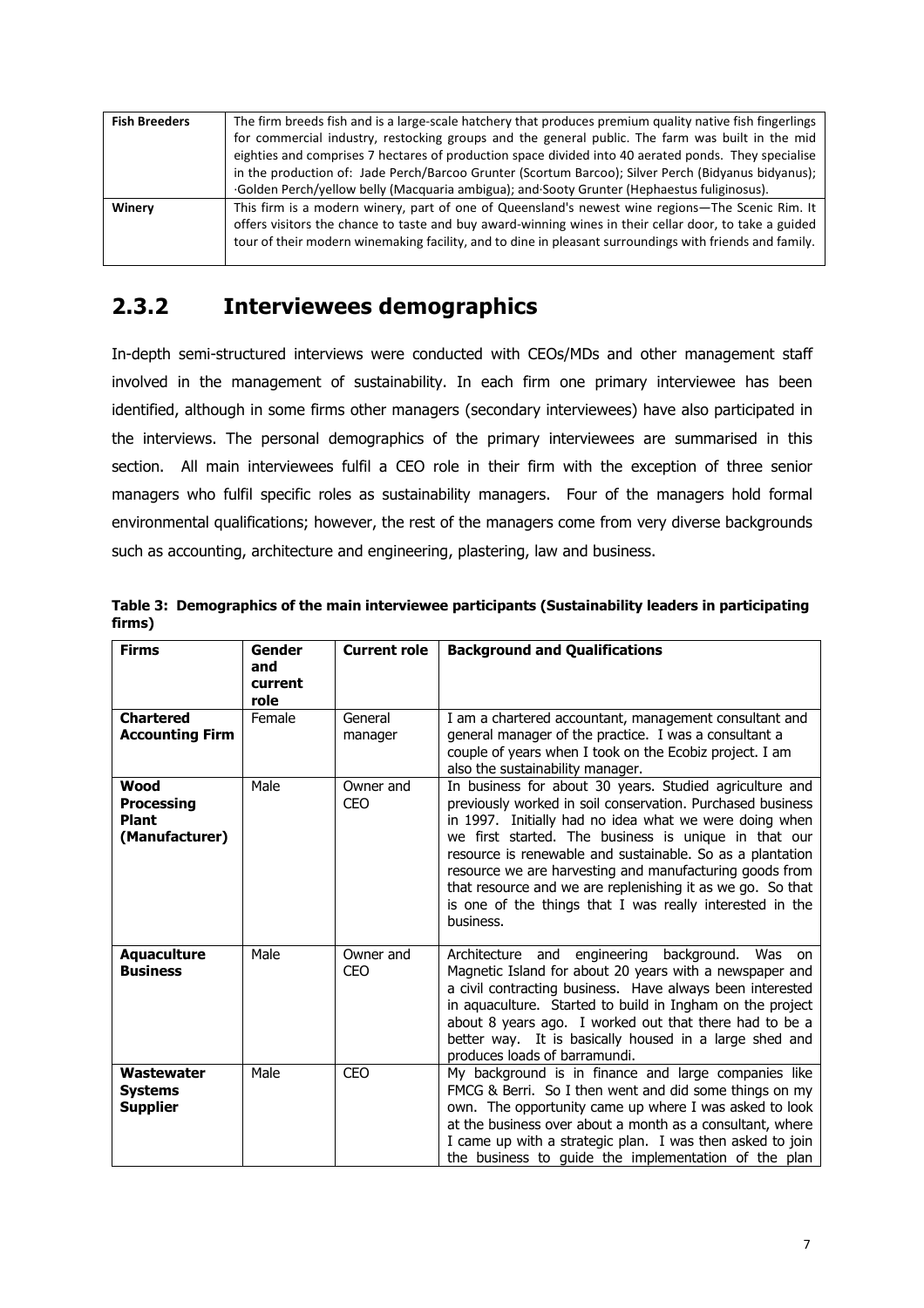| Fish Breeders | The firm breeds fish and is a large-scale hatchery that produces premium quality native fish fingerlings for commercial industry, restocking groups and the general public. The farm was built in the mid eighties and comprises 7 hectares of production space divided into 40 aerated ponds. They specialise in the production of: Jade Perch/Barcoo Grunter (Scortum Barcoo); Silver Perch (Bidyanus bidyanus); ·Golden Perch/yellow belly (Macquaria ambigua); and·Sooty Grunter (Hephaestus fuliginosus). |
|---|---|
| Winery | This firm is a modern winery, part of one of Queensland's newest wine regions—The Scenic Rim. It offers visitors the chance to taste and buy award-winning wines in their cellar door, to take a guided tour of their modern winemaking facility, and to dine in pleasant surroundings with friends and family. |

## 2.3.2 Interviewees demographics

In-depth semi-structured interviews were conducted with CEOs/MDs and other management staff involved in the management of sustainability. In each firm one primary interviewee has been identified, although in some firms other managers (secondary interviewees) have also participated in the interviews. The personal demographics of the primary interviewees are summarised in this section. All main interviewees fulfil a CEO role in their firm with the exception of three senior managers who fulfil specific roles as sustainability managers. Four of the managers hold formal environmental qualifications; however, the rest of the managers come from very diverse backgrounds such as accounting, architecture and engineering, plastering, law and business.

**Table 3: Demographics of the main interviewee participants (Sustainability leaders in participating firms)**

| Firms | Gender and current role | Current role | Background and Qualifications |
|---|---|---|---|
| **Chartered Accounting Firm** | Female | General manager | I am a chartered accountant, management consultant and general manager of the practice. I was a consultant a couple of years when I took on the Ecobiz project. I am also the sustainability manager. |
| **Wood Processing Plant (Manufacturer)** | Male | Owner and CEO | In business for about 30 years. Studied agriculture and previously worked in soil conservation. Purchased business in 1997. Initially had no idea what we were doing when we first started. The business is unique in that our resource is renewable and sustainable. So as a plantation resource we are harvesting and manufacturing goods from that resource and we are replenishing it as we go. So that is one of the things that I was really interested in the business. |
| **Aquaculture Business** | Male | Owner and CEO | Architecture and engineering background. Was on Magnetic Island for about 20 years with a newspaper and a civil contracting business. Have always been interested in aquaculture. Started to build in Ingham on the project about 8 years ago. I worked out that there had to be a better way. It is basically housed in a large shed and produces loads of barramundi. |
| **Wastewater Systems Supplier** | Male | CEO | My background is in finance and large companies like FMCG & Berri. So I then went and did some things on my own. The opportunity came up where I was asked to look at the business over about a month as a consultant, where I came up with a strategic plan. I was then asked to join the business to guide the implementation of the plan |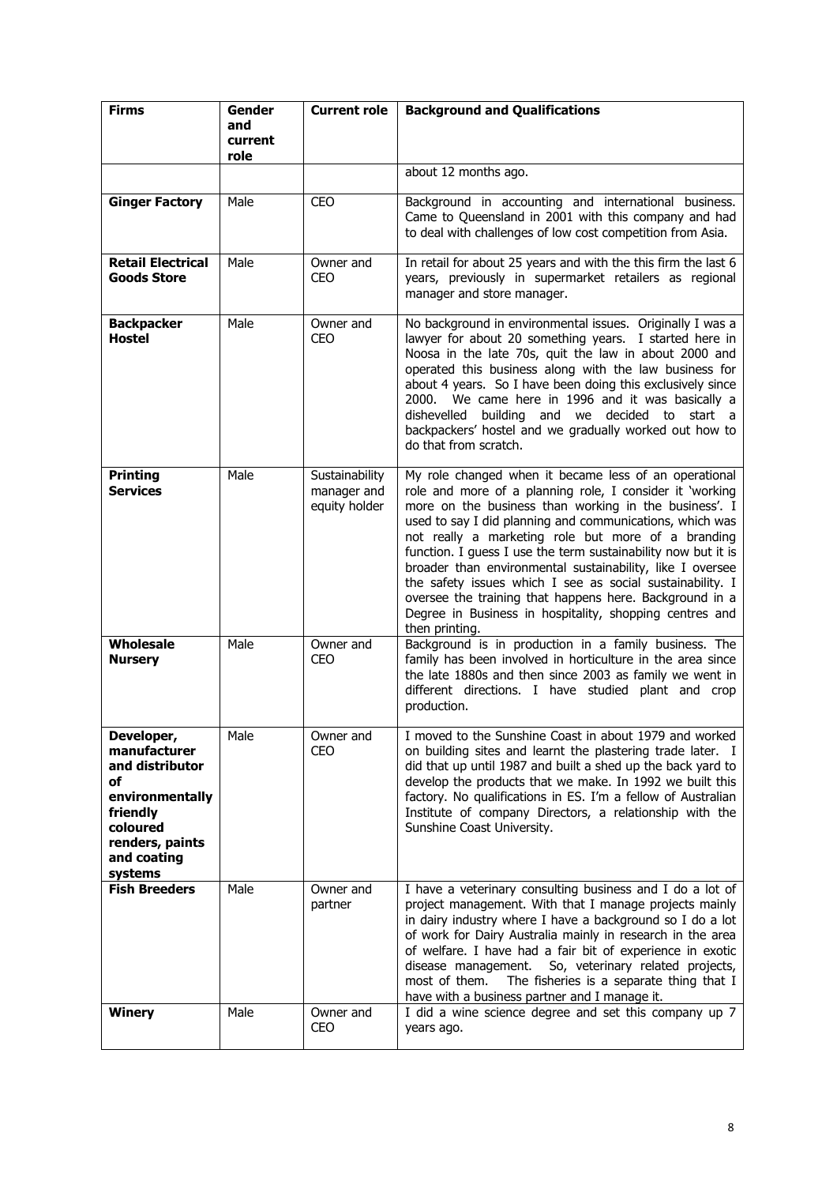| Firms | Gender and current role | Current role | Background and Qualifications |
|---|---|---|---|
| | | | about 12 months ago. |
| **Ginger Factory** | Male | CEO | Background in accounting and international business. Came to Queensland in 2001 with this company and had to deal with challenges of low cost competition from Asia. |
| **Retail Electrical Goods Store** | Male | Owner and CEO | In retail for about 25 years and with the this firm the last 6 years, previously in supermarket retailers as regional manager and store manager. |
| **Backpacker Hostel** | Male | Owner and CEO | No background in environmental issues. Originally I was a lawyer for about 20 something years. I started here in Noosa in the late 70s, quit the law in about 2000 and operated this business along with the law business for about 4 years. So I have been doing this exclusively since 2000. We came here in 1996 and it was basically a dishevelled building and we decided to start a backpackers' hostel and we gradually worked out how to do that from scratch. |
| **Printing Services** | Male | Sustainability manager and equity holder | My role changed when it became less of an operational role and more of a planning role, I consider it 'working more on the business than working in the business'. I used to say I did planning and communications, which was not really a marketing role but more of a branding function. I guess I use the term sustainability now but it is broader than environmental sustainability, like I oversee the safety issues which I see as social sustainability. I oversee the training that happens here. Background in a Degree in Business in hospitality, shopping centres and then printing. |
| **Wholesale Nursery** | Male | Owner and CEO | Background is in production in a family business. The family has been involved in horticulture in the area since the late 1880s and then since 2003 as family we went in different directions. I have studied plant and crop production. |
| **Developer, manufacturer and distributor of environmentally friendly coloured renders, paints and coating systems** | Male | Owner and CEO | I moved to the Sunshine Coast in about 1979 and worked on building sites and learnt the plastering trade later. I did that up until 1987 and built a shed up the back yard to develop the products that we make. In 1992 we built this factory. No qualifications in ES. I'm a fellow of Australian Institute of company Directors, a relationship with the Sunshine Coast University. |
| **Fish Breeders** | Male | Owner and partner | I have a veterinary consulting business and I do a lot of project management. With that I manage projects mainly in dairy industry where I have a background so I do a lot of work for Dairy Australia mainly in research in the area of welfare. I have had a fair bit of experience in exotic disease management. So, veterinary related projects, most of them. The fisheries is a separate thing that I have with a business partner and I manage it. |
| **Winery** | Male | Owner and CEO | I did a wine science degree and set this company up 7 years ago. |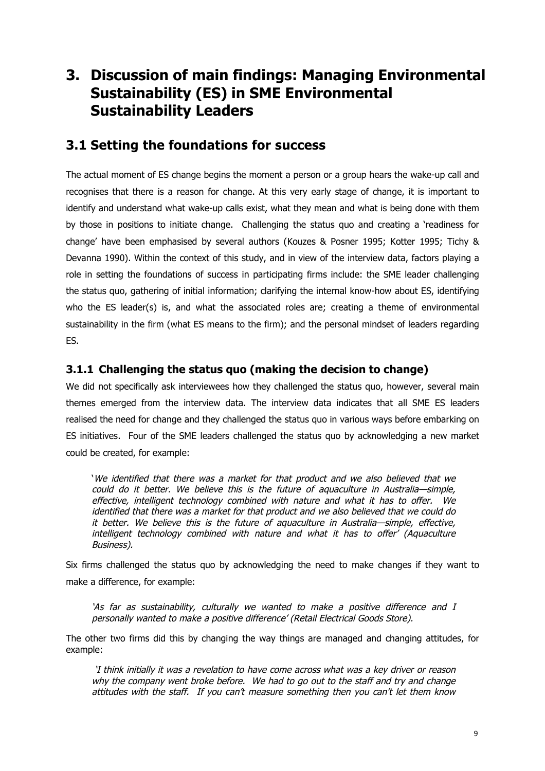# 3. Discussion of main findings: Managing Environmental Sustainability (ES) in SME Environmental Sustainability Leaders

## 3.1 Setting the foundations for success

The actual moment of ES change begins the moment a person or a group hears the wake-up call and recognises that there is a reason for change. At this very early stage of change, it is important to identify and understand what wake-up calls exist, what they mean and what is being done with them by those in positions to initiate change. Challenging the status quo and creating a 'readiness for change' have been emphasised by several authors (Kouzes & Posner 1995; Kotter 1995; Tichy & Devanna 1990). Within the context of this study, and in view of the interview data, factors playing a role in setting the foundations of success in participating firms include: the SME leader challenging the status quo, gathering of initial information; clarifying the internal know-how about ES, identifying who the ES leader(s) is, and what the associated roles are; creating a theme of environmental sustainability in the firm (what ES means to the firm); and the personal mindset of leaders regarding ES.

### 3.1.1 Challenging the status quo (making the decision to change)

We did not specifically ask interviewees how they challenged the status quo, however, several main themes emerged from the interview data. The interview data indicates that all SME ES leaders realised the need for change and they challenged the status quo in various ways before embarking on ES initiatives. Four of the SME leaders challenged the status quo by acknowledging a new market could be created, for example:

> '*We identified that there was a market for that product and we also believed that we could do it better. We believe this is the future of aquaculture in Australia—simple, effective, intelligent technology combined with nature and what it has to offer. We identified that there was a market for that product and we also believed that we could do it better. We believe this is the future of aquaculture in Australia—simple, effective, intelligent technology combined with nature and what it has to offer' (Aquaculture Business).*

Six firms challenged the status quo by acknowledging the need to make changes if they want to make a difference, for example:

> *'As far as sustainability, culturally we wanted to make a positive difference and I personally wanted to make a positive difference' (Retail Electrical Goods Store).*

The other two firms did this by changing the way things are managed and changing attitudes, for example:

> *'I think initially it was a revelation to have come across what was a key driver or reason why the company went broke before. We had to go out to the staff and try and change attitudes with the staff. If you can't measure something then you can't let them know*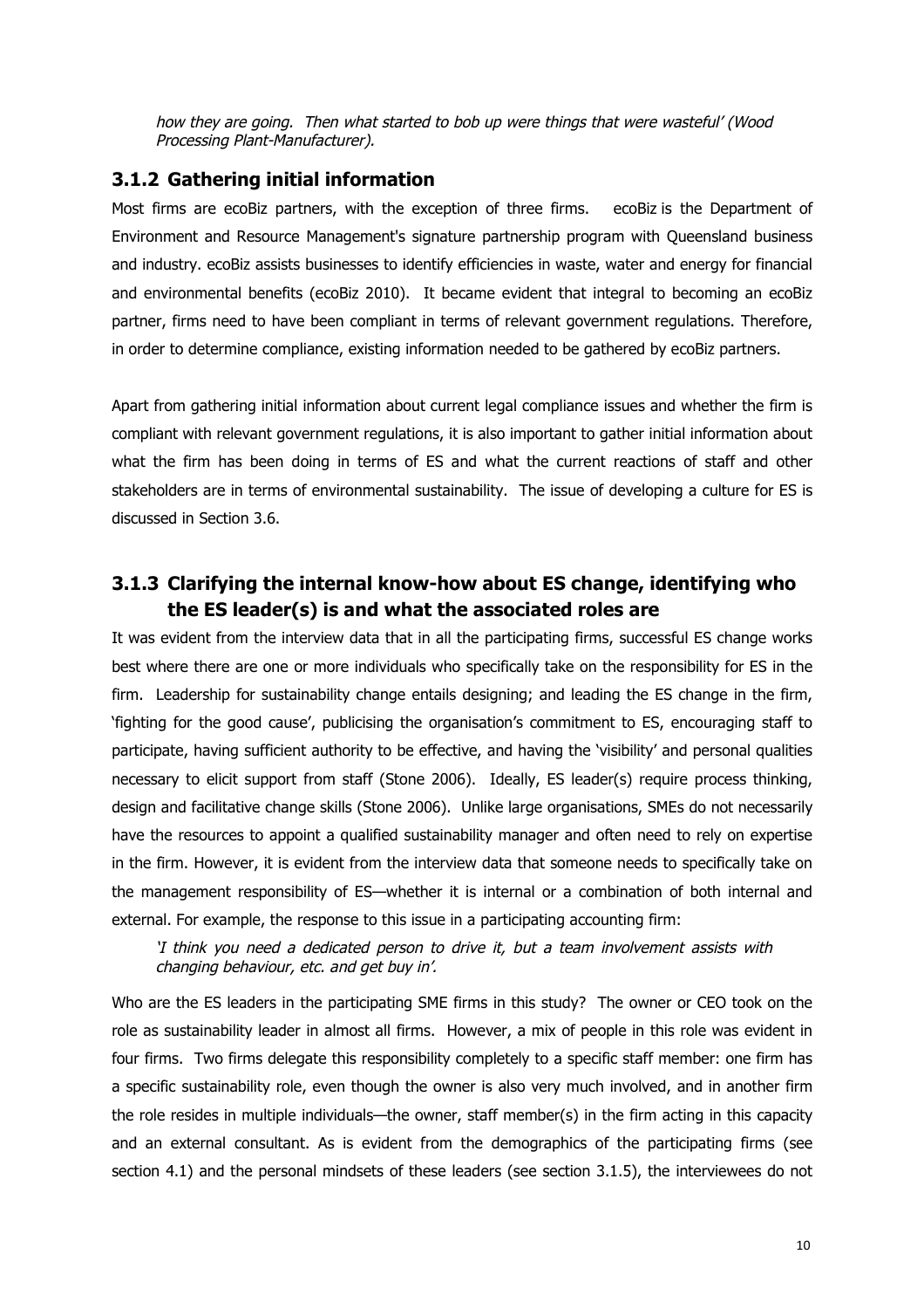*how they are going. Then what started to bob up were things that were wasteful' (Wood Processing Plant-Manufacturer).*

### 3.1.2 Gathering initial information

Most firms are ecoBiz partners, with the exception of three firms. ecoBiz is the Department of Environment and Resource Management's signature partnership program with Queensland business and industry. ecoBiz assists businesses to identify efficiencies in waste, water and energy for financial and environmental benefits (ecoBiz 2010). It became evident that integral to becoming an ecoBiz partner, firms need to have been compliant in terms of relevant government regulations. Therefore, in order to determine compliance, existing information needed to be gathered by ecoBiz partners.

Apart from gathering initial information about current legal compliance issues and whether the firm is compliant with relevant government regulations, it is also important to gather initial information about what the firm has been doing in terms of ES and what the current reactions of staff and other stakeholders are in terms of environmental sustainability. The issue of developing a culture for ES is discussed in Section 3.6.

### 3.1.3 Clarifying the internal know-how about ES change, identifying who the ES leader(s) is and what the associated roles are

It was evident from the interview data that in all the participating firms, successful ES change works best where there are one or more individuals who specifically take on the responsibility for ES in the firm. Leadership for sustainability change entails designing; and leading the ES change in the firm, 'fighting for the good cause', publicising the organisation's commitment to ES, encouraging staff to participate, having sufficient authority to be effective, and having the 'visibility' and personal qualities necessary to elicit support from staff (Stone 2006). Ideally, ES leader(s) require process thinking, design and facilitative change skills (Stone 2006). Unlike large organisations, SMEs do not necessarily have the resources to appoint a qualified sustainability manager and often need to rely on expertise in the firm. However, it is evident from the interview data that someone needs to specifically take on the management responsibility of ES—whether it is internal or a combination of both internal and external. For example, the response to this issue in a participating accounting firm:

*'I think you need a dedicated person to drive it, but a team involvement assists with changing behaviour, etc. and get buy in'.*

Who are the ES leaders in the participating SME firms in this study? The owner or CEO took on the role as sustainability leader in almost all firms. However, a mix of people in this role was evident in four firms. Two firms delegate this responsibility completely to a specific staff member: one firm has a specific sustainability role, even though the owner is also very much involved, and in another firm the role resides in multiple individuals—the owner, staff member(s) in the firm acting in this capacity and an external consultant. As is evident from the demographics of the participating firms (see section 4.1) and the personal mindsets of these leaders (see section 3.1.5), the interviewees do not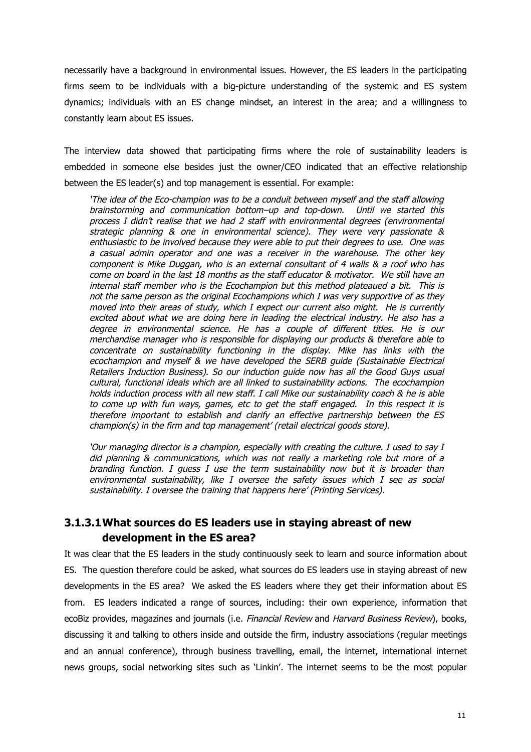necessarily have a background in environmental issues. However, the ES leaders in the participating firms seem to be individuals with a big-picture understanding of the systemic and ES system dynamics; individuals with an ES change mindset, an interest in the area; and a willingness to constantly learn about ES issues.

The interview data showed that participating firms where the role of sustainability leaders is embedded in someone else besides just the owner/CEO indicated that an effective relationship between the ES leader(s) and top management is essential. For example:

> *'The idea of the Eco-champion was to be a conduit between myself and the staff allowing brainstorming and communication bottom–up and top-down. Until we started this process I didn't realise that we had 2 staff with environmental degrees (environmental strategic planning & one in environmental science). They were very passionate & enthusiastic to be involved because they were able to put their degrees to use. One was a casual admin operator and one was a receiver in the warehouse. The other key component is Mike Duggan, who is an external consultant of 4 walls & a roof who has come on board in the last 18 months as the staff educator & motivator. We still have an internal staff member who is the Ecochampion but this method plateaued a bit. This is not the same person as the original Ecochampions which I was very supportive of as they moved into their areas of study, which I expect our current also might. He is currently excited about what we are doing here in leading the electrical industry. He also has a degree in environmental science. He has a couple of different titles. He is our merchandise manager who is responsible for displaying our products & therefore able to concentrate on sustainability functioning in the display. Mike has links with the ecochampion and myself & we have developed the SERB guide (Sustainable Electrical Retailers Induction Business). So our induction guide now has all the Good Guys usual cultural, functional ideals which are all linked to sustainability actions. The ecochampion holds induction process with all new staff. I call Mike our sustainability coach & he is able to come up with fun ways, games, etc to get the staff engaged. In this respect it is therefore important to establish and clarify an effective partnership between the ES champion(s) in the firm and top management'* (retail electrical goods store).

> *'Our managing director is a champion, especially with creating the culture. I used to say I did planning & communications, which was not really a marketing role but more of a branding function. I guess I use the term sustainability now but it is broader than environmental sustainability, like I oversee the safety issues which I see as social sustainability. I oversee the training that happens here'* (Printing Services).

### 3.1.3.1 What sources do ES leaders use in staying abreast of new development in the ES area?

It was clear that the ES leaders in the study continuously seek to learn and source information about ES. The question therefore could be asked, what sources do ES leaders use in staying abreast of new developments in the ES area? We asked the ES leaders where they get their information about ES from. ES leaders indicated a range of sources, including: their own experience, information that ecoBiz provides, magazines and journals (i.e. *Financial Review* and *Harvard Business Review*), books, discussing it and talking to others inside and outside the firm, industry associations (regular meetings and an annual conference), through business travelling, email, the internet, international internet news groups, social networking sites such as 'Linkin'. The internet seems to be the most popular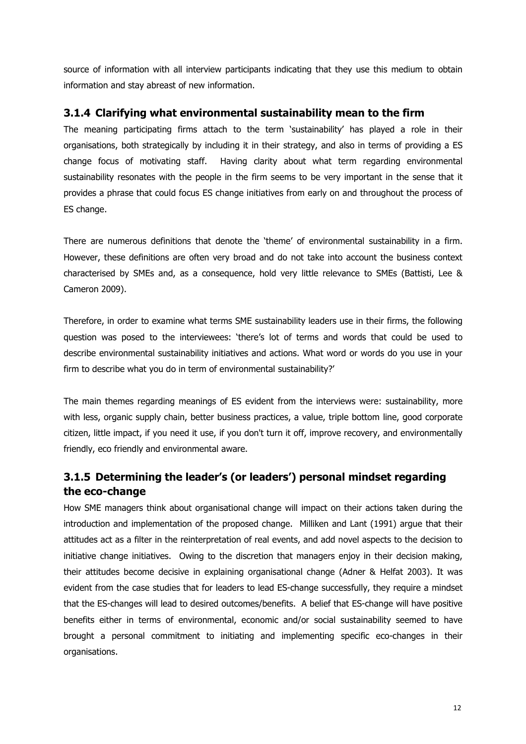source of information with all interview participants indicating that they use this medium to obtain information and stay abreast of new information.

### 3.1.4 Clarifying what environmental sustainability mean to the firm

The meaning participating firms attach to the term 'sustainability' has played a role in their organisations, both strategically by including it in their strategy, and also in terms of providing a ES change focus of motivating staff. Having clarity about what term regarding environmental sustainability resonates with the people in the firm seems to be very important in the sense that it provides a phrase that could focus ES change initiatives from early on and throughout the process of ES change.

There are numerous definitions that denote the 'theme' of environmental sustainability in a firm. However, these definitions are often very broad and do not take into account the business context characterised by SMEs and, as a consequence, hold very little relevance to SMEs (Battisti, Lee & Cameron 2009).

Therefore, in order to examine what terms SME sustainability leaders use in their firms, the following question was posed to the interviewees: 'there's lot of terms and words that could be used to describe environmental sustainability initiatives and actions. What word or words do you use in your firm to describe what you do in term of environmental sustainability?'

The main themes regarding meanings of ES evident from the interviews were: sustainability, more with less, organic supply chain, better business practices, a value, triple bottom line, good corporate citizen, little impact, if you need it use, if you don't turn it off, improve recovery, and environmentally friendly, eco friendly and environmental aware.

### 3.1.5 Determining the leader's (or leaders') personal mindset regarding the eco-change

How SME managers think about organisational change will impact on their actions taken during the introduction and implementation of the proposed change. Milliken and Lant (1991) argue that their attitudes act as a filter in the reinterpretation of real events, and add novel aspects to the decision to initiative change initiatives. Owing to the discretion that managers enjoy in their decision making, their attitudes become decisive in explaining organisational change (Adner & Helfat 2003). It was evident from the case studies that for leaders to lead ES-change successfully, they require a mindset that the ES-changes will lead to desired outcomes/benefits. A belief that ES-change will have positive benefits either in terms of environmental, economic and/or social sustainability seemed to have brought a personal commitment to initiating and implementing specific eco-changes in their organisations.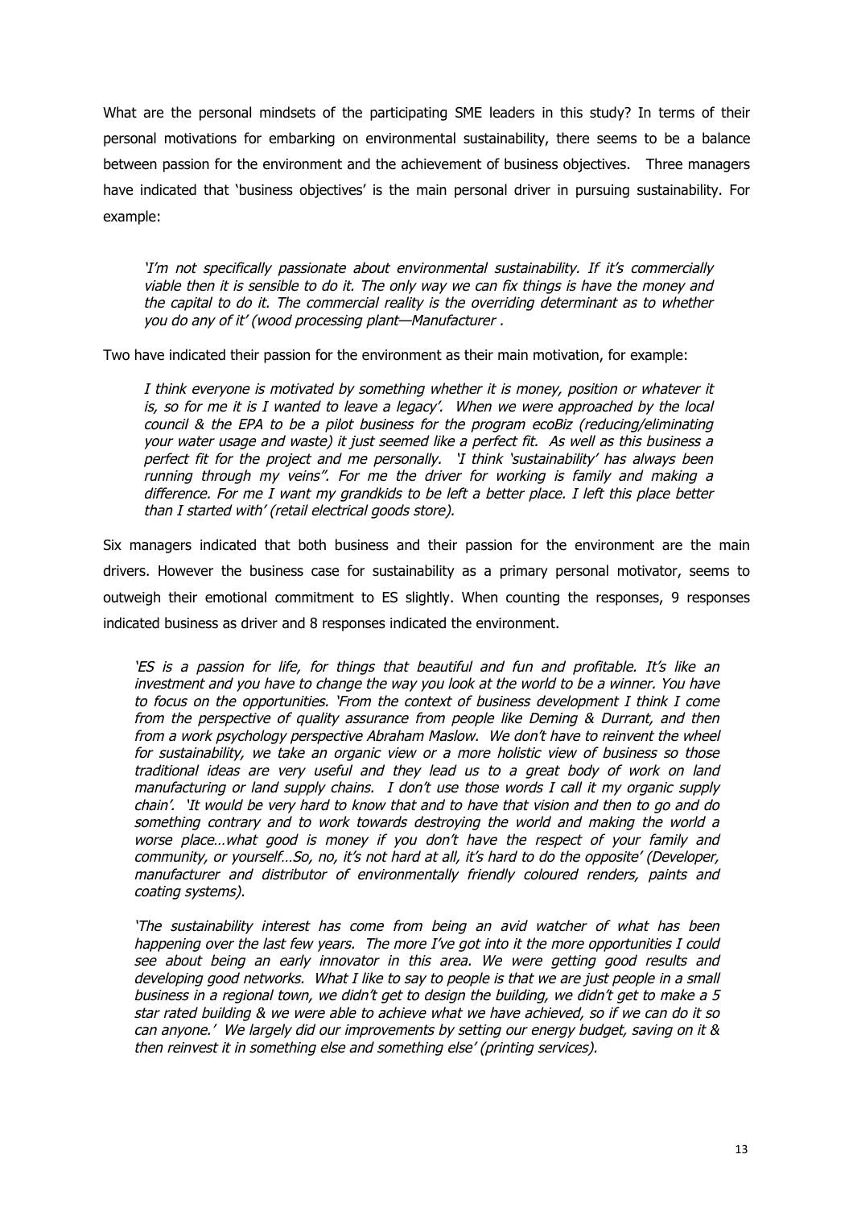What are the personal mindsets of the participating SME leaders in this study? In terms of their personal motivations for embarking on environmental sustainability, there seems to be a balance between passion for the environment and the achievement of business objectives. Three managers have indicated that 'business objectives' is the main personal driver in pursuing sustainability. For example:

> *'I'm not specifically passionate about environmental sustainability. If it's commercially viable then it is sensible to do it. The only way we can fix things is have the money and the capital to do it. The commercial reality is the overriding determinant as to whether you do any of it' (wood processing plant—Manufacturer .*

Two have indicated their passion for the environment as their main motivation, for example:

> *I think everyone is motivated by something whether it is money, position or whatever it is, so for me it is I wanted to leave a legacy'. When we were approached by the local council & the EPA to be a pilot business for the program ecoBiz (reducing/eliminating your water usage and waste) it just seemed like a perfect fit. As well as this business a perfect fit for the project and me personally. 'I think 'sustainability' has always been running through my veins". For me the driver for working is family and making a difference. For me I want my grandkids to be left a better place. I left this place better than I started with' (retail electrical goods store).*

Six managers indicated that both business and their passion for the environment are the main drivers. However the business case for sustainability as a primary personal motivator, seems to outweigh their emotional commitment to ES slightly. When counting the responses, 9 responses indicated business as driver and 8 responses indicated the environment.

> *'ES is a passion for life, for things that beautiful and fun and profitable. It's like an investment and you have to change the way you look at the world to be a winner. You have to focus on the opportunities. 'From the context of business development I think I come from the perspective of quality assurance from people like Deming & Durrant, and then from a work psychology perspective Abraham Maslow. We don't have to reinvent the wheel for sustainability, we take an organic view or a more holistic view of business so those traditional ideas are very useful and they lead us to a great body of work on land manufacturing or land supply chains. I don't use those words I call it my organic supply chain'. 'It would be very hard to know that and to have that vision and then to go and do something contrary and to work towards destroying the world and making the world a worse place…what good is money if you don't have the respect of your family and community, or yourself…So, no, it's not hard at all, it's hard to do the opposite' (Developer, manufacturer and distributor of environmentally friendly coloured renders, paints and coating systems).*

> *'The sustainability interest has come from being an avid watcher of what has been happening over the last few years. The more I've got into it the more opportunities I could see about being an early innovator in this area. We were getting good results and developing good networks. What I like to say to people is that we are just people in a small business in a regional town, we didn't get to design the building, we didn't get to make a 5 star rated building & we were able to achieve what we have achieved, so if we can do it so can anyone.' We largely did our improvements by setting our energy budget, saving on it & then reinvest it in something else and something else' (printing services).*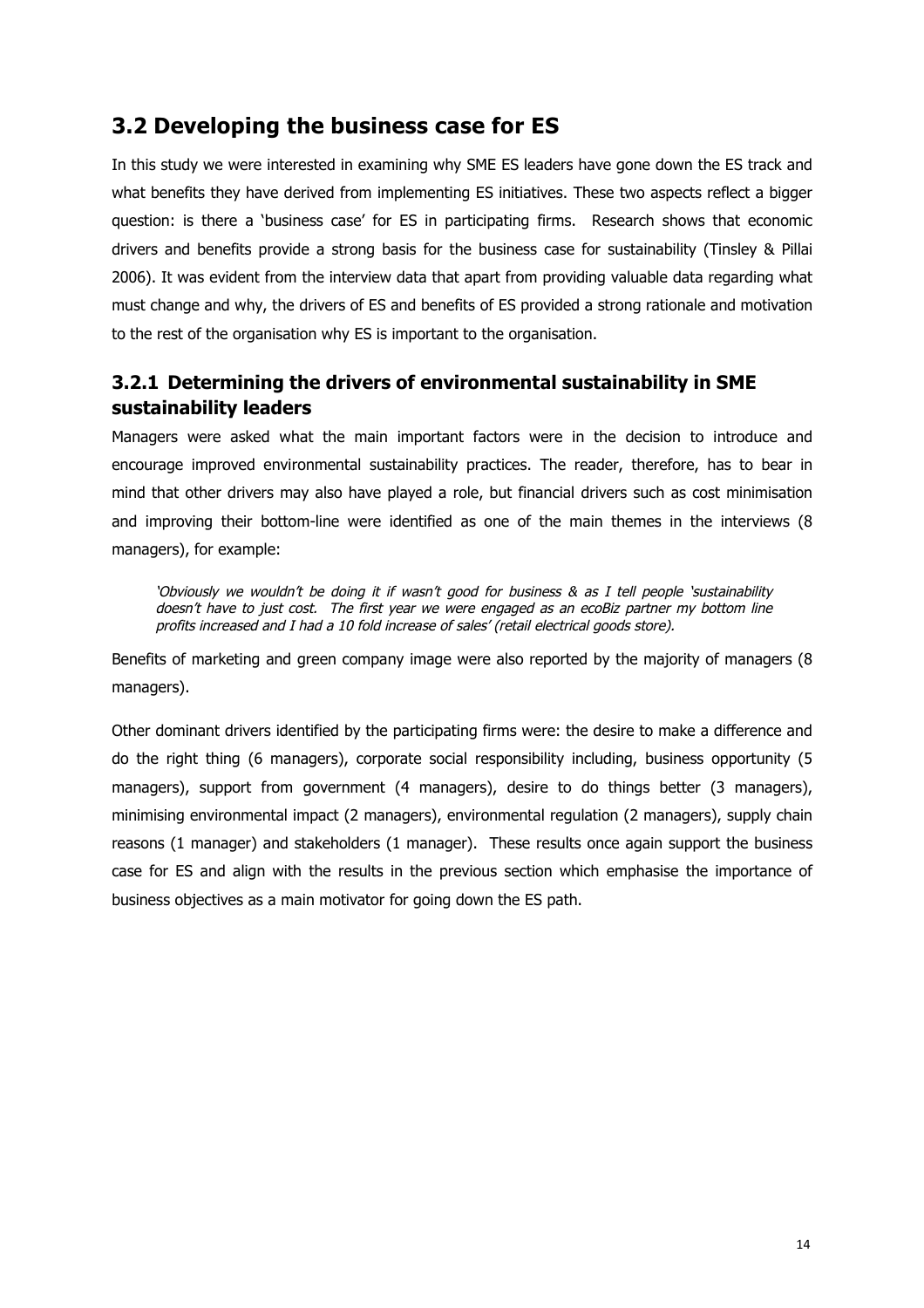## 3.2 Developing the business case for ES

In this study we were interested in examining why SME ES leaders have gone down the ES track and what benefits they have derived from implementing ES initiatives. These two aspects reflect a bigger question: is there a 'business case' for ES in participating firms. Research shows that economic drivers and benefits provide a strong basis for the business case for sustainability (Tinsley & Pillai 2006). It was evident from the interview data that apart from providing valuable data regarding what must change and why, the drivers of ES and benefits of ES provided a strong rationale and motivation to the rest of the organisation why ES is important to the organisation.

### 3.2.1 Determining the drivers of environmental sustainability in SME sustainability leaders

Managers were asked what the main important factors were in the decision to introduce and encourage improved environmental sustainability practices. The reader, therefore, has to bear in mind that other drivers may also have played a role, but financial drivers such as cost minimisation and improving their bottom-line were identified as one of the main themes in the interviews (8 managers), for example:

> *'Obviously we wouldn't be doing it if wasn't good for business & as I tell people 'sustainability doesn't have to just cost. The first year we were engaged as an ecoBiz partner my bottom line profits increased and I had a 10 fold increase of sales' (retail electrical goods store).*

Benefits of marketing and green company image were also reported by the majority of managers (8 managers).

Other dominant drivers identified by the participating firms were: the desire to make a difference and do the right thing (6 managers), corporate social responsibility including, business opportunity (5 managers), support from government (4 managers), desire to do things better (3 managers), minimising environmental impact (2 managers), environmental regulation (2 managers), supply chain reasons (1 manager) and stakeholders (1 manager). These results once again support the business case for ES and align with the results in the previous section which emphasise the importance of business objectives as a main motivator for going down the ES path.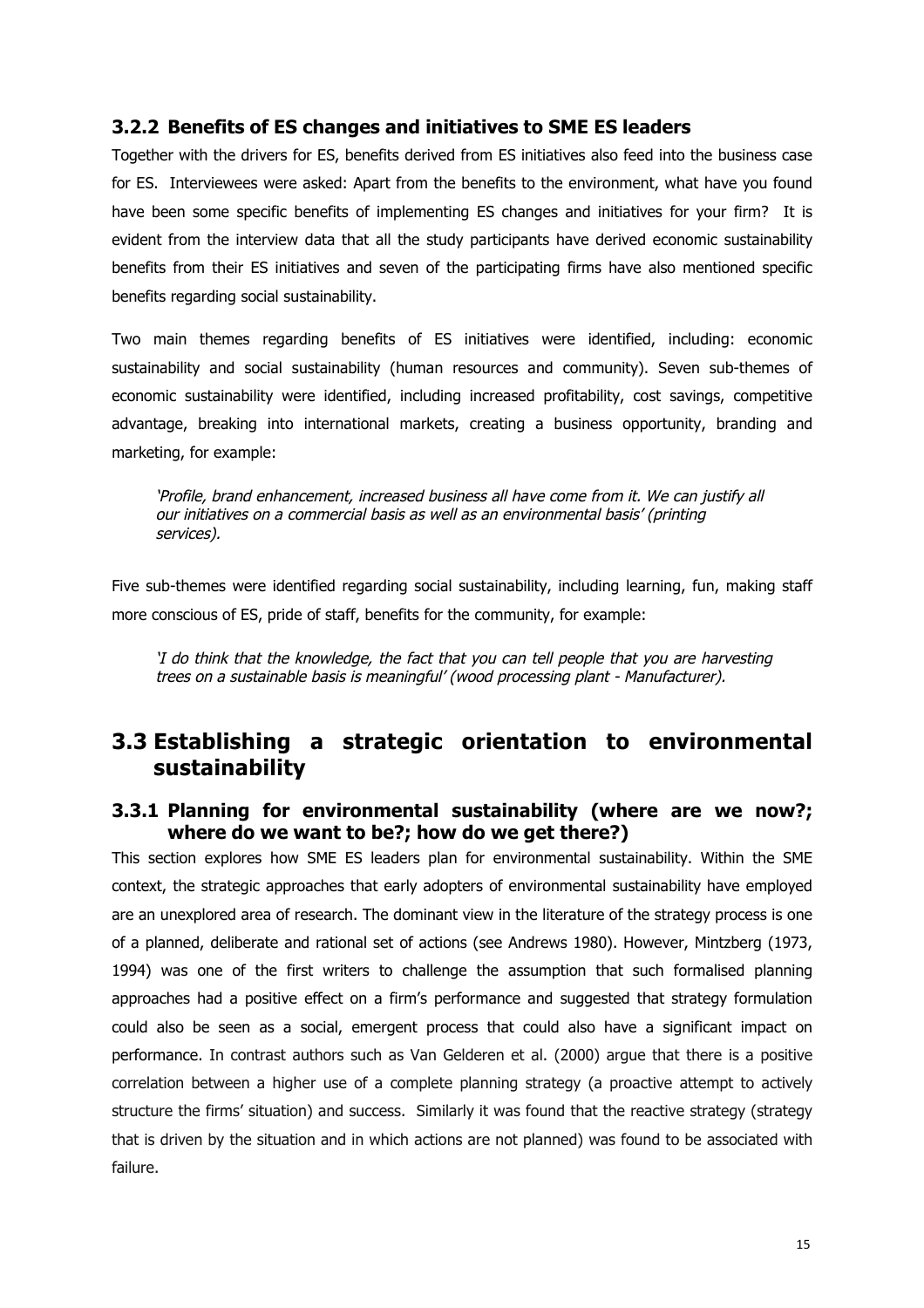### 3.2.2 Benefits of ES changes and initiatives to SME ES leaders

Together with the drivers for ES, benefits derived from ES initiatives also feed into the business case for ES. Interviewees were asked: Apart from the benefits to the environment, what have you found have been some specific benefits of implementing ES changes and initiatives for your firm? It is evident from the interview data that all the study participants have derived economic sustainability benefits from their ES initiatives and seven of the participating firms have also mentioned specific benefits regarding social sustainability.

Two main themes regarding benefits of ES initiatives were identified, including: economic sustainability and social sustainability (human resources and community). Seven sub-themes of economic sustainability were identified, including increased profitability, cost savings, competitive advantage, breaking into international markets, creating a business opportunity, branding and marketing, for example:

> *'Profile, brand enhancement, increased business all have come from it. We can justify all our initiatives on a commercial basis as well as an environmental basis' (printing services).*

Five sub-themes were identified regarding social sustainability, including learning, fun, making staff more conscious of ES, pride of staff, benefits for the community, for example:

> *'I do think that the knowledge, the fact that you can tell people that you are harvesting trees on a sustainable basis is meaningful' (wood processing plant - Manufacturer).*

## 3.3 Establishing a strategic orientation to environmental sustainability

### 3.3.1 Planning for environmental sustainability (where are we now?; where do we want to be?; how do we get there?)

This section explores how SME ES leaders plan for environmental sustainability. Within the SME context, the strategic approaches that early adopters of environmental sustainability have employed are an unexplored area of research. The dominant view in the literature of the strategy process is one of a planned, deliberate and rational set of actions (see Andrews 1980). However, Mintzberg (1973, 1994) was one of the first writers to challenge the assumption that such formalised planning approaches had a positive effect on a firm's performance and suggested that strategy formulation could also be seen as a social, emergent process that could also have a significant impact on performance. In contrast authors such as Van Gelderen et al. (2000) argue that there is a positive correlation between a higher use of a complete planning strategy (a proactive attempt to actively structure the firms' situation) and success. Similarly it was found that the reactive strategy (strategy that is driven by the situation and in which actions are not planned) was found to be associated with failure.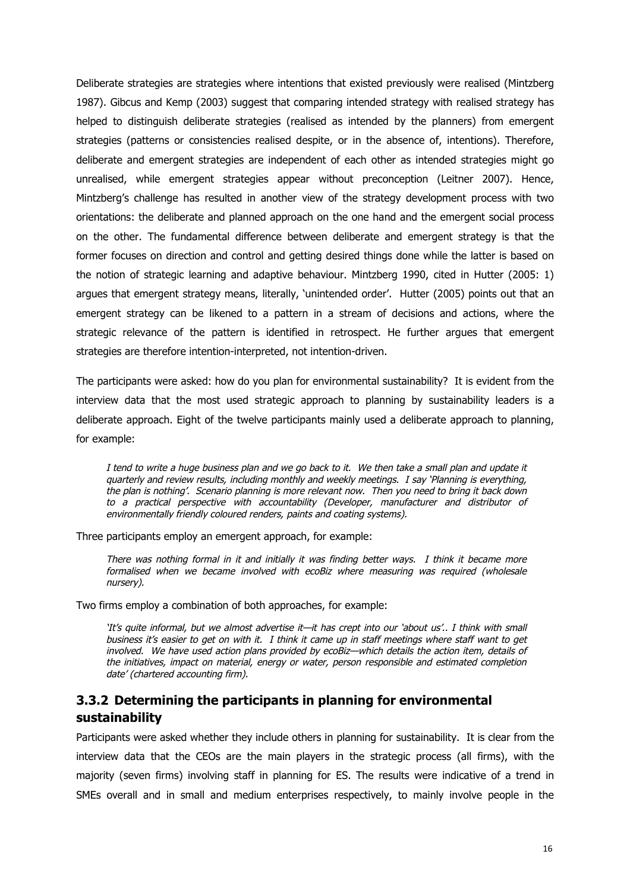Deliberate strategies are strategies where intentions that existed previously were realised (Mintzberg 1987). Gibcus and Kemp (2003) suggest that comparing intended strategy with realised strategy has helped to distinguish deliberate strategies (realised as intended by the planners) from emergent strategies (patterns or consistencies realised despite, or in the absence of, intentions). Therefore, deliberate and emergent strategies are independent of each other as intended strategies might go unrealised, while emergent strategies appear without preconception (Leitner 2007). Hence, Mintzberg's challenge has resulted in another view of the strategy development process with two orientations: the deliberate and planned approach on the one hand and the emergent social process on the other. The fundamental difference between deliberate and emergent strategy is that the former focuses on direction and control and getting desired things done while the latter is based on the notion of strategic learning and adaptive behaviour. Mintzberg 1990, cited in Hutter (2005: 1) argues that emergent strategy means, literally, 'unintended order'. Hutter (2005) points out that an emergent strategy can be likened to a pattern in a stream of decisions and actions, where the strategic relevance of the pattern is identified in retrospect. He further argues that emergent strategies are therefore intention-interpreted, not intention-driven.

The participants were asked: how do you plan for environmental sustainability? It is evident from the interview data that the most used strategic approach to planning by sustainability leaders is a deliberate approach. Eight of the twelve participants mainly used a deliberate approach to planning, for example:

> *I tend to write a huge business plan and we go back to it. We then take a small plan and update it quarterly and review results, including monthly and weekly meetings. I say 'Planning is everything, the plan is nothing'. Scenario planning is more relevant now. Then you need to bring it back down to a practical perspective with accountability (Developer, manufacturer and distributor of environmentally friendly coloured renders, paints and coating systems).*

Three participants employ an emergent approach, for example:

> *There was nothing formal in it and initially it was finding better ways. I think it became more formalised when we became involved with ecoBiz where measuring was required (wholesale nursery).*

Two firms employ a combination of both approaches, for example:

> *'It's quite informal, but we almost advertise it—it has crept into our 'about us'.. I think with small business it's easier to get on with it. I think it came up in staff meetings where staff want to get involved. We have used action plans provided by ecoBiz—which details the action item, details of the initiatives, impact on material, energy or water, person responsible and estimated completion date' (chartered accounting firm).*

### 3.3.2 Determining the participants in planning for environmental sustainability

Participants were asked whether they include others in planning for sustainability. It is clear from the interview data that the CEOs are the main players in the strategic process (all firms), with the majority (seven firms) involving staff in planning for ES. The results were indicative of a trend in SMEs overall and in small and medium enterprises respectively, to mainly involve people in the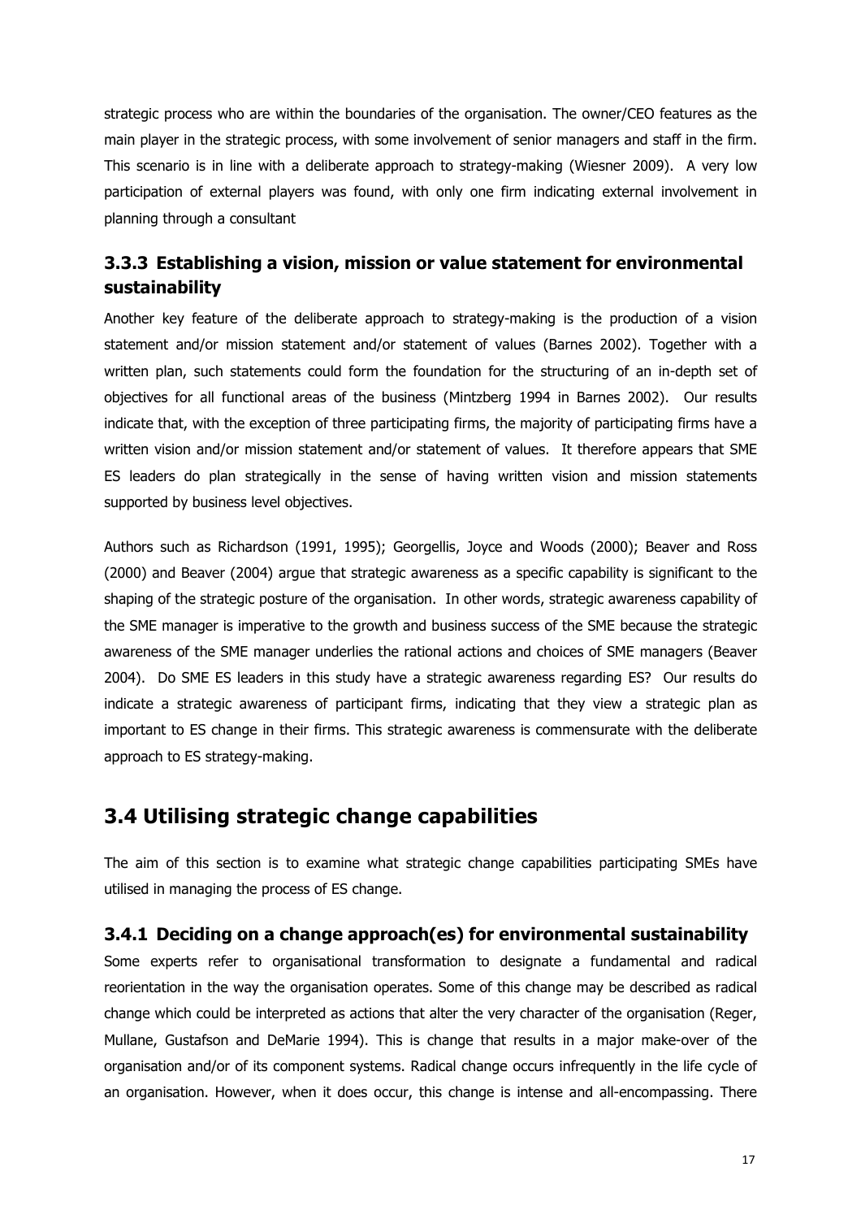strategic process who are within the boundaries of the organisation. The owner/CEO features as the main player in the strategic process, with some involvement of senior managers and staff in the firm. This scenario is in line with a deliberate approach to strategy-making (Wiesner 2009). A very low participation of external players was found, with only one firm indicating external involvement in planning through a consultant

### 3.3.3 Establishing a vision, mission or value statement for environmental sustainability

Another key feature of the deliberate approach to strategy-making is the production of a vision statement and/or mission statement and/or statement of values (Barnes 2002). Together with a written plan, such statements could form the foundation for the structuring of an in-depth set of objectives for all functional areas of the business (Mintzberg 1994 in Barnes 2002). Our results indicate that, with the exception of three participating firms, the majority of participating firms have a written vision and/or mission statement and/or statement of values. It therefore appears that SME ES leaders do plan strategically in the sense of having written vision and mission statements supported by business level objectives.

Authors such as Richardson (1991, 1995); Georgellis, Joyce and Woods (2000); Beaver and Ross (2000) and Beaver (2004) argue that strategic awareness as a specific capability is significant to the shaping of the strategic posture of the organisation. In other words, strategic awareness capability of the SME manager is imperative to the growth and business success of the SME because the strategic awareness of the SME manager underlies the rational actions and choices of SME managers (Beaver 2004). Do SME ES leaders in this study have a strategic awareness regarding ES? Our results do indicate a strategic awareness of participant firms, indicating that they view a strategic plan as important to ES change in their firms. This strategic awareness is commensurate with the deliberate approach to ES strategy-making.

## 3.4 Utilising strategic change capabilities

The aim of this section is to examine what strategic change capabilities participating SMEs have utilised in managing the process of ES change.

### 3.4.1 Deciding on a change approach(es) for environmental sustainability

Some experts refer to organisational transformation to designate a fundamental and radical reorientation in the way the organisation operates. Some of this change may be described as radical change which could be interpreted as actions that alter the very character of the organisation (Reger, Mullane, Gustafson and DeMarie 1994). This is change that results in a major make-over of the organisation and/or of its component systems. Radical change occurs infrequently in the life cycle of an organisation. However, when it does occur, this change is intense and all-encompassing. There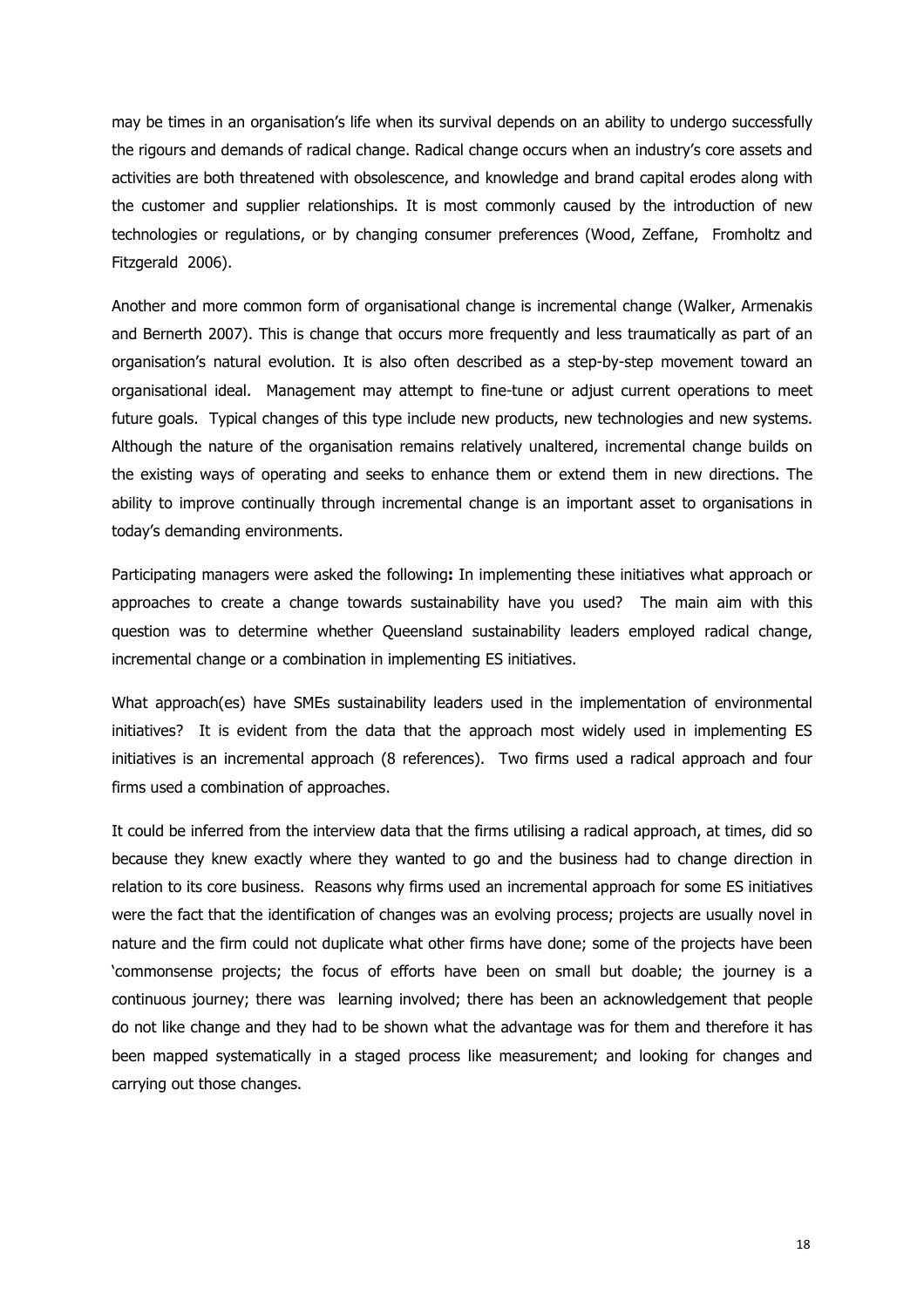may be times in an organisation's life when its survival depends on an ability to undergo successfully the rigours and demands of radical change. Radical change occurs when an industry's core assets and activities are both threatened with obsolescence, and knowledge and brand capital erodes along with the customer and supplier relationships. It is most commonly caused by the introduction of new technologies or regulations, or by changing consumer preferences (Wood, Zeffane, Fromholtz and Fitzgerald 2006).

Another and more common form of organisational change is incremental change (Walker, Armenakis and Bernerth 2007). This is change that occurs more frequently and less traumatically as part of an organisation's natural evolution. It is also often described as a step-by-step movement toward an organisational ideal. Management may attempt to fine-tune or adjust current operations to meet future goals. Typical changes of this type include new products, new technologies and new systems. Although the nature of the organisation remains relatively unaltered, incremental change builds on the existing ways of operating and seeks to enhance them or extend them in new directions. The ability to improve continually through incremental change is an important asset to organisations in today's demanding environments.

Participating managers were asked the following**:** In implementing these initiatives what approach or approaches to create a change towards sustainability have you used? The main aim with this question was to determine whether Queensland sustainability leaders employed radical change, incremental change or a combination in implementing ES initiatives.

What approach(es) have SMEs sustainability leaders used in the implementation of environmental initiatives? It is evident from the data that the approach most widely used in implementing ES initiatives is an incremental approach (8 references). Two firms used a radical approach and four firms used a combination of approaches.

It could be inferred from the interview data that the firms utilising a radical approach, at times, did so because they knew exactly where they wanted to go and the business had to change direction in relation to its core business. Reasons why firms used an incremental approach for some ES initiatives were the fact that the identification of changes was an evolving process; projects are usually novel in nature and the firm could not duplicate what other firms have done; some of the projects have been 'commonsense projects; the focus of efforts have been on small but doable; the journey is a continuous journey; there was learning involved; there has been an acknowledgement that people do not like change and they had to be shown what the advantage was for them and therefore it has been mapped systematically in a staged process like measurement; and looking for changes and carrying out those changes.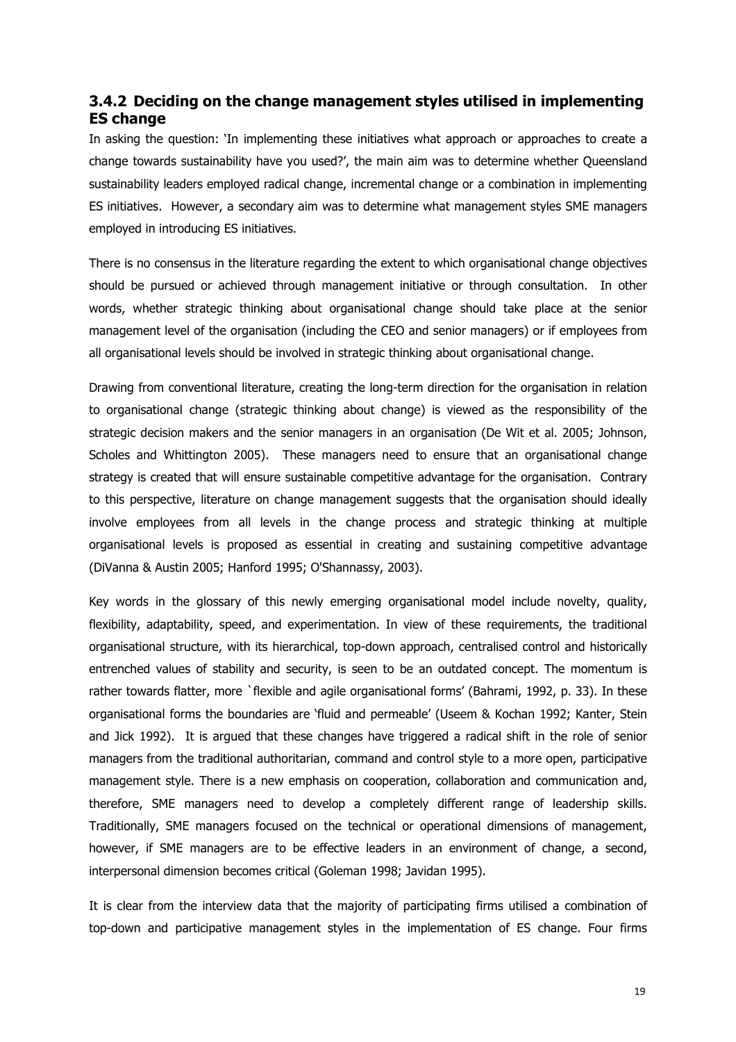### 3.4.2 Deciding on the change management styles utilised in implementing ES change

In asking the question: 'In implementing these initiatives what approach or approaches to create a change towards sustainability have you used?', the main aim was to determine whether Queensland sustainability leaders employed radical change, incremental change or a combination in implementing ES initiatives. However, a secondary aim was to determine what management styles SME managers employed in introducing ES initiatives.

There is no consensus in the literature regarding the extent to which organisational change objectives should be pursued or achieved through management initiative or through consultation. In other words, whether strategic thinking about organisational change should take place at the senior management level of the organisation (including the CEO and senior managers) or if employees from all organisational levels should be involved in strategic thinking about organisational change.

Drawing from conventional literature, creating the long-term direction for the organisation in relation to organisational change (strategic thinking about change) is viewed as the responsibility of the strategic decision makers and the senior managers in an organisation (De Wit et al. 2005; Johnson, Scholes and Whittington 2005). These managers need to ensure that an organisational change strategy is created that will ensure sustainable competitive advantage for the organisation. Contrary to this perspective, literature on change management suggests that the organisation should ideally involve employees from all levels in the change process and strategic thinking at multiple organisational levels is proposed as essential in creating and sustaining competitive advantage (DiVanna & Austin 2005; Hanford 1995; O'Shannassy, 2003).

Key words in the glossary of this newly emerging organisational model include novelty, quality, flexibility, adaptability, speed, and experimentation. In view of these requirements, the traditional organisational structure, with its hierarchical, top-down approach, centralised control and historically entrenched values of stability and security, is seen to be an outdated concept. The momentum is rather towards flatter, more `flexible and agile organisational forms' (Bahrami, 1992, p. 33). In these organisational forms the boundaries are 'fluid and permeable' (Useem & Kochan 1992; Kanter, Stein and Jick 1992). It is argued that these changes have triggered a radical shift in the role of senior managers from the traditional authoritarian, command and control style to a more open, participative management style. There is a new emphasis on cooperation, collaboration and communication and, therefore, SME managers need to develop a completely different range of leadership skills. Traditionally, SME managers focused on the technical or operational dimensions of management, however, if SME managers are to be effective leaders in an environment of change, a second, interpersonal dimension becomes critical (Goleman 1998; Javidan 1995).

It is clear from the interview data that the majority of participating firms utilised a combination of top-down and participative management styles in the implementation of ES change. Four firms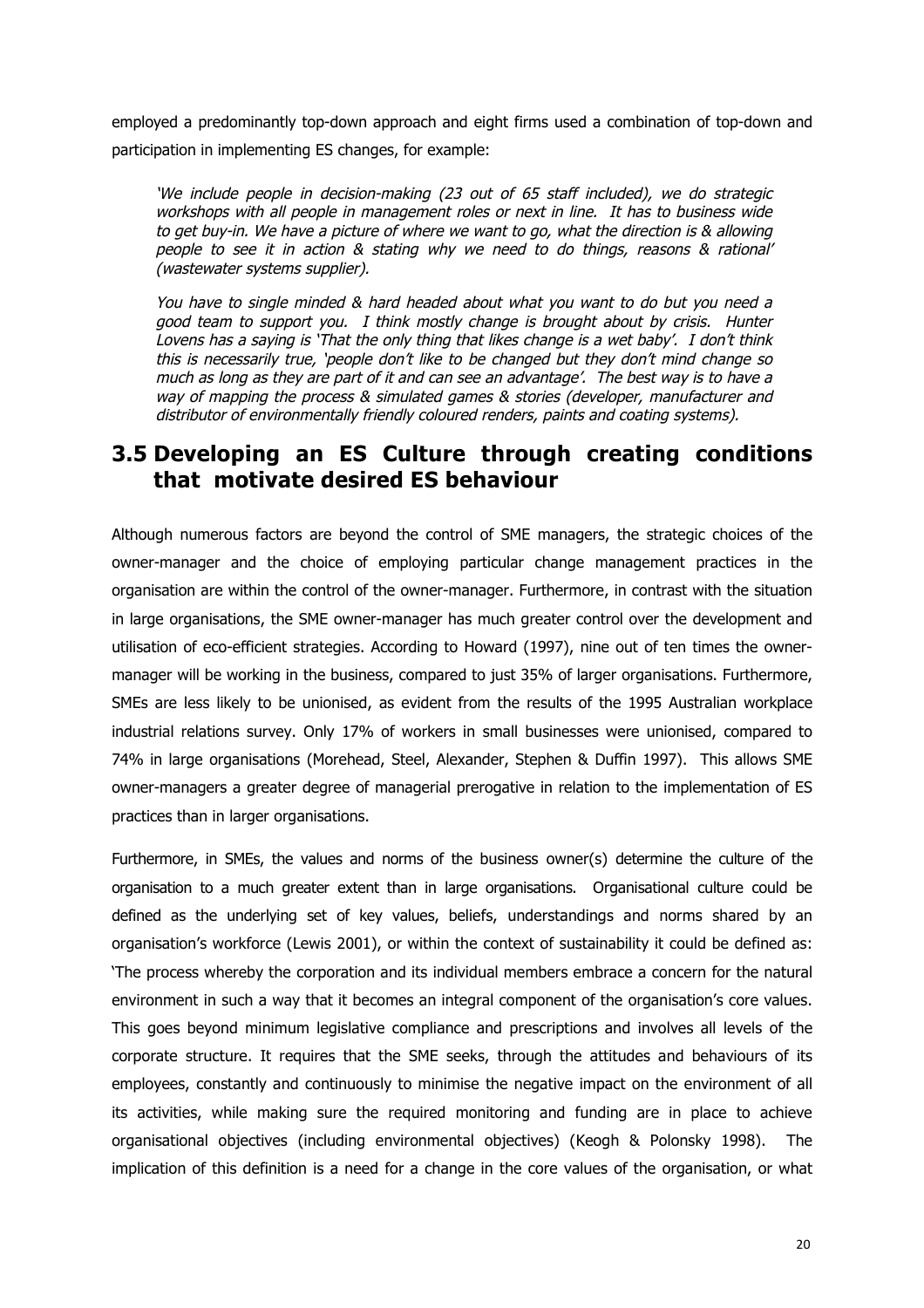employed a predominantly top-down approach and eight firms used a combination of top-down and participation in implementing ES changes, for example:

> *'We include people in decision-making (23 out of 65 staff included), we do strategic workshops with all people in management roles or next in line. It has to business wide to get buy-in. We have a picture of where we want to go, what the direction is & allowing people to see it in action & stating why we need to do things, reasons & rational' (wastewater systems supplier).*

> *You have to single minded & hard headed about what you want to do but you need a good team to support you. I think mostly change is brought about by crisis. Hunter Lovens has a saying is 'That the only thing that likes change is a wet baby'. I don't think this is necessarily true, 'people don't like to be changed but they don't mind change so much as long as they are part of it and can see an advantage'. The best way is to have a way of mapping the process & simulated games & stories (developer, manufacturer and distributor of environmentally friendly coloured renders, paints and coating systems).*

## 3.5 Developing an ES Culture through creating conditions that motivate desired ES behaviour

Although numerous factors are beyond the control of SME managers, the strategic choices of the owner-manager and the choice of employing particular change management practices in the organisation are within the control of the owner-manager. Furthermore, in contrast with the situation in large organisations, the SME owner-manager has much greater control over the development and utilisation of eco-efficient strategies. According to Howard (1997), nine out of ten times the owner-manager will be working in the business, compared to just 35% of larger organisations. Furthermore, SMEs are less likely to be unionised, as evident from the results of the 1995 Australian workplace industrial relations survey. Only 17% of workers in small businesses were unionised, compared to 74% in large organisations (Morehead, Steel, Alexander, Stephen & Duffin 1997). This allows SME owner-managers a greater degree of managerial prerogative in relation to the implementation of ES practices than in larger organisations.

Furthermore, in SMEs, the values and norms of the business owner(s) determine the culture of the organisation to a much greater extent than in large organisations. Organisational culture could be defined as the underlying set of key values, beliefs, understandings and norms shared by an organisation's workforce (Lewis 2001), or within the context of sustainability it could be defined as: 'The process whereby the corporation and its individual members embrace a concern for the natural environment in such a way that it becomes an integral component of the organisation's core values. This goes beyond minimum legislative compliance and prescriptions and involves all levels of the corporate structure. It requires that the SME seeks, through the attitudes and behaviours of its employees, constantly and continuously to minimise the negative impact on the environment of all its activities, while making sure the required monitoring and funding are in place to achieve organisational objectives (including environmental objectives) (Keogh & Polonsky 1998). The implication of this definition is a need for a change in the core values of the organisation, or what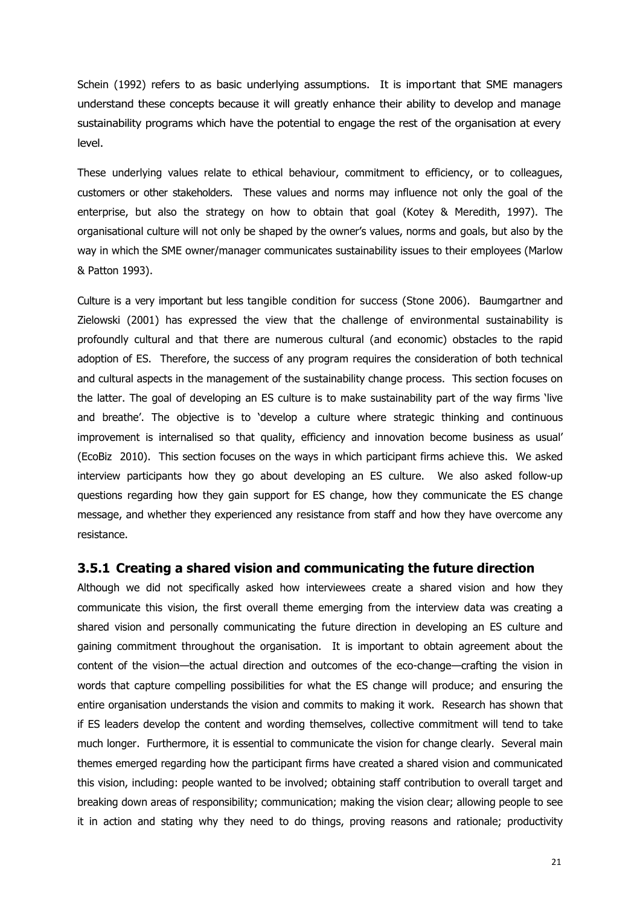Schein (1992) refers to as basic underlying assumptions. It is important that SME managers understand these concepts because it will greatly enhance their ability to develop and manage sustainability programs which have the potential to engage the rest of the organisation at every level.

These underlying values relate to ethical behaviour, commitment to efficiency, or to colleagues, customers or other stakeholders. These values and norms may influence not only the goal of the enterprise, but also the strategy on how to obtain that goal (Kotey & Meredith, 1997). The organisational culture will not only be shaped by the owner's values, norms and goals, but also by the way in which the SME owner/manager communicates sustainability issues to their employees (Marlow & Patton 1993).

Culture is a very important but less tangible condition for success (Stone 2006). Baumgartner and Zielowski (2001) has expressed the view that the challenge of environmental sustainability is profoundly cultural and that there are numerous cultural (and economic) obstacles to the rapid adoption of ES. Therefore, the success of any program requires the consideration of both technical and cultural aspects in the management of the sustainability change process. This section focuses on the latter. The goal of developing an ES culture is to make sustainability part of the way firms 'live and breathe'. The objective is to 'develop a culture where strategic thinking and continuous improvement is internalised so that quality, efficiency and innovation become business as usual' (EcoBiz 2010). This section focuses on the ways in which participant firms achieve this. We asked interview participants how they go about developing an ES culture. We also asked follow-up questions regarding how they gain support for ES change, how they communicate the ES change message, and whether they experienced any resistance from staff and how they have overcome any resistance.

### 3.5.1 Creating a shared vision and communicating the future direction

Although we did not specifically asked how interviewees create a shared vision and how they communicate this vision, the first overall theme emerging from the interview data was creating a shared vision and personally communicating the future direction in developing an ES culture and gaining commitment throughout the organisation. It is important to obtain agreement about the content of the vision—the actual direction and outcomes of the eco-change—crafting the vision in words that capture compelling possibilities for what the ES change will produce; and ensuring the entire organisation understands the vision and commits to making it work. Research has shown that if ES leaders develop the content and wording themselves, collective commitment will tend to take much longer. Furthermore, it is essential to communicate the vision for change clearly. Several main themes emerged regarding how the participant firms have created a shared vision and communicated this vision, including: people wanted to be involved; obtaining staff contribution to overall target and breaking down areas of responsibility; communication; making the vision clear; allowing people to see it in action and stating why they need to do things, proving reasons and rationale; productivity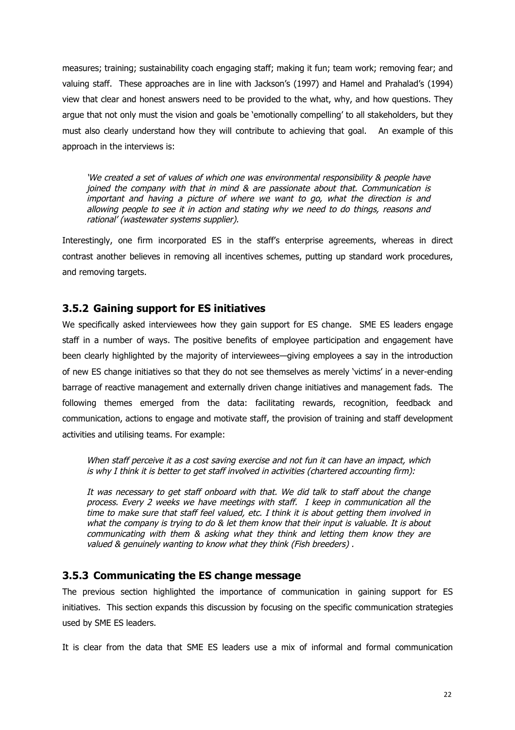measures; training; sustainability coach engaging staff; making it fun; team work; removing fear; and valuing staff. These approaches are in line with Jackson's (1997) and Hamel and Prahalad's (1994) view that clear and honest answers need to be provided to the what, why, and how questions. They argue that not only must the vision and goals be 'emotionally compelling' to all stakeholders, but they must also clearly understand how they will contribute to achieving that goal. An example of this approach in the interviews is:

> *'We created a set of values of which one was environmental responsibility & people have joined the company with that in mind & are passionate about that. Communication is important and having a picture of where we want to go, what the direction is and allowing people to see it in action and stating why we need to do things, reasons and rational' (wastewater systems supplier).*

Interestingly, one firm incorporated ES in the staff's enterprise agreements, whereas in direct contrast another believes in removing all incentives schemes, putting up standard work procedures, and removing targets.

### 3.5.2 Gaining support for ES initiatives

We specifically asked interviewees how they gain support for ES change. SME ES leaders engage staff in a number of ways. The positive benefits of employee participation and engagement have been clearly highlighted by the majority of interviewees—giving employees a say in the introduction of new ES change initiatives so that they do not see themselves as merely 'victims' in a never-ending barrage of reactive management and externally driven change initiatives and management fads. The following themes emerged from the data: facilitating rewards, recognition, feedback and communication, actions to engage and motivate staff, the provision of training and staff development activities and utilising teams. For example:

> *When staff perceive it as a cost saving exercise and not fun it can have an impact, which is why I think it is better to get staff involved in activities (chartered accounting firm):*
>
> *It was necessary to get staff onboard with that. We did talk to staff about the change process. Every 2 weeks we have meetings with staff. I keep in communication all the time to make sure that staff feel valued, etc. I think it is about getting them involved in what the company is trying to do & let them know that their input is valuable. It is about communicating with them & asking what they think and letting them know they are valued & genuinely wanting to know what they think (Fish breeders) .*

### 3.5.3 Communicating the ES change message

The previous section highlighted the importance of communication in gaining support for ES initiatives. This section expands this discussion by focusing on the specific communication strategies used by SME ES leaders.

It is clear from the data that SME ES leaders use a mix of informal and formal communication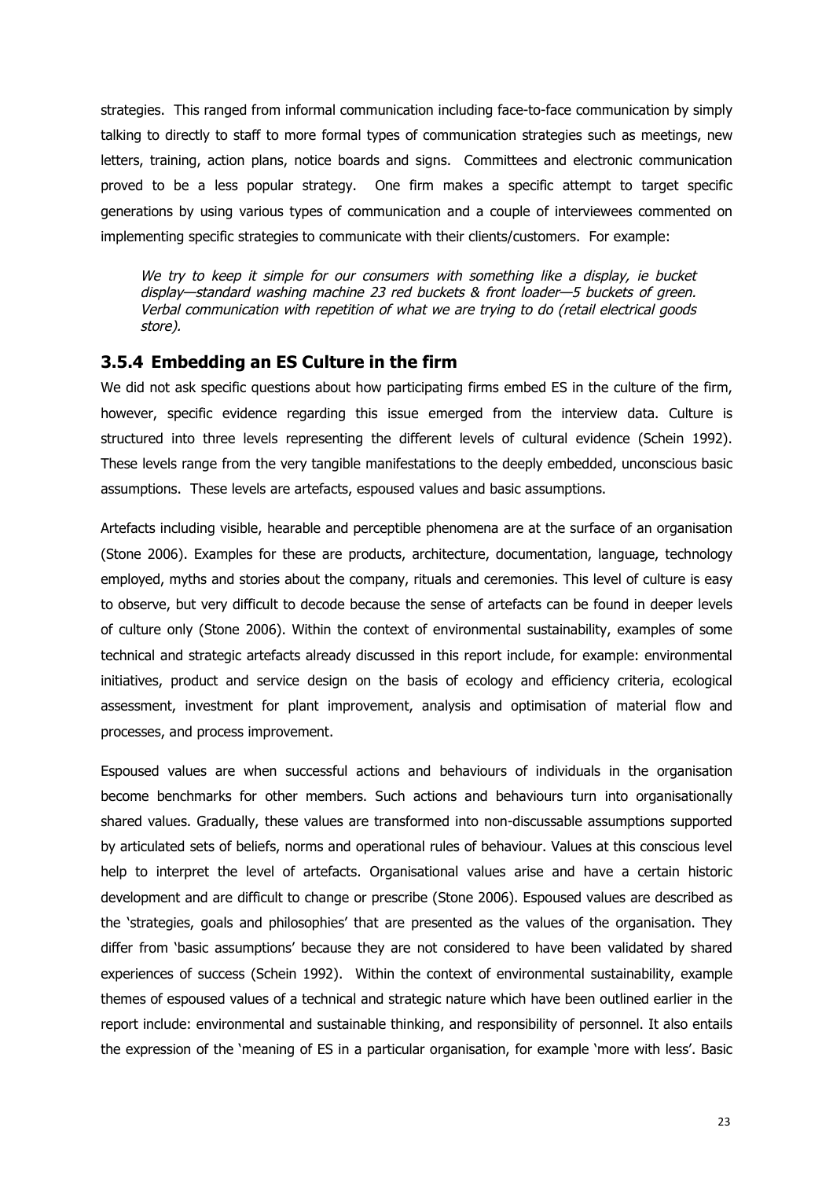strategies. This ranged from informal communication including face-to-face communication by simply talking to directly to staff to more formal types of communication strategies such as meetings, new letters, training, action plans, notice boards and signs. Committees and electronic communication proved to be a less popular strategy. One firm makes a specific attempt to target specific generations by using various types of communication and a couple of interviewees commented on implementing specific strategies to communicate with their clients/customers. For example:

> *We try to keep it simple for our consumers with something like a display, ie bucket display—standard washing machine 23 red buckets & front loader—5 buckets of green. Verbal communication with repetition of what we are trying to do (retail electrical goods store).*

### 3.5.4 Embedding an ES Culture in the firm

We did not ask specific questions about how participating firms embed ES in the culture of the firm, however, specific evidence regarding this issue emerged from the interview data. Culture is structured into three levels representing the different levels of cultural evidence (Schein 1992). These levels range from the very tangible manifestations to the deeply embedded, unconscious basic assumptions. These levels are artefacts, espoused values and basic assumptions.

Artefacts including visible, hearable and perceptible phenomena are at the surface of an organisation (Stone 2006). Examples for these are products, architecture, documentation, language, technology employed, myths and stories about the company, rituals and ceremonies. This level of culture is easy to observe, but very difficult to decode because the sense of artefacts can be found in deeper levels of culture only (Stone 2006). Within the context of environmental sustainability, examples of some technical and strategic artefacts already discussed in this report include, for example: environmental initiatives, product and service design on the basis of ecology and efficiency criteria, ecological assessment, investment for plant improvement, analysis and optimisation of material flow and processes, and process improvement.

Espoused values are when successful actions and behaviours of individuals in the organisation become benchmarks for other members. Such actions and behaviours turn into organisationally shared values. Gradually, these values are transformed into non-discussable assumptions supported by articulated sets of beliefs, norms and operational rules of behaviour. Values at this conscious level help to interpret the level of artefacts. Organisational values arise and have a certain historic development and are difficult to change or prescribe (Stone 2006). Espoused values are described as the 'strategies, goals and philosophies' that are presented as the values of the organisation. They differ from 'basic assumptions' because they are not considered to have been validated by shared experiences of success (Schein 1992). Within the context of environmental sustainability, example themes of espoused values of a technical and strategic nature which have been outlined earlier in the report include: environmental and sustainable thinking, and responsibility of personnel. It also entails the expression of the 'meaning of ES in a particular organisation, for example 'more with less'. Basic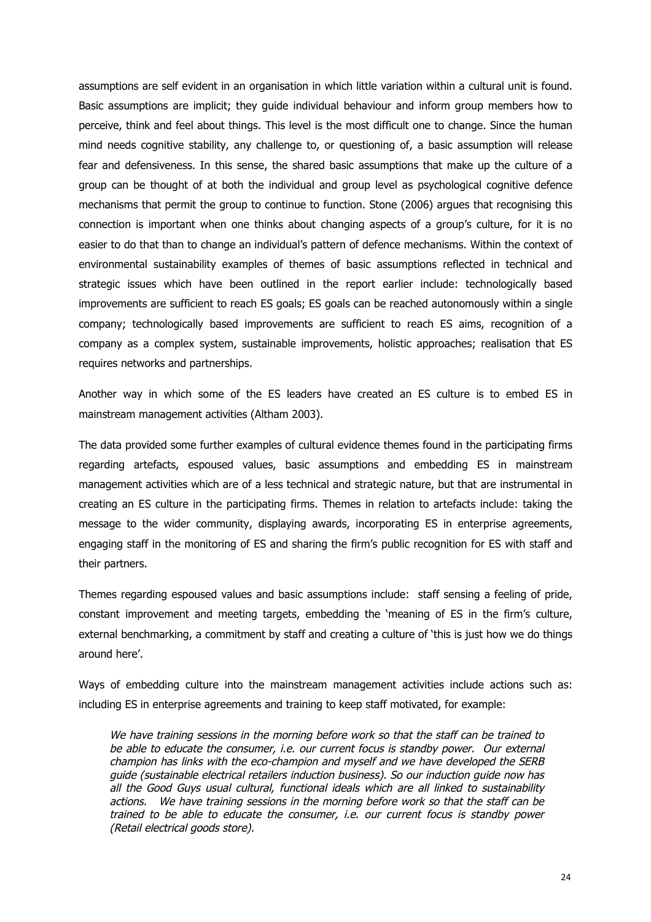assumptions are self evident in an organisation in which little variation within a cultural unit is found. Basic assumptions are implicit; they guide individual behaviour and inform group members how to perceive, think and feel about things. This level is the most difficult one to change. Since the human mind needs cognitive stability, any challenge to, or questioning of, a basic assumption will release fear and defensiveness. In this sense, the shared basic assumptions that make up the culture of a group can be thought of at both the individual and group level as psychological cognitive defence mechanisms that permit the group to continue to function. Stone (2006) argues that recognising this connection is important when one thinks about changing aspects of a group's culture, for it is no easier to do that than to change an individual's pattern of defence mechanisms. Within the context of environmental sustainability examples of themes of basic assumptions reflected in technical and strategic issues which have been outlined in the report earlier include: technologically based improvements are sufficient to reach ES goals; ES goals can be reached autonomously within a single company; technologically based improvements are sufficient to reach ES aims, recognition of a company as a complex system, sustainable improvements, holistic approaches; realisation that ES requires networks and partnerships.

Another way in which some of the ES leaders have created an ES culture is to embed ES in mainstream management activities (Altham 2003).

The data provided some further examples of cultural evidence themes found in the participating firms regarding artefacts, espoused values, basic assumptions and embedding ES in mainstream management activities which are of a less technical and strategic nature, but that are instrumental in creating an ES culture in the participating firms. Themes in relation to artefacts include: taking the message to the wider community, displaying awards, incorporating ES in enterprise agreements, engaging staff in the monitoring of ES and sharing the firm's public recognition for ES with staff and their partners.

Themes regarding espoused values and basic assumptions include: staff sensing a feeling of pride, constant improvement and meeting targets, embedding the 'meaning of ES in the firm's culture, external benchmarking, a commitment by staff and creating a culture of 'this is just how we do things around here'.

Ways of embedding culture into the mainstream management activities include actions such as: including ES in enterprise agreements and training to keep staff motivated, for example:

> *We have training sessions in the morning before work so that the staff can be trained to be able to educate the consumer, i.e. our current focus is standby power. Our external champion has links with the eco-champion and myself and we have developed the SERB guide (sustainable electrical retailers induction business). So our induction guide now has all the Good Guys usual cultural, functional ideals which are all linked to sustainability actions. We have training sessions in the morning before work so that the staff can be trained to be able to educate the consumer, i.e. our current focus is standby power (Retail electrical goods store).*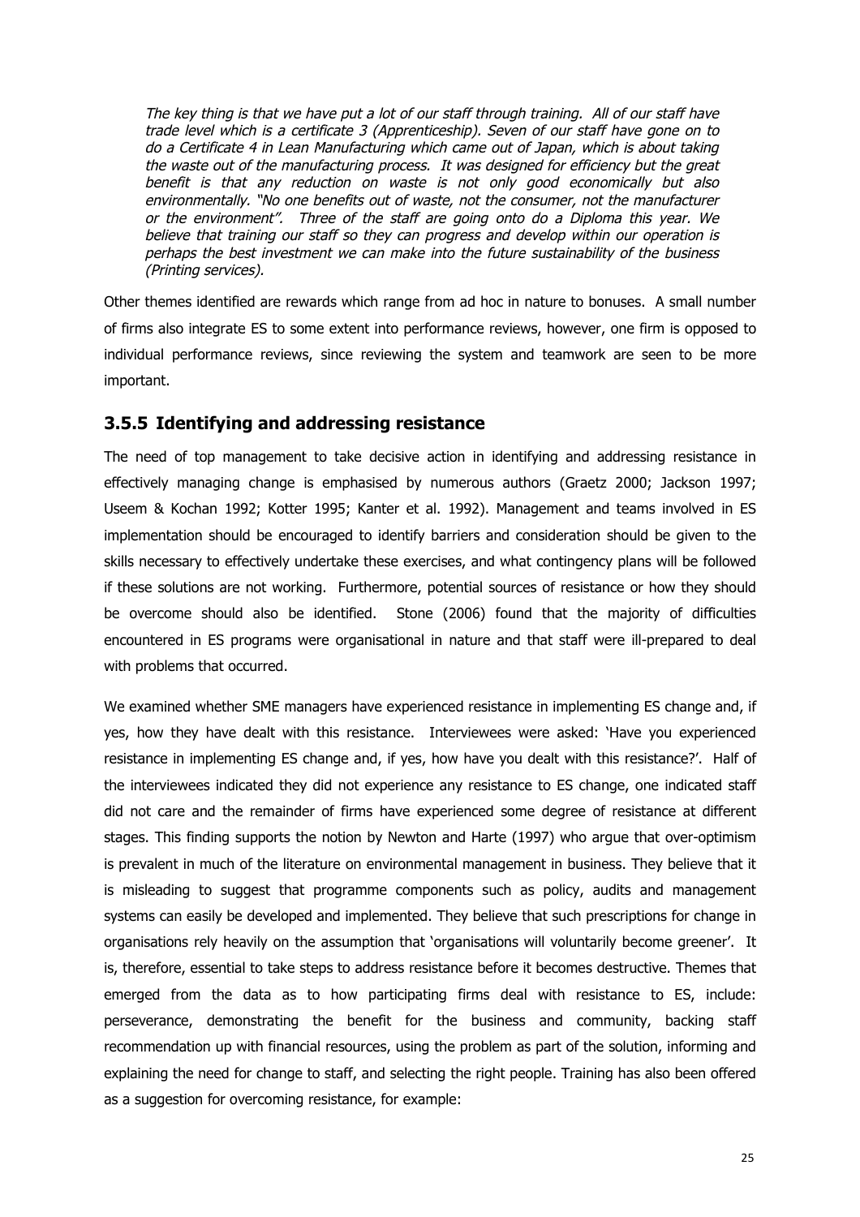*The key thing is that we have put a lot of our staff through training. All of our staff have trade level which is a certificate 3 (Apprenticeship). Seven of our staff have gone on to do a Certificate 4 in Lean Manufacturing which came out of Japan, which is about taking the waste out of the manufacturing process. It was designed for efficiency but the great benefit is that any reduction on waste is not only good economically but also environmentally. "No one benefits out of waste, not the consumer, not the manufacturer or the environment". Three of the staff are going onto do a Diploma this year. We believe that training our staff so they can progress and develop within our operation is perhaps the best investment we can make into the future sustainability of the business (Printing services).*

Other themes identified are rewards which range from ad hoc in nature to bonuses. A small number of firms also integrate ES to some extent into performance reviews, however, one firm is opposed to individual performance reviews, since reviewing the system and teamwork are seen to be more important.

### 3.5.5 Identifying and addressing resistance

The need of top management to take decisive action in identifying and addressing resistance in effectively managing change is emphasised by numerous authors (Graetz 2000; Jackson 1997; Useem & Kochan 1992; Kotter 1995; Kanter et al. 1992). Management and teams involved in ES implementation should be encouraged to identify barriers and consideration should be given to the skills necessary to effectively undertake these exercises, and what contingency plans will be followed if these solutions are not working. Furthermore, potential sources of resistance or how they should be overcome should also be identified. Stone (2006) found that the majority of difficulties encountered in ES programs were organisational in nature and that staff were ill-prepared to deal with problems that occurred.

We examined whether SME managers have experienced resistance in implementing ES change and, if yes, how they have dealt with this resistance. Interviewees were asked: 'Have you experienced resistance in implementing ES change and, if yes, how have you dealt with this resistance?'. Half of the interviewees indicated they did not experience any resistance to ES change, one indicated staff did not care and the remainder of firms have experienced some degree of resistance at different stages. This finding supports the notion by Newton and Harte (1997) who argue that over-optimism is prevalent in much of the literature on environmental management in business. They believe that it is misleading to suggest that programme components such as policy, audits and management systems can easily be developed and implemented. They believe that such prescriptions for change in organisations rely heavily on the assumption that 'organisations will voluntarily become greener'. It is, therefore, essential to take steps to address resistance before it becomes destructive. Themes that emerged from the data as to how participating firms deal with resistance to ES, include: perseverance, demonstrating the benefit for the business and community, backing staff recommendation up with financial resources, using the problem as part of the solution, informing and explaining the need for change to staff, and selecting the right people. Training has also been offered as a suggestion for overcoming resistance, for example: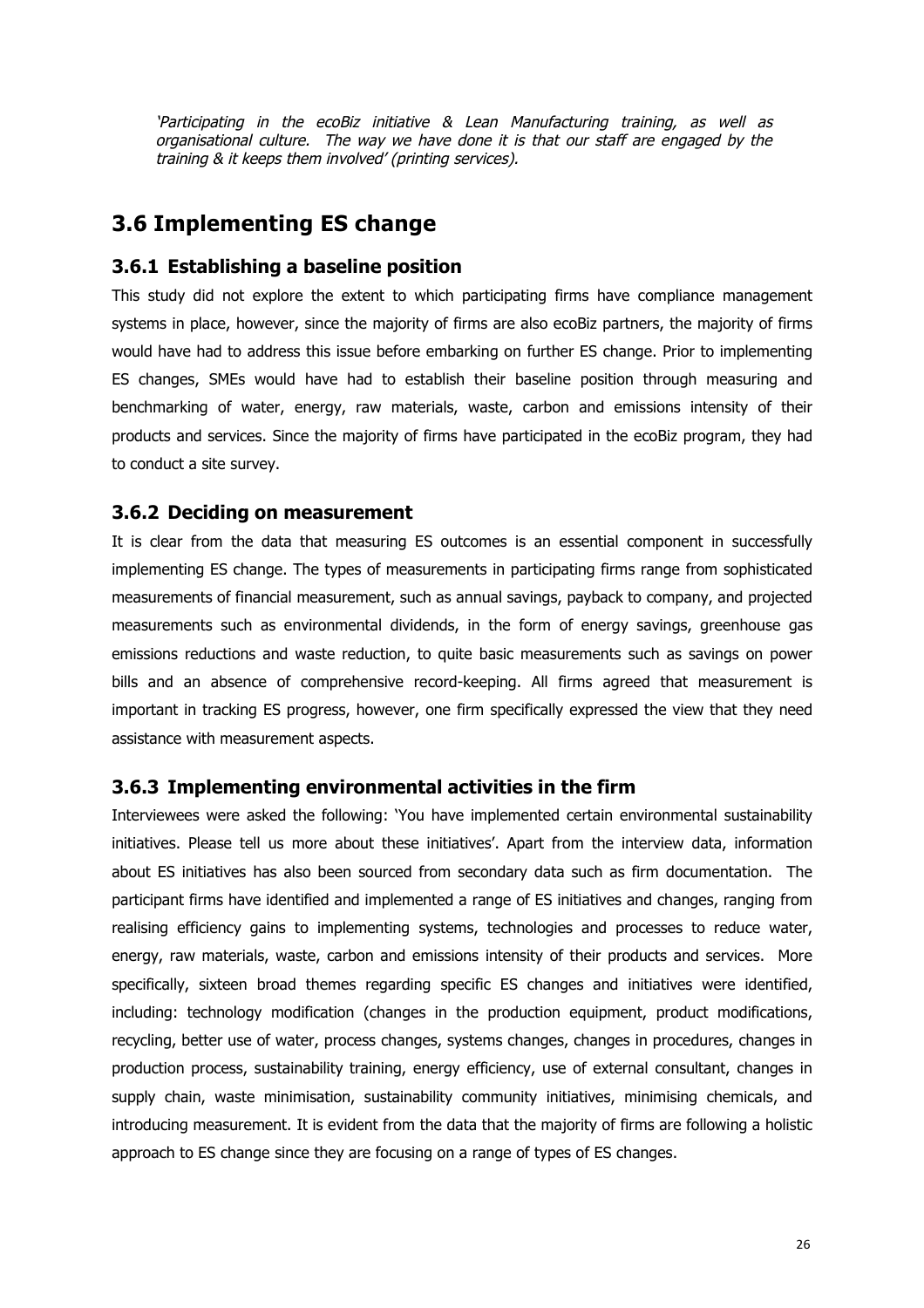*'Participating in the ecoBiz initiative & Lean Manufacturing training, as well as organisational culture. The way we have done it is that our staff are engaged by the training & it keeps them involved' (printing services).*

## 3.6 Implementing ES change

### 3.6.1 Establishing a baseline position

This study did not explore the extent to which participating firms have compliance management systems in place, however, since the majority of firms are also ecoBiz partners, the majority of firms would have had to address this issue before embarking on further ES change. Prior to implementing ES changes, SMEs would have had to establish their baseline position through measuring and benchmarking of water, energy, raw materials, waste, carbon and emissions intensity of their products and services. Since the majority of firms have participated in the ecoBiz program, they had to conduct a site survey.

### 3.6.2 Deciding on measurement

It is clear from the data that measuring ES outcomes is an essential component in successfully implementing ES change. The types of measurements in participating firms range from sophisticated measurements of financial measurement, such as annual savings, payback to company, and projected measurements such as environmental dividends, in the form of energy savings, greenhouse gas emissions reductions and waste reduction, to quite basic measurements such as savings on power bills and an absence of comprehensive record-keeping. All firms agreed that measurement is important in tracking ES progress, however, one firm specifically expressed the view that they need assistance with measurement aspects.

### 3.6.3 Implementing environmental activities in the firm

Interviewees were asked the following: 'You have implemented certain environmental sustainability initiatives. Please tell us more about these initiatives'. Apart from the interview data, information about ES initiatives has also been sourced from secondary data such as firm documentation. The participant firms have identified and implemented a range of ES initiatives and changes, ranging from realising efficiency gains to implementing systems, technologies and processes to reduce water, energy, raw materials, waste, carbon and emissions intensity of their products and services. More specifically, sixteen broad themes regarding specific ES changes and initiatives were identified, including: technology modification (changes in the production equipment, product modifications, recycling, better use of water, process changes, systems changes, changes in procedures, changes in production process, sustainability training, energy efficiency, use of external consultant, changes in supply chain, waste minimisation, sustainability community initiatives, minimising chemicals, and introducing measurement. It is evident from the data that the majority of firms are following a holistic approach to ES change since they are focusing on a range of types of ES changes.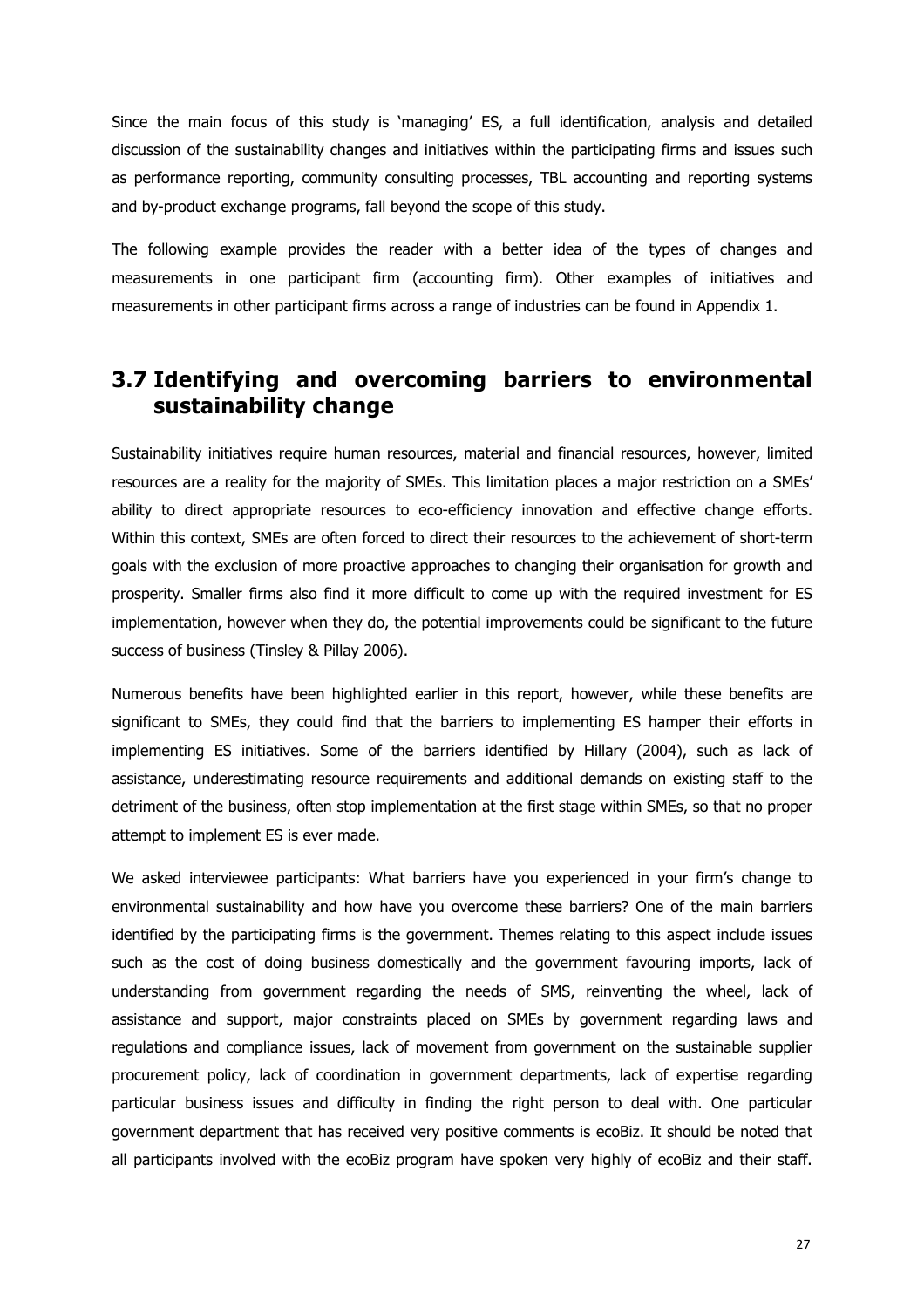Since the main focus of this study is 'managing' ES, a full identification, analysis and detailed discussion of the sustainability changes and initiatives within the participating firms and issues such as performance reporting, community consulting processes, TBL accounting and reporting systems and by-product exchange programs, fall beyond the scope of this study.

The following example provides the reader with a better idea of the types of changes and measurements in one participant firm (accounting firm). Other examples of initiatives and measurements in other participant firms across a range of industries can be found in Appendix 1.

## 3.7 Identifying and overcoming barriers to environmental sustainability change

Sustainability initiatives require human resources, material and financial resources, however, limited resources are a reality for the majority of SMEs. This limitation places a major restriction on a SMEs' ability to direct appropriate resources to eco-efficiency innovation and effective change efforts. Within this context, SMEs are often forced to direct their resources to the achievement of short-term goals with the exclusion of more proactive approaches to changing their organisation for growth and prosperity. Smaller firms also find it more difficult to come up with the required investment for ES implementation, however when they do, the potential improvements could be significant to the future success of business (Tinsley & Pillay 2006).

Numerous benefits have been highlighted earlier in this report, however, while these benefits are significant to SMEs, they could find that the barriers to implementing ES hamper their efforts in implementing ES initiatives. Some of the barriers identified by Hillary (2004), such as lack of assistance, underestimating resource requirements and additional demands on existing staff to the detriment of the business, often stop implementation at the first stage within SMEs, so that no proper attempt to implement ES is ever made.

We asked interviewee participants: What barriers have you experienced in your firm's change to environmental sustainability and how have you overcome these barriers? One of the main barriers identified by the participating firms is the government. Themes relating to this aspect include issues such as the cost of doing business domestically and the government favouring imports, lack of understanding from government regarding the needs of SMS, reinventing the wheel, lack of assistance and support, major constraints placed on SMEs by government regarding laws and regulations and compliance issues, lack of movement from government on the sustainable supplier procurement policy, lack of coordination in government departments, lack of expertise regarding particular business issues and difficulty in finding the right person to deal with. One particular government department that has received very positive comments is ecoBiz. It should be noted that all participants involved with the ecoBiz program have spoken very highly of ecoBiz and their staff.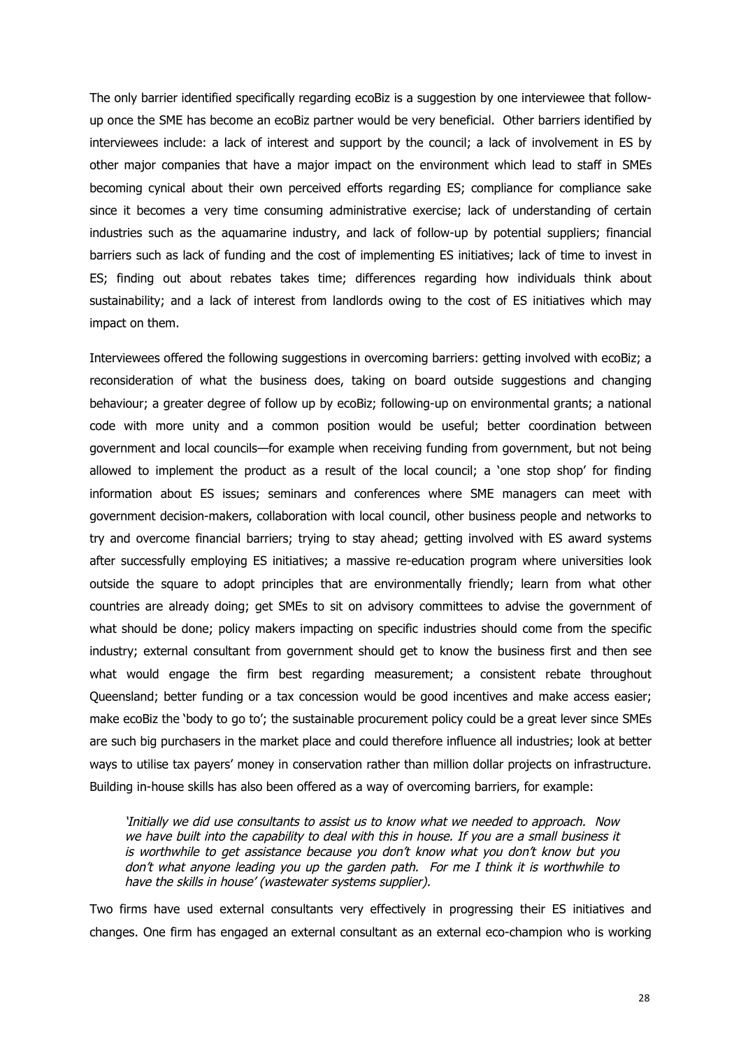The only barrier identified specifically regarding ecoBiz is a suggestion by one interviewee that follow-up once the SME has become an ecoBiz partner would be very beneficial. Other barriers identified by interviewees include: a lack of interest and support by the council; a lack of involvement in ES by other major companies that have a major impact on the environment which lead to staff in SMEs becoming cynical about their own perceived efforts regarding ES; compliance for compliance sake since it becomes a very time consuming administrative exercise; lack of understanding of certain industries such as the aquamarine industry, and lack of follow-up by potential suppliers; financial barriers such as lack of funding and the cost of implementing ES initiatives; lack of time to invest in ES; finding out about rebates takes time; differences regarding how individuals think about sustainability; and a lack of interest from landlords owing to the cost of ES initiatives which may impact on them.

Interviewees offered the following suggestions in overcoming barriers: getting involved with ecoBiz; a reconsideration of what the business does, taking on board outside suggestions and changing behaviour; a greater degree of follow up by ecoBiz; following-up on environmental grants; a national code with more unity and a common position would be useful; better coordination between government and local councils—for example when receiving funding from government, but not being allowed to implement the product as a result of the local council; a 'one stop shop' for finding information about ES issues; seminars and conferences where SME managers can meet with government decision-makers, collaboration with local council, other business people and networks to try and overcome financial barriers; trying to stay ahead; getting involved with ES award systems after successfully employing ES initiatives; a massive re-education program where universities look outside the square to adopt principles that are environmentally friendly; learn from what other countries are already doing; get SMEs to sit on advisory committees to advise the government of what should be done; policy makers impacting on specific industries should come from the specific industry; external consultant from government should get to know the business first and then see what would engage the firm best regarding measurement; a consistent rebate throughout Queensland; better funding or a tax concession would be good incentives and make access easier; make ecoBiz the 'body to go to'; the sustainable procurement policy could be a great lever since SMEs are such big purchasers in the market place and could therefore influence all industries; look at better ways to utilise tax payers' money in conservation rather than million dollar projects on infrastructure. Building in-house skills has also been offered as a way of overcoming barriers, for example:

> *'Initially we did use consultants to assist us to know what we needed to approach. Now we have built into the capability to deal with this in house. If you are a small business it is worthwhile to get assistance because you don't know what you don't know but you don't what anyone leading you up the garden path. For me I think it is worthwhile to have the skills in house' (wastewater systems supplier).*

Two firms have used external consultants very effectively in progressing their ES initiatives and changes. One firm has engaged an external consultant as an external eco-champion who is working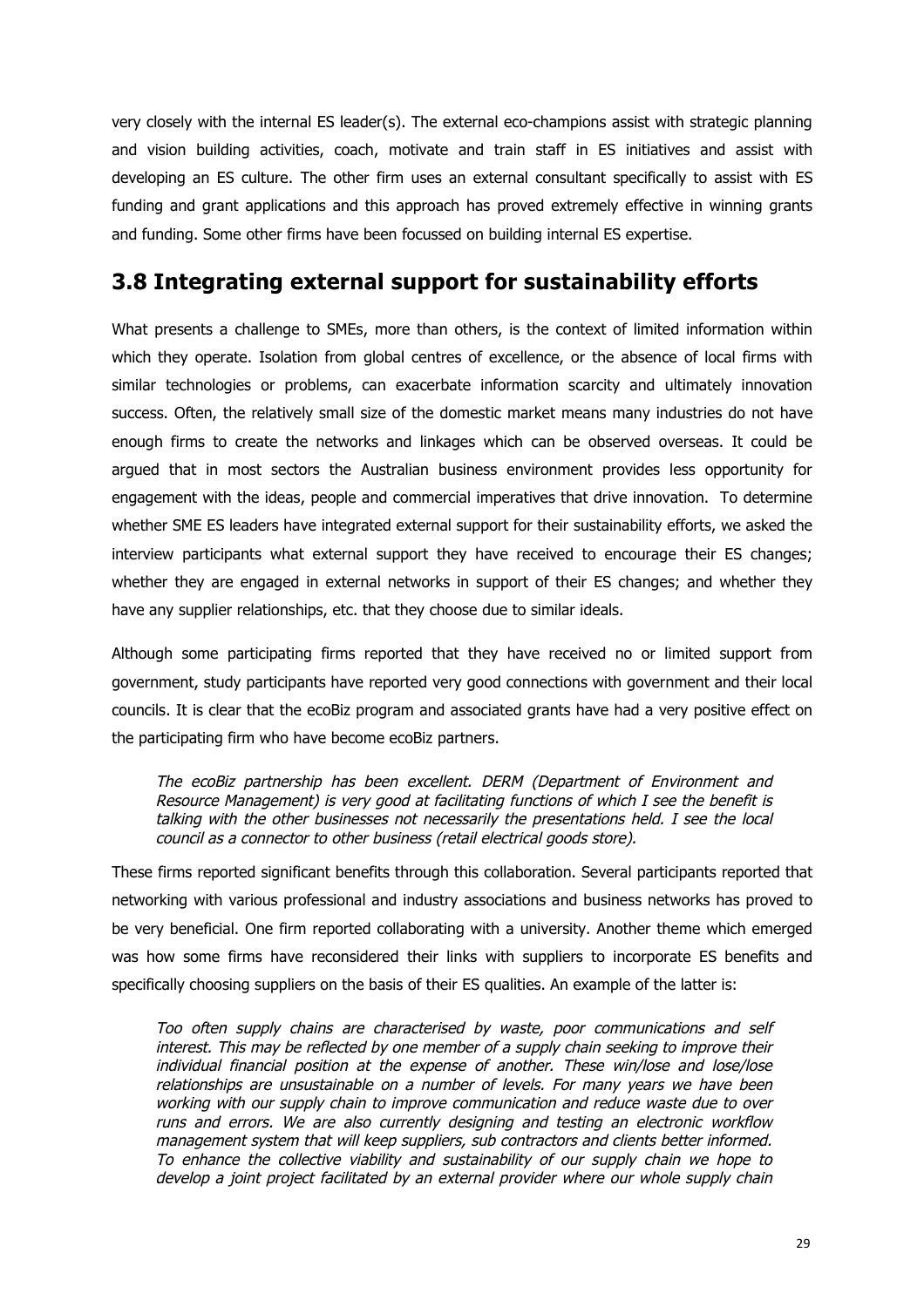very closely with the internal ES leader(s). The external eco-champions assist with strategic planning and vision building activities, coach, motivate and train staff in ES initiatives and assist with developing an ES culture. The other firm uses an external consultant specifically to assist with ES funding and grant applications and this approach has proved extremely effective in winning grants and funding. Some other firms have been focussed on building internal ES expertise.

## 3.8 Integrating external support for sustainability efforts

What presents a challenge to SMEs, more than others, is the context of limited information within which they operate. Isolation from global centres of excellence, or the absence of local firms with similar technologies or problems, can exacerbate information scarcity and ultimately innovation success. Often, the relatively small size of the domestic market means many industries do not have enough firms to create the networks and linkages which can be observed overseas. It could be argued that in most sectors the Australian business environment provides less opportunity for engagement with the ideas, people and commercial imperatives that drive innovation. To determine whether SME ES leaders have integrated external support for their sustainability efforts, we asked the interview participants what external support they have received to encourage their ES changes; whether they are engaged in external networks in support of their ES changes; and whether they have any supplier relationships, etc. that they choose due to similar ideals.

Although some participating firms reported that they have received no or limited support from government, study participants have reported very good connections with government and their local councils. It is clear that the ecoBiz program and associated grants have had a very positive effect on the participating firm who have become ecoBiz partners.

> *The ecoBiz partnership has been excellent. DERM (Department of Environment and Resource Management) is very good at facilitating functions of which I see the benefit is talking with the other businesses not necessarily the presentations held. I see the local council as a connector to other business (retail electrical goods store).*

These firms reported significant benefits through this collaboration. Several participants reported that networking with various professional and industry associations and business networks has proved to be very beneficial. One firm reported collaborating with a university. Another theme which emerged was how some firms have reconsidered their links with suppliers to incorporate ES benefits and specifically choosing suppliers on the basis of their ES qualities. An example of the latter is:

> *Too often supply chains are characterised by waste, poor communications and self interest. This may be reflected by one member of a supply chain seeking to improve their individual financial position at the expense of another. These win/lose and lose/lose relationships are unsustainable on a number of levels. For many years we have been working with our supply chain to improve communication and reduce waste due to over runs and errors. We are also currently designing and testing an electronic workflow management system that will keep suppliers, sub contractors and clients better informed. To enhance the collective viability and sustainability of our supply chain we hope to develop a joint project facilitated by an external provider where our whole supply chain*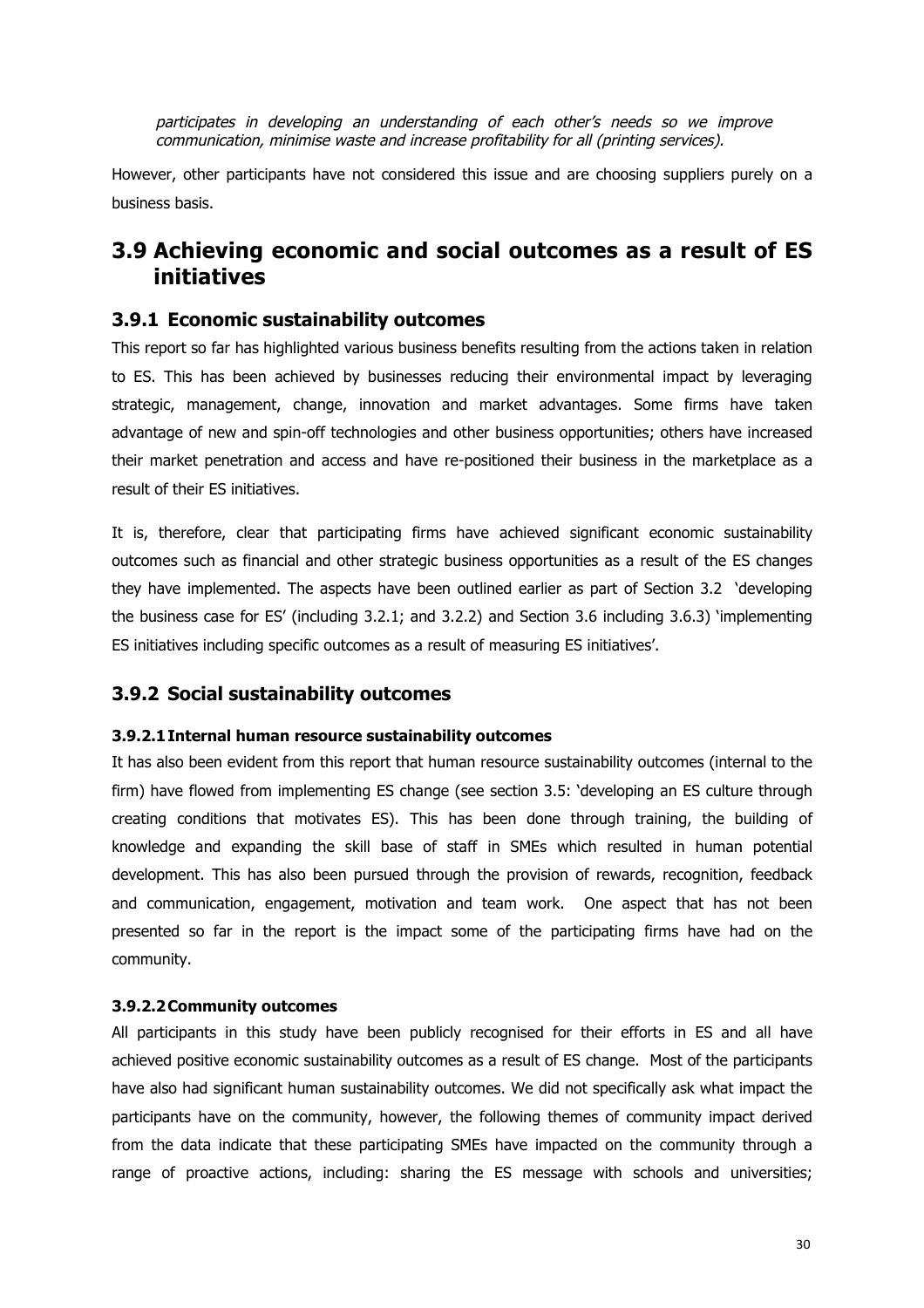*participates in developing an understanding of each other's needs so we improve communication, minimise waste and increase profitability for all (printing services).*

However, other participants have not considered this issue and are choosing suppliers purely on a business basis.

## 3.9 Achieving economic and social outcomes as a result of ES initiatives

### 3.9.1 Economic sustainability outcomes

This report so far has highlighted various business benefits resulting from the actions taken in relation to ES. This has been achieved by businesses reducing their environmental impact by leveraging strategic, management, change, innovation and market advantages. Some firms have taken advantage of new and spin-off technologies and other business opportunities; others have increased their market penetration and access and have re-positioned their business in the marketplace as a result of their ES initiatives.

It is, therefore, clear that participating firms have achieved significant economic sustainability outcomes such as financial and other strategic business opportunities as a result of the ES changes they have implemented. The aspects have been outlined earlier as part of Section 3.2 'developing the business case for ES' (including 3.2.1; and 3.2.2) and Section 3.6 including 3.6.3) 'implementing ES initiatives including specific outcomes as a result of measuring ES initiatives'.

### 3.9.2 Social sustainability outcomes

#### 3.9.2.1 Internal human resource sustainability outcomes

It has also been evident from this report that human resource sustainability outcomes (internal to the firm) have flowed from implementing ES change (see section 3.5: 'developing an ES culture through creating conditions that motivates ES). This has been done through training, the building of knowledge and expanding the skill base of staff in SMEs which resulted in human potential development. This has also been pursued through the provision of rewards, recognition, feedback and communication, engagement, motivation and team work. One aspect that has not been presented so far in the report is the impact some of the participating firms have had on the community.

#### 3.9.2.2 Community outcomes

All participants in this study have been publicly recognised for their efforts in ES and all have achieved positive economic sustainability outcomes as a result of ES change. Most of the participants have also had significant human sustainability outcomes. We did not specifically ask what impact the participants have on the community, however, the following themes of community impact derived from the data indicate that these participating SMEs have impacted on the community through a range of proactive actions, including: sharing the ES message with schools and universities;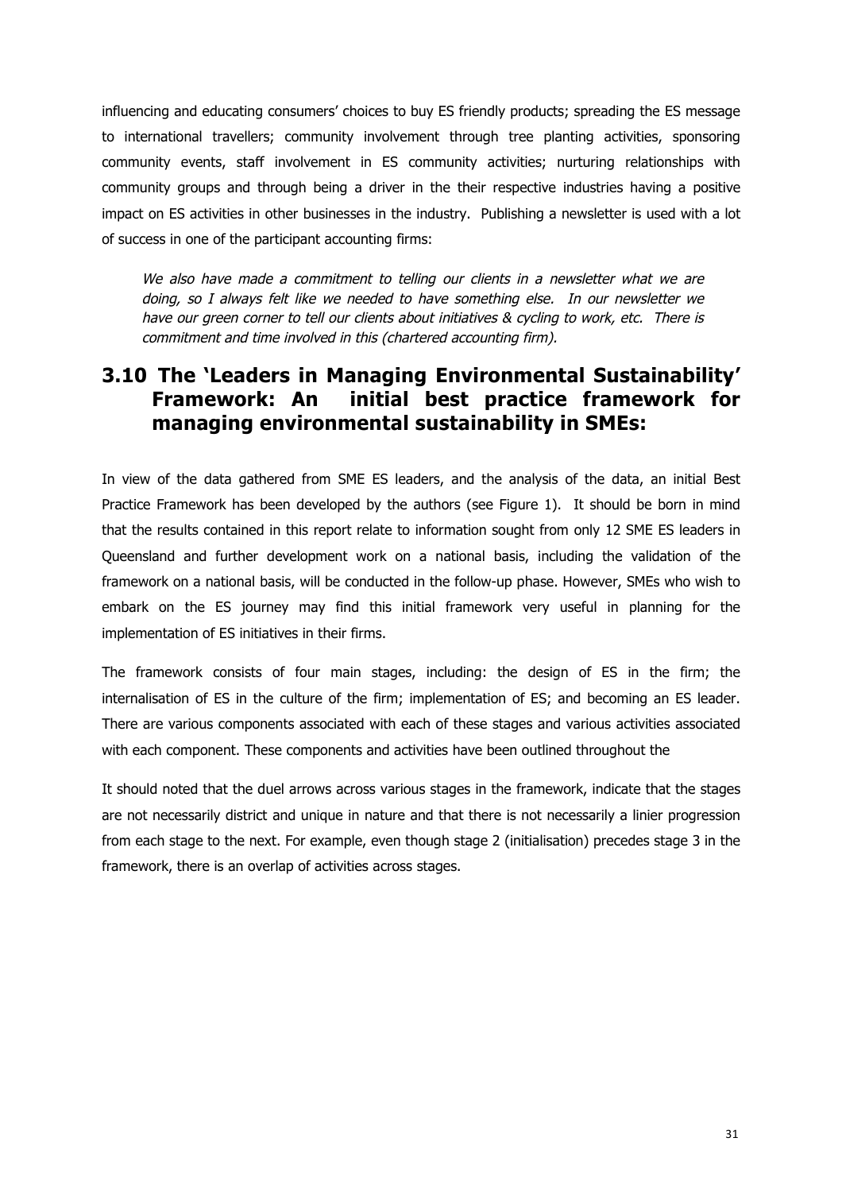influencing and educating consumers' choices to buy ES friendly products; spreading the ES message to international travellers; community involvement through tree planting activities, sponsoring community events, staff involvement in ES community activities; nurturing relationships with community groups and through being a driver in the their respective industries having a positive impact on ES activities in other businesses in the industry. Publishing a newsletter is used with a lot of success in one of the participant accounting firms:

> *We also have made a commitment to telling our clients in a newsletter what we are doing, so I always felt like we needed to have something else. In our newsletter we have our green corner to tell our clients about initiatives & cycling to work, etc. There is commitment and time involved in this (chartered accounting firm).*

## 3.10 The 'Leaders in Managing Environmental Sustainability' Framework: An initial best practice framework for managing environmental sustainability in SMEs:

In view of the data gathered from SME ES leaders, and the analysis of the data, an initial Best Practice Framework has been developed by the authors (see Figure 1). It should be born in mind that the results contained in this report relate to information sought from only 12 SME ES leaders in Queensland and further development work on a national basis, including the validation of the framework on a national basis, will be conducted in the follow-up phase. However, SMEs who wish to embark on the ES journey may find this initial framework very useful in planning for the implementation of ES initiatives in their firms.

The framework consists of four main stages, including: the design of ES in the firm; the internalisation of ES in the culture of the firm; implementation of ES; and becoming an ES leader. There are various components associated with each of these stages and various activities associated with each component. These components and activities have been outlined throughout the

It should noted that the duel arrows across various stages in the framework, indicate that the stages are not necessarily district and unique in nature and that there is not necessarily a linier progression from each stage to the next. For example, even though stage 2 (initialisation) precedes stage 3 in the framework, there is an overlap of activities across stages.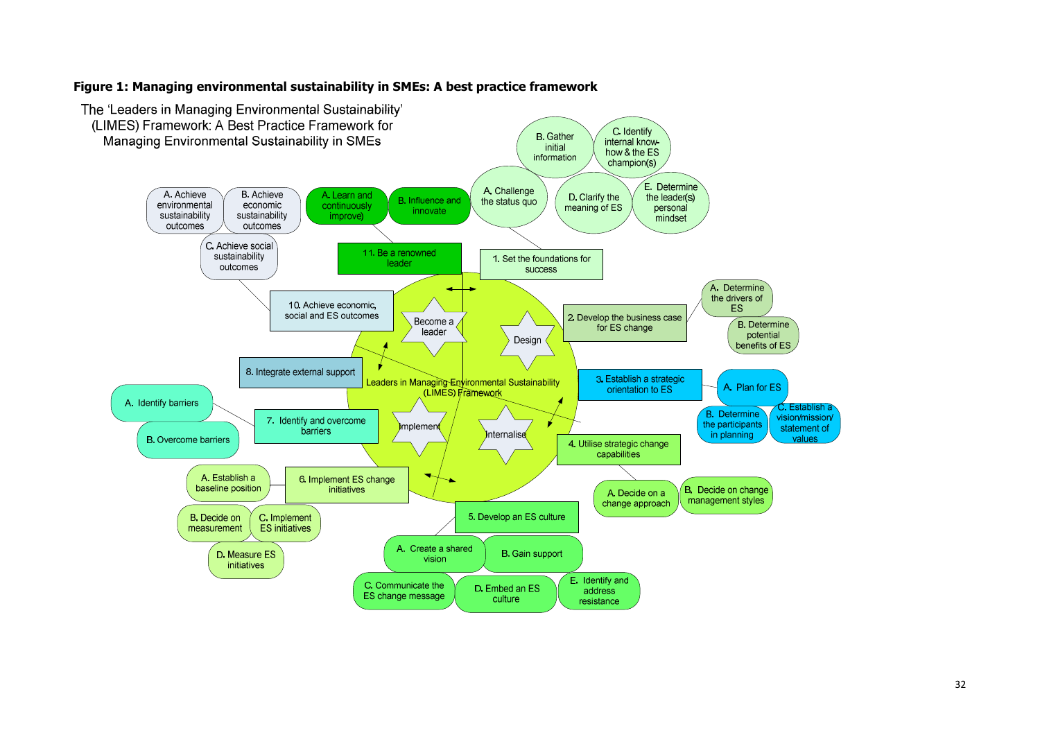**Figure 1: Managing environmental sustainability in SMEs: A best practice framework**

The 'Leaders in Managing Environmental Sustainability' (LIMES) Framework: A Best Practice Framework for Managing Environmental Sustainability in SMEs

Leaders in Managing Environmental Sustainability (LIMES) Framework

Design · Internalise · Implement · Become a leader

1. Set the foundations for success
   - A. Challenge the status quo
   - B. Gather initial information
   - C. Identify internal know-how & the ES champion(s)
   - D. Clarify the meaning of ES
   - E. Determine the leader(s) personal mindset
2. Develop the business case for ES change
   - A. Determine the drivers of ES
   - B. Determine potential benefits of ES
3. Establish a strategic orientation to ES
   - A. Plan for ES
   - B. Determine the participants in planning
   - C. Establish a vision/mission/statement of values
4. Utilise strategic change capabilities
   - A. Decide on a change approach
   - B. Decide on change management styles
5. Develop an ES culture
   - A. Create a shared vision
   - B. Gain support
   - C. Communicate the ES change message
   - D. Embed an ES culture
   - E. Identify and address resistance
6. Implement ES change initiatives
   - A. Establish a baseline position
   - B. Decide on measurement
   - C. Implement ES initiatives
   - D. Measure ES initiatives
7. Identify and overcome barriers
   - A. Identify barriers
   - B. Overcome barriers
8. Integrate external support
10. Achieve economic, social and ES outcomes
    - A. Achieve environmental sustainability outcomes
    - B. Achieve economic sustainability outcomes
    - C. Achieve social sustainability outcomes
11. Be a renowned leader
    - A. Learn and continuously improve
    - B. Influence and innovate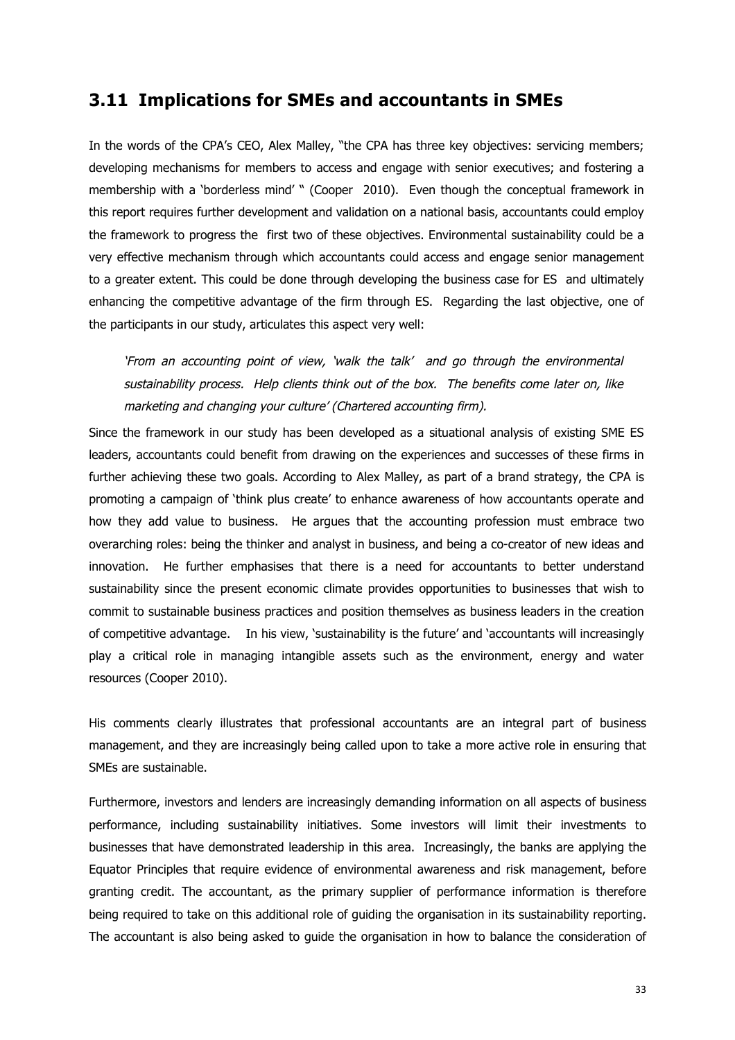## 3.11 Implications for SMEs and accountants in SMEs

In the words of the CPA's CEO, Alex Malley, "the CPA has three key objectives: servicing members; developing mechanisms for members to access and engage with senior executives; and fostering a membership with a 'borderless mind' " (Cooper 2010). Even though the conceptual framework in this report requires further development and validation on a national basis, accountants could employ the framework to progress the first two of these objectives. Environmental sustainability could be a very effective mechanism through which accountants could access and engage senior management to a greater extent. This could be done through developing the business case for ES and ultimately enhancing the competitive advantage of the firm through ES. Regarding the last objective, one of the participants in our study, articulates this aspect very well:

> *'From an accounting point of view, 'walk the talk' and go through the environmental sustainability process. Help clients think out of the box. The benefits come later on, like marketing and changing your culture' (Chartered accounting firm).*

Since the framework in our study has been developed as a situational analysis of existing SME ES leaders, accountants could benefit from drawing on the experiences and successes of these firms in further achieving these two goals. According to Alex Malley, as part of a brand strategy, the CPA is promoting a campaign of 'think plus create' to enhance awareness of how accountants operate and how they add value to business. He argues that the accounting profession must embrace two overarching roles: being the thinker and analyst in business, and being a co-creator of new ideas and innovation. He further emphasises that there is a need for accountants to better understand sustainability since the present economic climate provides opportunities to businesses that wish to commit to sustainable business practices and position themselves as business leaders in the creation of competitive advantage. In his view, 'sustainability is the future' and 'accountants will increasingly play a critical role in managing intangible assets such as the environment, energy and water resources (Cooper 2010).

His comments clearly illustrates that professional accountants are an integral part of business management, and they are increasingly being called upon to take a more active role in ensuring that SMEs are sustainable.

Furthermore, investors and lenders are increasingly demanding information on all aspects of business performance, including sustainability initiatives. Some investors will limit their investments to businesses that have demonstrated leadership in this area. Increasingly, the banks are applying the Equator Principles that require evidence of environmental awareness and risk management, before granting credit. The accountant, as the primary supplier of performance information is therefore being required to take on this additional role of guiding the organisation in its sustainability reporting. The accountant is also being asked to guide the organisation in how to balance the consideration of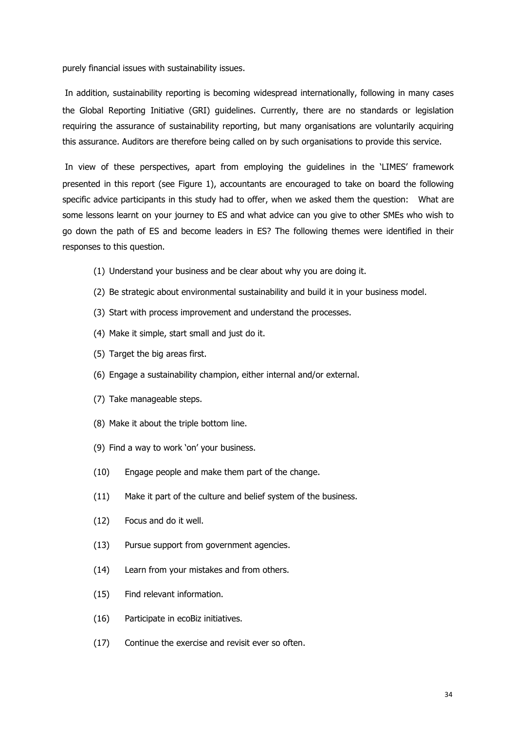purely financial issues with sustainability issues.

In addition, sustainability reporting is becoming widespread internationally, following in many cases the Global Reporting Initiative (GRI) guidelines. Currently, there are no standards or legislation requiring the assurance of sustainability reporting, but many organisations are voluntarily acquiring this assurance. Auditors are therefore being called on by such organisations to provide this service.

In view of these perspectives, apart from employing the guidelines in the 'LIMES' framework presented in this report (see Figure 1), accountants are encouraged to take on board the following specific advice participants in this study had to offer, when we asked them the question: What are some lessons learnt on your journey to ES and what advice can you give to other SMEs who wish to go down the path of ES and become leaders in ES? The following themes were identified in their responses to this question.

(1) Understand your business and be clear about why you are doing it.

(2) Be strategic about environmental sustainability and build it in your business model.

(3) Start with process improvement and understand the processes.

(4) Make it simple, start small and just do it.

(5) Target the big areas first.

(6) Engage a sustainability champion, either internal and/or external.

(7) Take manageable steps.

(8) Make it about the triple bottom line.

(9) Find a way to work 'on' your business.

(10) Engage people and make them part of the change.

(11) Make it part of the culture and belief system of the business.

(12) Focus and do it well.

(13) Pursue support from government agencies.

(14) Learn from your mistakes and from others.

(15) Find relevant information.

(16) Participate in ecoBiz initiatives.

(17) Continue the exercise and revisit ever so often.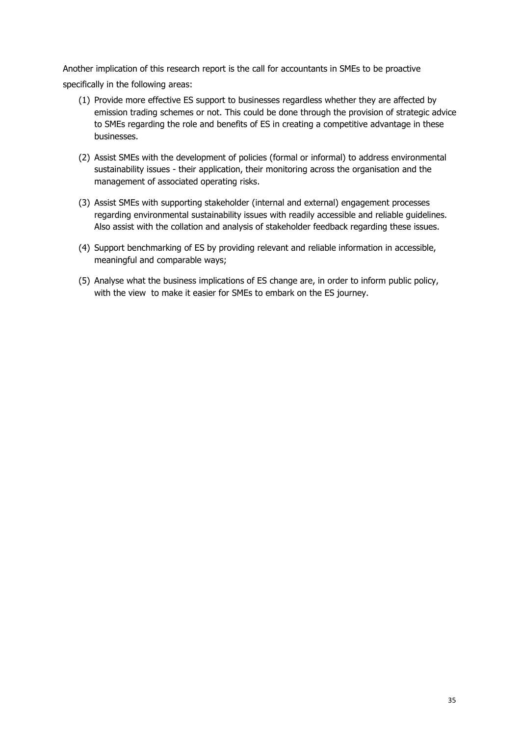Another implication of this research report is the call for accountants in SMEs to be proactive specifically in the following areas:

(1) Provide more effective ES support to businesses regardless whether they are affected by emission trading schemes or not. This could be done through the provision of strategic advice to SMEs regarding the role and benefits of ES in creating a competitive advantage in these businesses.

(2) Assist SMEs with the development of policies (formal or informal) to address environmental sustainability issues - their application, their monitoring across the organisation and the management of associated operating risks.

(3) Assist SMEs with supporting stakeholder (internal and external) engagement processes regarding environmental sustainability issues with readily accessible and reliable guidelines. Also assist with the collation and analysis of stakeholder feedback regarding these issues.

(4) Support benchmarking of ES by providing relevant and reliable information in accessible, meaningful and comparable ways;

(5) Analyse what the business implications of ES change are, in order to inform public policy, with the view to make it easier for SMEs to embark on the ES journey.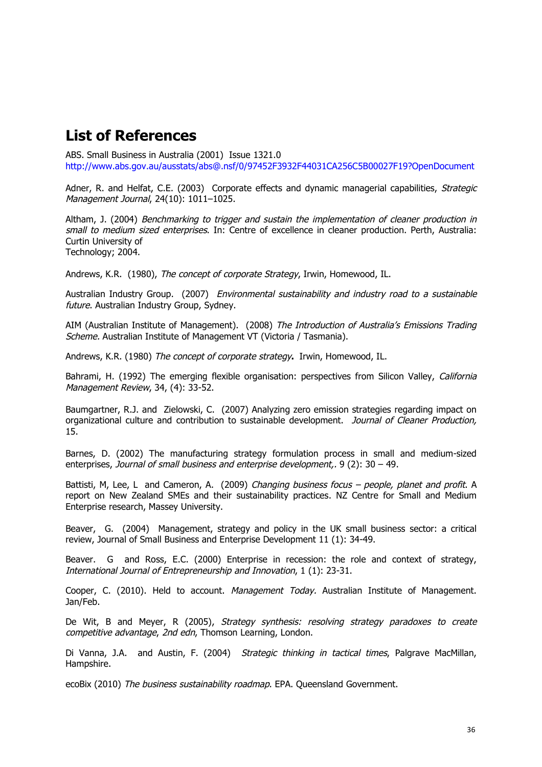## List of References

ABS. Small Business in Australia (2001) Issue 1321.0 http://www.abs.gov.au/ausstats/abs@.nsf/0/97452F3932F44031CA256C5B00027F19?OpenDocument

Adner, R. and Helfat, C.E. (2003) Corporate effects and dynamic managerial capabilities, *Strategic Management Journal*, 24(10): 1011–1025.

Altham, J. (2004) *Benchmarking to trigger and sustain the implementation of cleaner production in small to medium sized enterprises*. In: Centre of excellence in cleaner production. Perth, Australia: Curtin University of Technology; 2004.

Andrews, K.R. (1980), *The concept of corporate Strategy*, Irwin, Homewood, IL.

Australian Industry Group. (2007) *Environmental sustainability and industry road to a sustainable future*. Australian Industry Group, Sydney.

AIM (Australian Institute of Management). (2008) *The Introduction of Australia's Emissions Trading Scheme.* Australian Institute of Management VT (Victoria / Tasmania).

Andrews, K.R. (1980) *The concept of corporate strategy***.** Irwin, Homewood, IL.

Bahrami, H. (1992) The emerging flexible organisation: perspectives from Silicon Valley, *California Management Review*, 34, (4): 33-52.

Baumgartner, R.J. and Zielowski, C. (2007) Analyzing zero emission strategies regarding impact on organizational culture and contribution to sustainable development. *Journal of Cleaner Production,* 15.

Barnes, D. (2002) The manufacturing strategy formulation process in small and medium-sized enterprises, *Journal of small business and enterprise development,*. 9 (2): 30 – 49.

Battisti, M, Lee, L and Cameron, A. (2009) *Changing business focus – people, planet and profit*. A report on New Zealand SMEs and their sustainability practices. NZ Centre for Small and Medium Enterprise research, Massey University.

Beaver, G. (2004) Management, strategy and policy in the UK small business sector: a critical review, Journal of Small Business and Enterprise Development 11 (1): 34-49.

Beaver. G and Ross, E.C. (2000) Enterprise in recession: the role and context of strategy, *International Journal of Entrepreneurship and Innovation*, 1 (1): 23-31.

Cooper, C. (2010). Held to account. *Management Today.* Australian Institute of Management. Jan/Feb.

De Wit, B and Meyer, R (2005), *Strategy synthesis: resolving strategy paradoxes to create competitive advantage*, *2nd edn*, Thomson Learning, London.

Di Vanna, J.A. and Austin, F. (2004) *Strategic thinking in tactical times*, Palgrave MacMillan, Hampshire.

ecoBix (2010) *The business sustainability roadmap*. EPA. Queensland Government.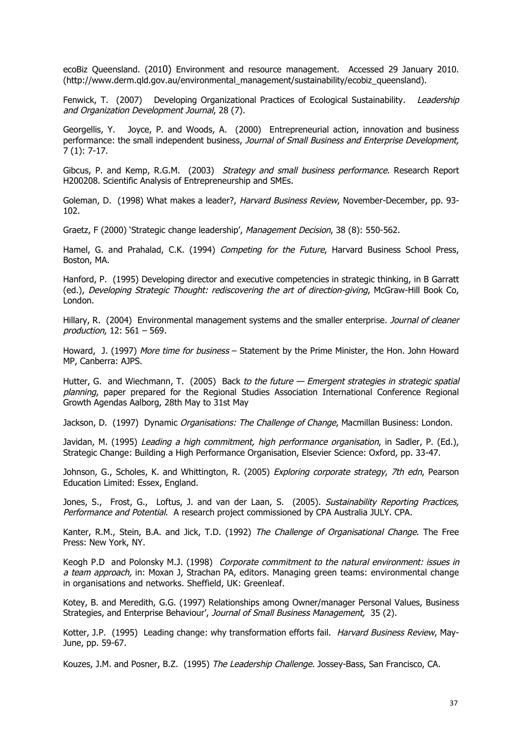ecoBiz Queensland. (2010) Environment and resource management. Accessed 29 January 2010. (http://www.derm.qld.gov.au/environmental_management/sustainability/ecobiz_queensland).

Fenwick, T. (2007) Developing Organizational Practices of Ecological Sustainability. *Leadership and Organization Development Journal*, 28 (7).

Georgellis, Y. Joyce, P. and Woods, A. (2000) Entrepreneurial action, innovation and business performance: the small independent business, *Journal of Small Business and Enterprise Development,* 7 (1): 7-17.

Gibcus, P. and Kemp, R.G.M. (2003) *Strategy and small business performance*. Research Report H200208. Scientific Analysis of Entrepreneurship and SMEs.

Goleman, D. (1998) What makes a leader?, *Harvard Business Review*, November-December, pp. 93-102.

Graetz, F (2000) 'Strategic change leadership', *Management Decision*, 38 (8): 550-562.

Hamel, G. and Prahalad, C.K. (1994) *Competing for the Future*, Harvard Business School Press, Boston, MA.

Hanford, P. (1995) Developing director and executive competencies in strategic thinking, in B Garratt (ed.), *Developing Strategic Thought: rediscovering the art of direction-giving*, McGraw-Hill Book Co, London.

Hillary, R. (2004) Environmental management systems and the smaller enterprise. *Journal of cleaner production*, 12: 561 – 569.

Howard, J. (1997) *More time for business* – Statement by the Prime Minister, the Hon. John Howard MP, Canberra: AJPS.

Hutter, G. and Wiechmann, T. (2005) Back *to the future — Emergent strategies in strategic spatial planning*, paper prepared for the Regional Studies Association International Conference Regional Growth Agendas Aalborg, 28th May to 31st May

Jackson, D. (1997) Dynamic *Organisations: The Challenge of Change*, Macmillan Business: London.

Javidan, M. (1995) *Leading a high commitment, high performance organisation*, in Sadler, P. (Ed.), Strategic Change: Building a High Performance Organisation, Elsevier Science: Oxford, pp. 33-47.

Johnson, G., Scholes, K. and Whittington, R. (2005) *Exploring corporate strategy*, *7th edn*, Pearson Education Limited: Essex, England.

Jones, S., Frost, G., Loftus, J. and van der Laan, S. (2005). *Sustainability Reporting Practices, Performance and Potential*. A research project commissioned by CPA Australia JULY. CPA.

Kanter, R.M., Stein, B.A. and Jick, T.D. (1992) *The Challenge of Organisational Change*. The Free Press: New York, NY.

Keogh P.D and Polonsky M.J. (1998) *Corporate commitment to the natural environment: issues in a team approach,* in: Moxan J, Strachan PA, editors. Managing green teams: environmental change in organisations and networks. Sheffield, UK: Greenleaf.

Kotey, B. and Meredith, G.G. (1997) Relationships among Owner/manager Personal Values, Business Strategies, and Enterprise Behaviour', *Journal of Small Business Management,* 35 (2).

Kotter, J.P. (1995) Leading change: why transformation efforts fail. *Harvard Business Review*, May-June, pp. 59-67.

Kouzes, J.M. and Posner, B.Z. (1995) *The Leadership Challenge*. Jossey-Bass, San Francisco, CA.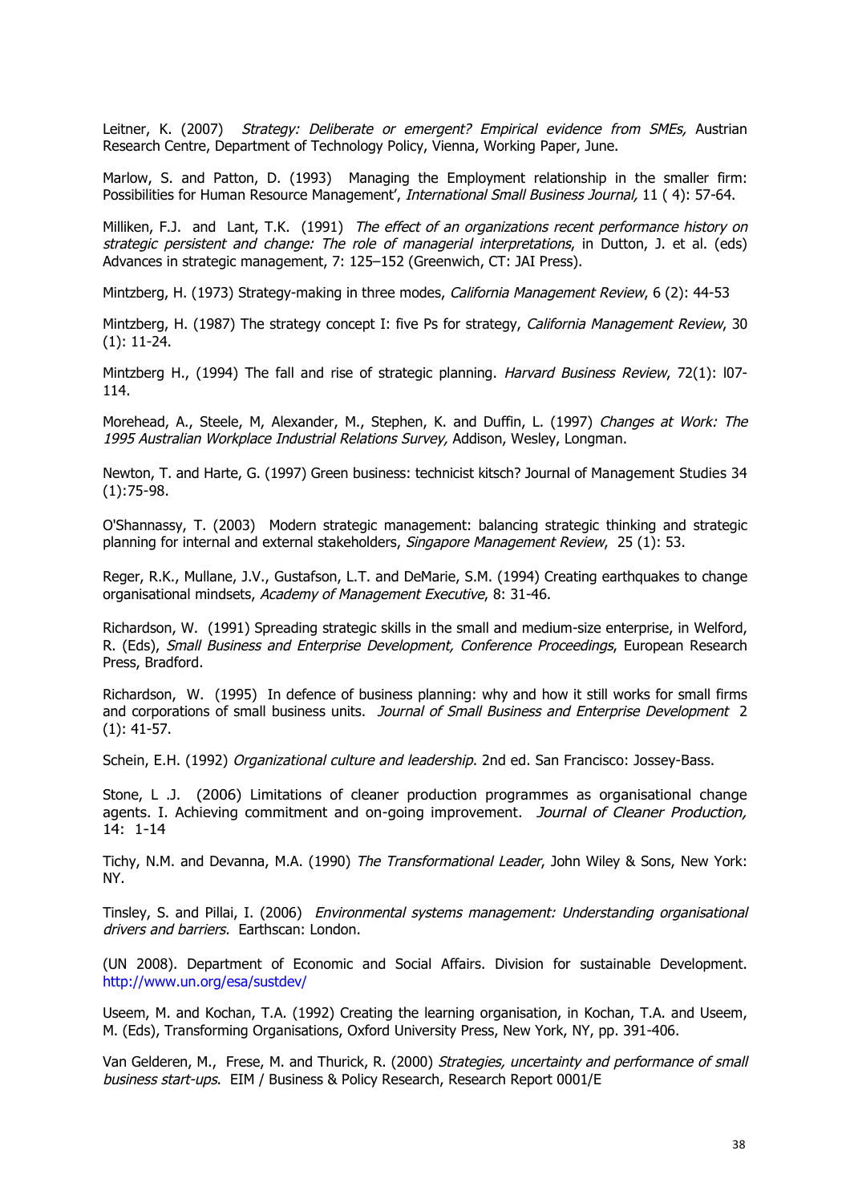Leitner, K. (2007) *Strategy: Deliberate or emergent? Empirical evidence from SMEs,* Austrian Research Centre, Department of Technology Policy, Vienna, Working Paper, June.

Marlow, S. and Patton, D. (1993) Managing the Employment relationship in the smaller firm: Possibilities for Human Resource Management', *International Small Business Journal,* 11 ( 4): 57-64.

Milliken, F.J. and Lant, T.K. (1991) *The effect of an organizations recent performance history on strategic persistent and change: The role of managerial interpretations*, in Dutton, J. et al. (eds) Advances in strategic management, 7: 125–152 (Greenwich, CT: JAI Press).

Mintzberg, H. (1973) Strategy-making in three modes, *California Management Review*, 6 (2): 44-53

Mintzberg, H. (1987) The strategy concept I: five Ps for strategy, *California Management Review*, 30 (1): 11-24.

Mintzberg H., (1994) The fall and rise of strategic planning. *Harvard Business Review*, 72(1): l07-114.

Morehead, A., Steele, M, Alexander, M., Stephen, K. and Duffin, L. (1997) *Changes at Work: The 1995 Australian Workplace Industrial Relations Survey,* Addison, Wesley, Longman.

Newton, T. and Harte, G. (1997) Green business: technicist kitsch? Journal of Management Studies 34 (1):75-98.

O'Shannassy, T. (2003) Modern strategic management: balancing strategic thinking and strategic planning for internal and external stakeholders, *Singapore Management Review*, 25 (1): 53.

Reger, R.K., Mullane, J.V., Gustafson, L.T. and DeMarie, S.M. (1994) Creating earthquakes to change organisational mindsets, *Academy of Management Executive*, 8: 31-46.

Richardson, W. (1991) Spreading strategic skills in the small and medium-size enterprise, in Welford, R. (Eds), *Small Business and Enterprise Development, Conference Proceedings*, European Research Press, Bradford.

Richardson, W. (1995) In defence of business planning: why and how it still works for small firms and corporations of small business units. *Journal of Small Business and Enterprise Development* 2 (1): 41-57.

Schein, E.H. (1992) *Organizational culture and leadership*. 2nd ed. San Francisco: Jossey-Bass.

Stone, L .J. (2006) Limitations of cleaner production programmes as organisational change agents. I. Achieving commitment and on-going improvement. *Journal of Cleaner Production,* 14: 1-14

Tichy, N.M. and Devanna, M.A. (1990) *The Transformational Leader*, John Wiley & Sons, New York: NY.

Tinsley, S. and Pillai, I. (2006) *Environmental systems management: Understanding organisational drivers and barriers.* Earthscan: London.

(UN 2008). Department of Economic and Social Affairs. Division for sustainable Development. http://www.un.org/esa/sustdev/

Useem, M. and Kochan, T.A. (1992) Creating the learning organisation, in Kochan, T.A. and Useem, M. (Eds), Transforming Organisations, Oxford University Press, New York, NY, pp. 391-406.

Van Gelderen, M., Frese, M. and Thurick, R. (2000) *Strategies, uncertainty and performance of small business start-ups*. EIM / Business & Policy Research, Research Report 0001/E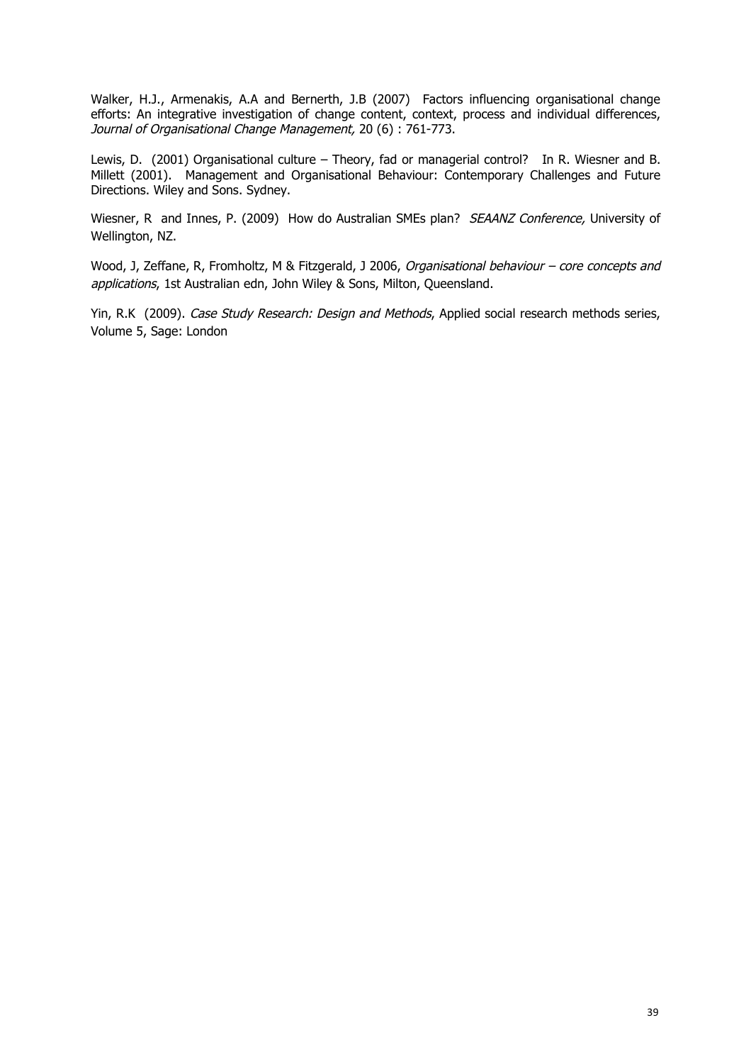Walker, H.J., Armenakis, A.A and Bernerth, J.B (2007) Factors influencing organisational change efforts: An integrative investigation of change content, context, process and individual differences, *Journal of Organisational Change Management,* 20 (6) : 761-773.

Lewis, D. (2001) Organisational culture – Theory, fad or managerial control? In R. Wiesner and B. Millett (2001). Management and Organisational Behaviour: Contemporary Challenges and Future Directions. Wiley and Sons. Sydney.

Wiesner, R and Innes, P. (2009) How do Australian SMEs plan? *SEAANZ Conference,* University of Wellington, NZ.

Wood, J, Zeffane, R, Fromholtz, M & Fitzgerald, J 2006, *Organisational behaviour – core concepts and applications*, 1st Australian edn, John Wiley & Sons, Milton, Queensland.

Yin, R.K (2009). *Case Study Research: Design and Methods*, Applied social research methods series, Volume 5, Sage: London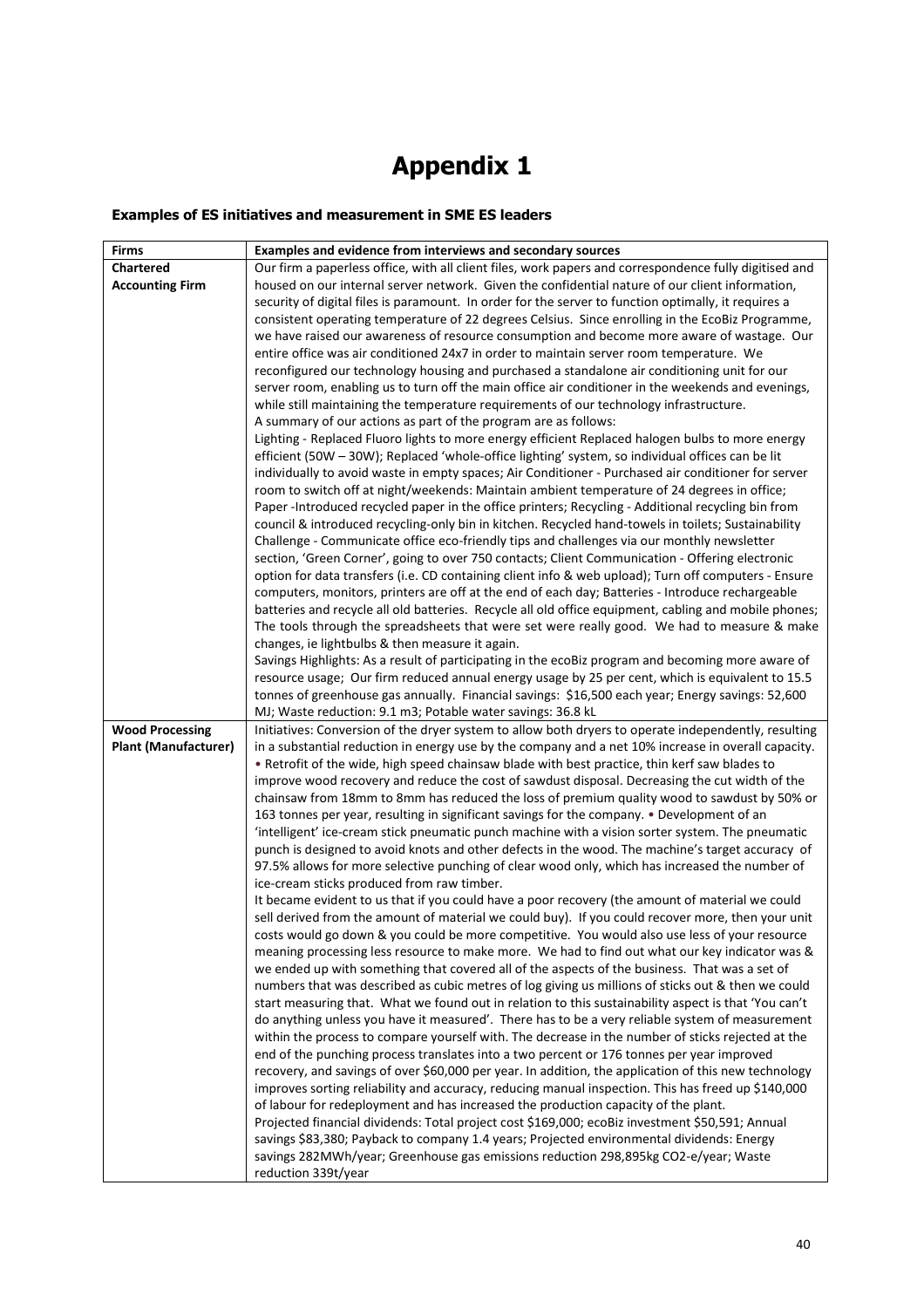# Appendix 1

### Examples of ES initiatives and measurement in SME ES leaders

| Firms | Examples and evidence from interviews and secondary sources |
|---|---|
| **Chartered Accounting Firm** | Our firm a paperless office, with all client files, work papers and correspondence fully digitised and housed on our internal server network. Given the confidential nature of our client information, security of digital files is paramount. In order for the server to function optimally, it requires a consistent operating temperature of 22 degrees Celsius. Since enrolling in the EcoBiz Programme, we have raised our awareness of resource consumption and become more aware of wastage. Our entire office was air conditioned 24x7 in order to maintain server room temperature. We reconfigured our technology housing and purchased a standalone air conditioning unit for our server room, enabling us to turn off the main office air conditioner in the weekends and evenings, while still maintaining the temperature requirements of our technology infrastructure.<br>A summary of our actions as part of the program are as follows:<br>Lighting - Replaced Fluoro lights to more energy efficient Replaced halogen bulbs to more energy efficient (50W – 30W); Replaced 'whole-office lighting' system, so individual offices can be lit individually to avoid waste in empty spaces; Air Conditioner - Purchased air conditioner for server room to switch off at night/weekends: Maintain ambient temperature of 24 degrees in office; Paper -Introduced recycled paper in the office printers; Recycling - Additional recycling bin from council & introduced recycling-only bin in kitchen. Recycled hand-towels in toilets; Sustainability Challenge - Communicate office eco-friendly tips and challenges via our monthly newsletter section, 'Green Corner', going to over 750 contacts; Client Communication - Offering electronic option for data transfers (i.e. CD containing client info & web upload); Turn off computers - Ensure computers, monitors, printers are off at the end of each day; Batteries - Introduce rechargeable batteries and recycle all old batteries. Recycle all old office equipment, cabling and mobile phones; The tools through the spreadsheets that were set were really good. We had to measure & make changes, ie lightbulbs & then measure it again.<br>Savings Highlights: As a result of participating in the ecoBiz program and becoming more aware of resource usage; Our firm reduced annual energy usage by 25 per cent, which is equivalent to 15.5 tonnes of greenhouse gas annually. Financial savings: $16,500 each year; Energy savings: 52,600 MJ; Waste reduction: 9.1 m3; Potable water savings: 36.8 kL |
| **Wood Processing Plant (Manufacturer)** | Initiatives: Conversion of the dryer system to allow both dryers to operate independently, resulting in a substantial reduction in energy use by the company and a net 10% increase in overall capacity. • Retrofit of the wide, high speed chainsaw blade with best practice, thin kerf saw blades to improve wood recovery and reduce the cost of sawdust disposal. Decreasing the cut width of the chainsaw from 18mm to 8mm has reduced the loss of premium quality wood to sawdust by 50% or 163 tonnes per year, resulting in significant savings for the company. • Development of an 'intelligent' ice-cream stick pneumatic punch machine with a vision sorter system. The pneumatic punch is designed to avoid knots and other defects in the wood. The machine's target accuracy of 97.5% allows for more selective punching of clear wood only, which has increased the number of ice-cream sticks produced from raw timber.<br>It became evident to us that if you could have a poor recovery (the amount of material we could sell derived from the amount of material we could buy). If you could recover more, then your unit costs would go down & you could be more competitive. You would also use less of your resource meaning processing less resource to make more. We had to find out what our key indicator was & we ended up with something that covered all of the aspects of the business. That was a set of numbers that was described as cubic metres of log giving us millions of sticks out & then we could start measuring that. What we found out in relation to this sustainability aspect is that 'You can't do anything unless you have it measured'. There has to be a very reliable system of measurement within the process to compare yourself with. The decrease in the number of sticks rejected at the end of the punching process translates into a two percent or 176 tonnes per year improved recovery, and savings of over $60,000 per year. In addition, the application of this new technology improves sorting reliability and accuracy, reducing manual inspection. This has freed up $140,000 of labour for redeployment and has increased the production capacity of the plant.<br>Projected financial dividends: Total project cost $169,000; ecoBiz investment $50,591; Annual savings $83,380; Payback to company 1.4 years; Projected environmental dividends: Energy savings 282MWh/year; Greenhouse gas emissions reduction 298,895kg CO2-e/year; Waste reduction 339t/year |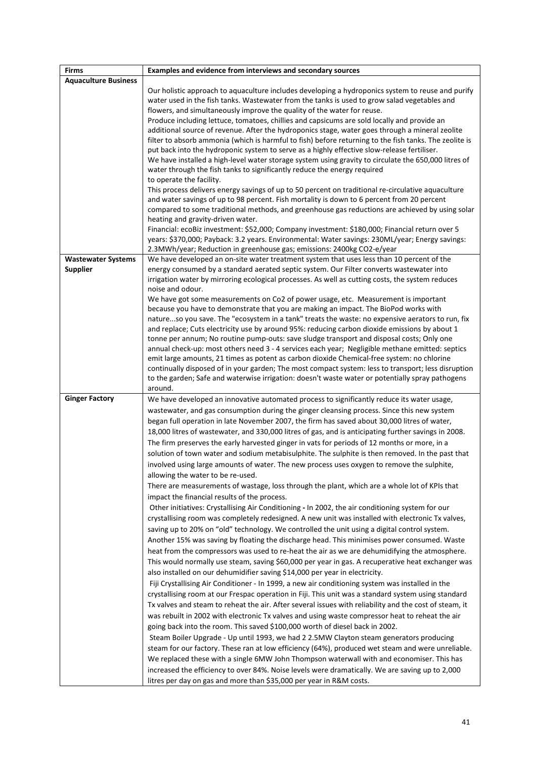| Firms | Examples and evidence from interviews and secondary sources |
|---|---|
| **Aquaculture Business** | Our holistic approach to aquaculture includes developing a hydroponics system to reuse and purify water used in the fish tanks. Wastewater from the tanks is used to grow salad vegetables and flowers, and simultaneously improve the quality of the water for reuse. Produce including lettuce, tomatoes, chillies and capsicums are sold locally and provide an additional source of revenue. After the hydroponics stage, water goes through a mineral zeolite filter to absorb ammonia (which is harmful to fish) before returning to the fish tanks. The zeolite is put back into the hydroponic system to serve as a highly effective slow-release fertiliser. We have installed a high-level water storage system using gravity to circulate the 650,000 litres of water through the fish tanks to significantly reduce the energy required to operate the facility. This process delivers energy savings of up to 50 percent on traditional re-circulative aquaculture and water savings of up to 98 percent. Fish mortality is down to 6 percent from 20 percent compared to some traditional methods, and greenhouse gas reductions are achieved by using solar heating and gravity-driven water. Financial: ecoBiz investment: $52,000; Company investment: $180,000; Financial return over 5 years: $370,000; Payback: 3.2 years. Environmental: Water savings: 230ML/year; Energy savings: 2.3MWh/year; Reduction in greenhouse gas; emissions: 2400kg CO2-e/year |
| **Wastewater Systems Supplier** | We have developed an on-site water treatment system that uses less than 10 percent of the energy consumed by a standard aerated septic system. Our Filter converts wastewater into irrigation water by mirroring ecological processes. As well as cutting costs, the system reduces noise and odour. We have got some measurements on Co2 of power usage, etc. Measurement is important because you have to demonstrate that you are making an impact. The BioPod works with nature...so you save. The "ecosystem in a tank" treats the waste: no expensive aerators to run, fix and replace; Cuts electricity use by around 95%: reducing carbon dioxide emissions by about 1 tonne per annum; No routine pump-outs: save sludge transport and disposal costs; Only one annual check-up: most others need 3 - 4 services each year; Negligible methane emitted: septics emit large amounts, 21 times as potent as carbon dioxide Chemical-free system: no chlorine continually disposed of in your garden; The most compact system: less to transport; less disruption to the garden; Safe and waterwise irrigation: doesn't waste water or potentially spray pathogens around. |
| **Ginger Factory** | We have developed an innovative automated process to significantly reduce its water usage, wastewater, and gas consumption during the ginger cleansing process. Since this new system began full operation in late November 2007, the firm has saved about 30,000 litres of water, 18,000 litres of wastewater, and 330,000 litres of gas, and is anticipating further savings in 2008. The firm preserves the early harvested ginger in vats for periods of 12 months or more, in a solution of town water and sodium metabisulphite. The sulphite is then removed. In the past that involved using large amounts of water. The new process uses oxygen to remove the sulphite, allowing the water to be re-used. There are measurements of wastage, loss through the plant, which are a whole lot of KPIs that impact the financial results of the process. Other initiatives: Crystallising Air Conditioning - In 2002, the air conditioning system for our crystallising room was completely redesigned. A new unit was installed with electronic Tx valves, saving up to 20% on "old" technology. We controlled the unit using a digital control system. Another 15% was saving by floating the discharge head. This minimises power consumed. Waste heat from the compressors was used to re-heat the air as we are dehumidifying the atmosphere. This would normally use steam, saving $60,000 per year in gas. A recuperative heat exchanger was also installed on our dehumidifier saving $14,000 per year in electricity. Fiji Crystallising Air Conditioner - In 1999, a new air conditioning system was installed in the crystallising room at our Frespac operation in Fiji. This unit was a standard system using standard Tx valves and steam to reheat the air. After several issues with reliability and the cost of steam, it was rebuilt in 2002 with electronic Tx valves and using waste compressor heat to reheat the air going back into the room. This saved $100,000 worth of diesel back in 2002. Steam Boiler Upgrade - Up until 1993, we had 2 2.5MW Clayton steam generators producing steam for our factory. These ran at low efficiency (64%), produced wet steam and were unreliable. We replaced these with a single 6MW John Thompson waterwall with and economiser. This has increased the efficiency to over 84%. Noise levels were dramatically. We are saving up to 2,000 litres per day on gas and more than $35,000 per year in R&M costs. |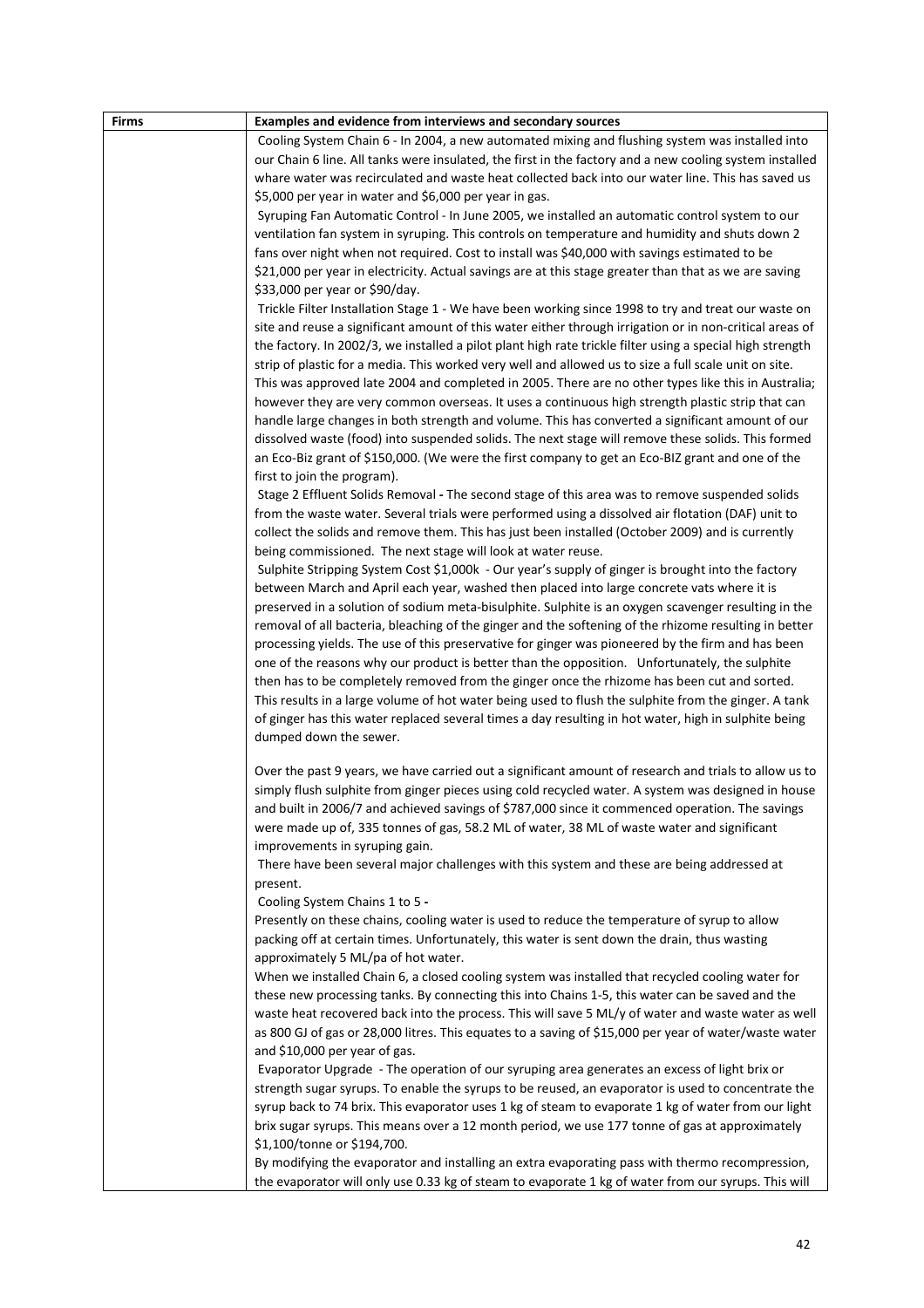| Firms | Examples and evidence from interviews and secondary sources |
|---|---|
| | Cooling System Chain 6 - In 2004, a new automated mixing and flushing system was installed into our Chain 6 line. All tanks were insulated, the first in the factory and a new cooling system installed whare water was recirculated and waste heat collected back into our water line. This has saved us \$5,000 per year in water and \$6,000 per year in gas.<br>Syruping Fan Automatic Control - In June 2005, we installed an automatic control system to our ventilation fan system in syruping. This controls on temperature and humidity and shuts down 2 fans over night when not required. Cost to install was \$40,000 with savings estimated to be \$21,000 per year in electricity. Actual savings are at this stage greater than that as we are saving \$33,000 per year or \$90/day.<br>Trickle Filter Installation Stage 1 - We have been working since 1998 to try and treat our waste on site and reuse a significant amount of this water either through irrigation or in non-critical areas of the factory. In 2002/3, we installed a pilot plant high rate trickle filter using a special high strength strip of plastic for a media. This worked very well and allowed us to size a full scale unit on site. This was approved late 2004 and completed in 2005. There are no other types like this in Australia; however they are very common overseas. It uses a continuous high strength plastic strip that can handle large changes in both strength and volume. This has converted a significant amount of our dissolved waste (food) into suspended solids. The next stage will remove these solids. This formed an Eco-Biz grant of \$150,000. (We were the first company to get an Eco-BIZ grant and one of the first to join the program).<br>Stage 2 Effluent Solids Removal **-** The second stage of this area was to remove suspended solids from the waste water. Several trials were performed using a dissolved air flotation (DAF) unit to collect the solids and remove them. This has just been installed (October 2009) and is currently being commissioned. The next stage will look at water reuse.<br>Sulphite Stripping System Cost \$1,000k - Our year's supply of ginger is brought into the factory between March and April each year, washed then placed into large concrete vats where it is preserved in a solution of sodium meta-bisulphite. Sulphite is an oxygen scavenger resulting in the removal of all bacteria, bleaching of the ginger and the softening of the rhizome resulting in better processing yields. The use of this preservative for ginger was pioneered by the firm and has been one of the reasons why our product is better than the opposition. Unfortunately, the sulphite then has to be completely removed from the ginger once the rhizome has been cut and sorted. This results in a large volume of hot water being used to flush the sulphite from the ginger. A tank of ginger has this water replaced several times a day resulting in hot water, high in sulphite being dumped down the sewer.<br><br>Over the past 9 years, we have carried out a significant amount of research and trials to allow us to simply flush sulphite from ginger pieces using cold recycled water. A system was designed in house and built in 2006/7 and achieved savings of \$787,000 since it commenced operation. The savings were made up of, 335 tonnes of gas, 58.2 ML of water, 38 ML of waste water and significant improvements in syruping gain.<br>There have been several major challenges with this system and these are being addressed at present.<br>Cooling System Chains 1 to 5 **-**<br>Presently on these chains, cooling water is used to reduce the temperature of syrup to allow packing off at certain times. Unfortunately, this water is sent down the drain, thus wasting approximately 5 ML/pa of hot water.<br>When we installed Chain 6, a closed cooling system was installed that recycled cooling water for these new processing tanks. By connecting this into Chains 1-5, this water can be saved and the waste heat recovered back into the process. This will save 5 ML/y of water and waste water as well as 800 GJ of gas or 28,000 litres. This equates to a saving of \$15,000 per year of water/waste water and \$10,000 per year of gas.<br>Evaporator Upgrade - The operation of our syruping area generates an excess of light brix or strength sugar syrups. To enable the syrups to be reused, an evaporator is used to concentrate the syrup back to 74 brix. This evaporator uses 1 kg of steam to evaporate 1 kg of water from our light brix sugar syrups. This means over a 12 month period, we use 177 tonne of gas at approximately \$1,100/tonne or \$194,700.<br>By modifying the evaporator and installing an extra evaporating pass with thermo recompression, the evaporator will only use 0.33 kg of steam to evaporate 1 kg of water from our syrups. This will |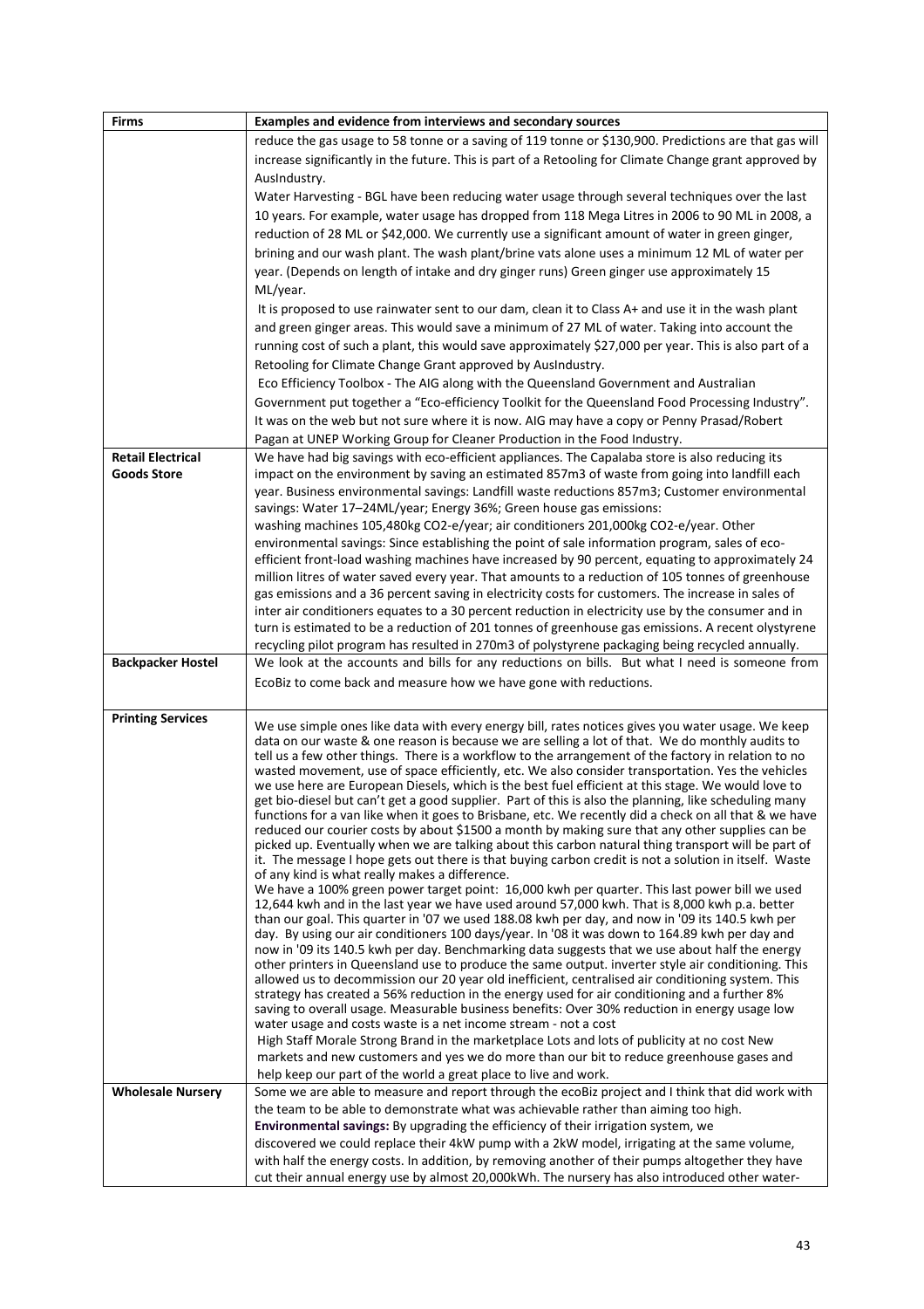| Firms | Examples and evidence from interviews and secondary sources |
|---|---|
| | reduce the gas usage to 58 tonne or a saving of 119 tonne or $130,900. Predictions are that gas will increase significantly in the future. This is part of a Retooling for Climate Change grant approved by AusIndustry.<br>Water Harvesting - BGL have been reducing water usage through several techniques over the last 10 years. For example, water usage has dropped from 118 Mega Litres in 2006 to 90 ML in 2008, a reduction of 28 ML or $42,000. We currently use a significant amount of water in green ginger, brining and our wash plant. The wash plant/brine vats alone uses a minimum 12 ML of water per year. (Depends on length of intake and dry ginger runs) Green ginger use approximately 15 ML/year.<br>It is proposed to use rainwater sent to our dam, clean it to Class A+ and use it in the wash plant and green ginger areas. This would save a minimum of 27 ML of water. Taking into account the running cost of such a plant, this would save approximately $27,000 per year. This is also part of a Retooling for Climate Change Grant approved by AusIndustry.<br>Eco Efficiency Toolbox - The AIG along with the Queensland Government and Australian Government put together a "Eco-efficiency Toolkit for the Queensland Food Processing Industry". It was on the web but not sure where it is now. AIG may have a copy or Penny Prasad/Robert Pagan at UNEP Working Group for Cleaner Production in the Food Industry. |
| **Retail Electrical Goods Store** | We have had big savings with eco-efficient appliances. The Capalaba store is also reducing its impact on the environment by saving an estimated 857m3 of waste from going into landfill each year. Business environmental savings: Landfill waste reductions 857m3; Customer environmental savings: Water 17–24ML/year; Energy 36%; Green house gas emissions: washing machines 105,480kg CO2-e/year; air conditioners 201,000kg CO2-e/year. Other environmental savings: Since establishing the point of sale information program, sales of eco-efficient front-load washing machines have increased by 90 percent, equating to approximately 24 million litres of water saved every year. That amounts to a reduction of 105 tonnes of greenhouse gas emissions and a 36 percent saving in electricity costs for customers. The increase in sales of inter air conditioners equates to a 30 percent reduction in electricity use by the consumer and in turn is estimated to be a reduction of 201 tonnes of greenhouse gas emissions. A recent olystyrene recycling pilot program has resulted in 270m3 of polystyrene packaging being recycled annually. |
| **Backpacker Hostel** | We look at the accounts and bills for any reductions on bills. But what I need is someone from EcoBiz to come back and measure how we have gone with reductions. |
| **Printing Services** | We use simple ones like data with every energy bill, rates notices gives you water usage. We keep data on our waste & one reason is because we are selling a lot of that. We do monthly audits to tell us a few other things. There is a workflow to the arrangement of the factory in relation to no wasted movement, use of space efficiently, etc. We also consider transportation. Yes the vehicles we use here are European Diesels, which is the best fuel efficient at this stage. We would love to get bio-diesel but can't get a good supplier. Part of this is also the planning, like scheduling many functions for a van like when it goes to Brisbane, etc. We recently did a check on all that & we have reduced our courier costs by about $1500 a month by making sure that any other supplies can be picked up. Eventually when we are talking about this carbon natural thing transport will be part of it. The message I hope gets out there is that buying carbon credit is not a solution in itself. Waste of any kind is what really makes a difference.<br>We have a 100% green power target point: 16,000 kwh per quarter. This last power bill we used 12,644 kwh and in the last year we have used around 57,000 kwh. That is 8,000 kwh p.a. better than our goal. This quarter in '07 we used 188.08 kwh per day, and now in '09 its 140.5 kwh per day. By using our air conditioners 100 days/year. In '08 it was down to 164.89 kwh per day and now in '09 its 140.5 kwh per day. Benchmarking data suggests that we use about half the energy other printers in Queensland use to produce the same output. inverter style air conditioning. This allowed us to decommission our 20 year old inefficient, centralised air conditioning system. This strategy has created a 56% reduction in the energy used for air conditioning and a further 8% saving to overall usage. Measurable business benefits: Over 30% reduction in energy usage low water usage and costs waste is a net income stream - not a cost<br>High Staff Morale Strong Brand in the marketplace Lots and lots of publicity at no cost New markets and new customers and yes we do more than our bit to reduce greenhouse gases and help keep our part of the world a great place to live and work. |
| **Wholesale Nursery** | Some we are able to measure and report through the ecoBiz project and I think that did work with the team to be able to demonstrate what was achievable rather than aiming too high.<br>**Environmental savings:** By upgrading the efficiency of their irrigation system, we discovered we could replace their 4kW pump with a 2kW model, irrigating at the same volume, with half the energy costs. In addition, by removing another of their pumps altogether they have cut their annual energy use by almost 20,000kWh. The nursery has also introduced other water- |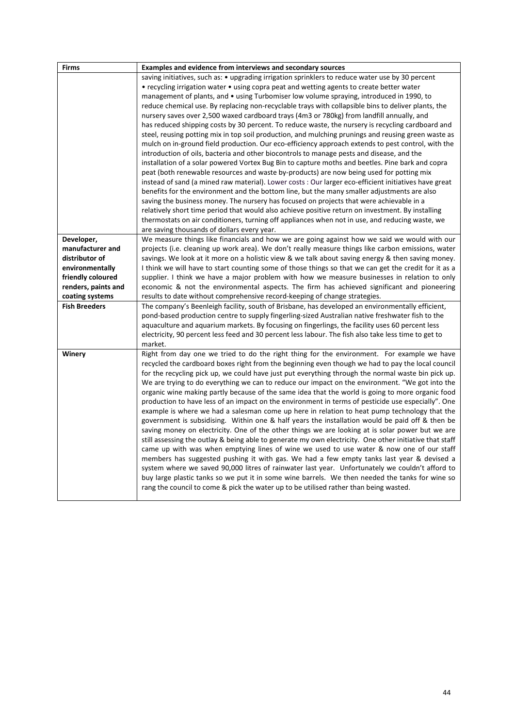| Firms | Examples and evidence from interviews and secondary sources |
|---|---|
| | saving initiatives, such as: • upgrading irrigation sprinklers to reduce water use by 30 percent • recycling irrigation water • using copra peat and wetting agents to create better water management of plants, and • using Turbomiser low volume spraying, introduced in 1990, to reduce chemical use. By replacing non-recyclable trays with collapsible bins to deliver plants, the nursery saves over 2,500 waxed cardboard trays (4m3 or 780kg) from landfill annually, and has reduced shipping costs by 30 percent. To reduce waste, the nursery is recycling cardboard and steel, reusing potting mix in top soil production, and mulching prunings and reusing green waste as mulch on in-ground field production. Our eco-efficiency approach extends to pest control, with the introduction of oils, bacteria and other biocontrols to manage pests and disease, and the installation of a solar powered Vortex Bug Bin to capture moths and beetles. Pine bark and copra peat (both renewable resources and waste by-products) are now being used for potting mix instead of sand (a mined raw material). Lower costs : Our larger eco-efficient initiatives have great benefits for the environment and the bottom line, but the many smaller adjustments are also saving the business money. The nursery has focused on projects that were achievable in a relatively short time period that would also achieve positive return on investment. By installing thermostats on air conditioners, turning off appliances when not in use, and reducing waste, we are saving thousands of dollars every year. |
| **Developer, manufacturer and distributor of environmentally friendly coloured renders, paints and coating systems** | We measure things like financials and how we are going against how we said we would with our projects (i.e. cleaning up work area). We don't really measure things like carbon emissions, water savings. We look at it more on a holistic view & we talk about saving energy & then saving money. I think we will have to start counting some of those things so that we can get the credit for it as a supplier. I think we have a major problem with how we measure businesses in relation to only economic & not the environmental aspects. The firm has achieved significant and pioneering results to date without comprehensive record-keeping of change strategies. |
| **Fish Breeders** | The company's Beenleigh facility, south of Brisbane, has developed an environmentally efficient, pond-based production centre to supply fingerling-sized Australian native freshwater fish to the aquaculture and aquarium markets. By focusing on fingerlings, the facility uses 60 percent less electricity, 90 percent less feed and 30 percent less labour. The fish also take less time to get to market. |
| **Winery** | Right from day one we tried to do the right thing for the environment. For example we have recycled the cardboard boxes right from the beginning even though we had to pay the local council for the recycling pick up, we could have just put everything through the normal waste bin pick up. We are trying to do everything we can to reduce our impact on the environment. "We got into the organic wine making partly because of the same idea that the world is going to more organic food production to have less of an impact on the environment in terms of pesticide use especially". One example is where we had a salesman come up here in relation to heat pump technology that the government is subsidising. Within one & half years the installation would be paid off & then be saving money on electricity. One of the other things we are looking at is solar power but we are still assessing the outlay & being able to generate my own electricity. One other initiative that staff came up with was when emptying lines of wine we used to use water & now one of our staff members has suggested pushing it with gas. We had a few empty tanks last year & devised a system where we saved 90,000 litres of rainwater last year. Unfortunately we couldn't afford to buy large plastic tanks so we put it in some wine barrels. We then needed the tanks for wine so rang the council to come & pick the water up to be utilised rather than being wasted. |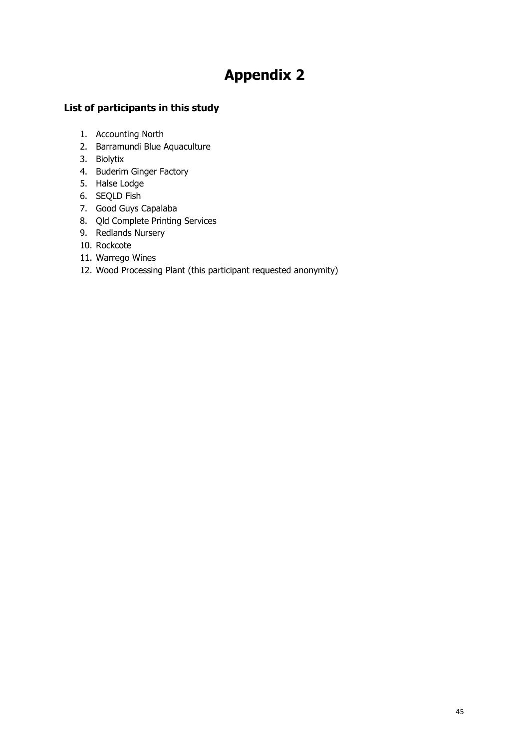# Appendix 2

### List of participants in this study

1. Accounting North
2. Barramundi Blue Aquaculture
3. Biolytix
4. Buderim Ginger Factory
5. Halse Lodge
6. SEQLD Fish
7. Good Guys Capalaba
8. Qld Complete Printing Services
9. Redlands Nursery
10. Rockcote
11. Warrego Wines
12. Wood Processing Plant (this participant requested anonymity)